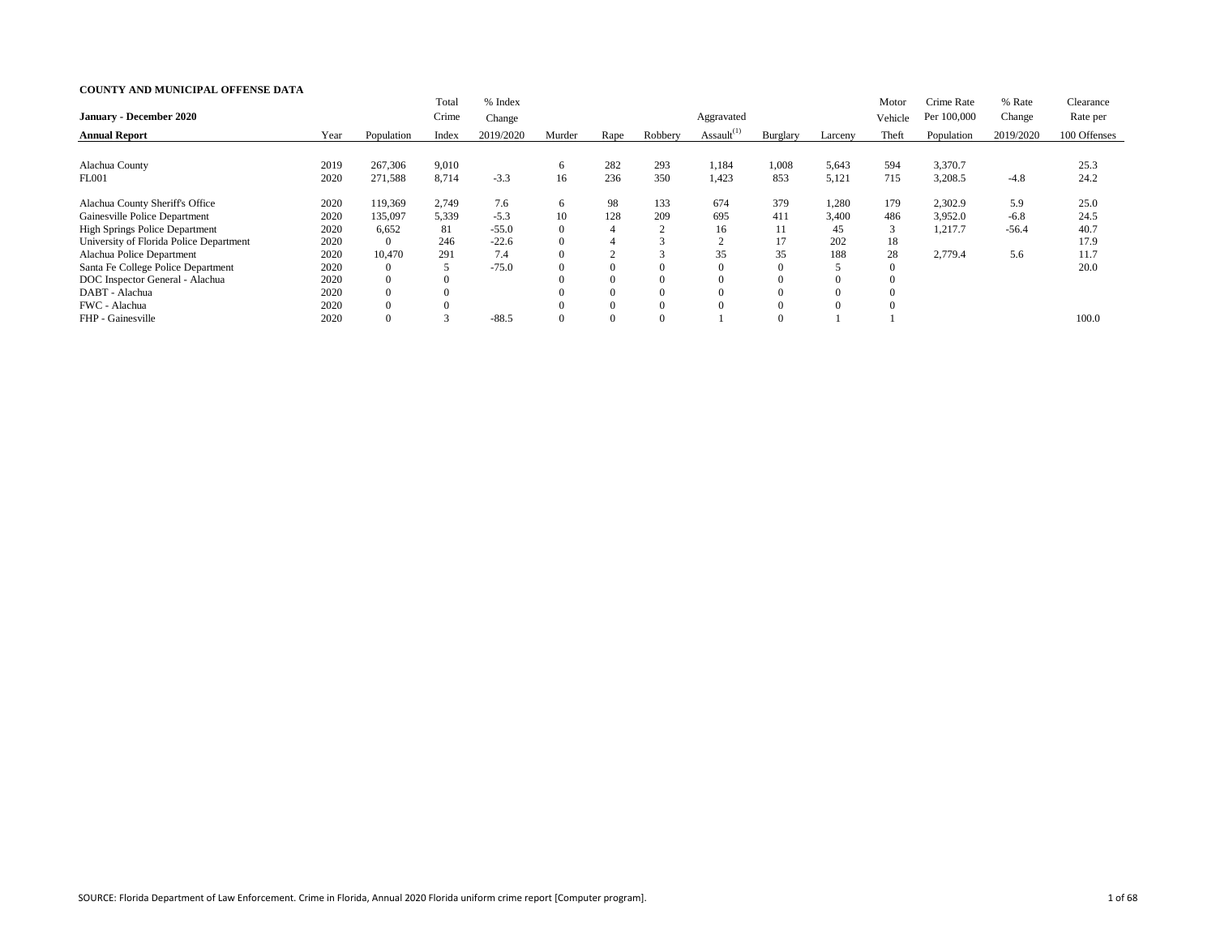**COUNTY AND MUNICIPAL OFFENSE DATA**

**January - December 2020**

| **Annual Report** | Year | Population | Total Crime Index | % Index Change 2019/2020 | Murder | Rape | Robbery | Aggravated Assault[1] | Burglary | Larceny | Motor Vehicle Theft | Crime Rate Per 100,000 Population | % Rate Change 2019/2020 | Clearance Rate per 100 Offenses |
|---|---|---|---|---|---|---|---|---|---|---|---|---|---|---|
| Alachua County | 2019 | 267,306 | 9,010 | | 6 | 282 | 293 | 1,184 | 1,008 | 5,643 | 594 | 3,370.7 | | 25.3 |
| FL001 | 2020 | 271,588 | 8,714 | -3.3 | 16 | 236 | 350 | 1,423 | 853 | 5,121 | 715 | 3,208.5 | -4.8 | 24.2 |
| Alachua County Sheriff's Office | 2020 | 119,369 | 2,749 | 7.6 | 6 | 98 | 133 | 674 | 379 | 1,280 | 179 | 2,302.9 | 5.9 | 25.0 |
| Gainesville Police Department | 2020 | 135,097 | 5,339 | -5.3 | 10 | 128 | 209 | 695 | 411 | 3,400 | 486 | 3,952.0 | -6.8 | 24.5 |
| High Springs Police Department | 2020 | 6,652 | 81 | -55.0 | 0 | 4 | 2 | 16 | 11 | 45 | 3 | 1,217.7 | -56.4 | 40.7 |
| University of Florida Police Department | 2020 | 0 | 246 | -22.6 | 0 | 4 | 3 | 2 | 17 | 202 | 18 | | | 17.9 |
| Alachua Police Department | 2020 | 10,470 | 291 | 7.4 | 0 | 2 | 3 | 35 | 35 | 188 | 28 | 2,779.4 | 5.6 | 11.7 |
| Santa Fe College Police Department | 2020 | 0 | 5 | -75.0 | 0 | 0 | 0 | 0 | 0 | 5 | 0 | | | 20.0 |
| DOC Inspector General - Alachua | 2020 | 0 | 0 | | 0 | 0 | 0 | 0 | 0 | 0 | 0 | | | |
| DABT - Alachua | 2020 | 0 | 0 | | 0 | 0 | 0 | 0 | 0 | 0 | 0 | | | |
| FWC - Alachua | 2020 | 0 | 0 | | 0 | 0 | 0 | 0 | 0 | 0 | 0 | | | |
| FHP - Gainesville | 2020 | 0 | 3 | -88.5 | 0 | 0 | 0 | 1 | 0 | 1 | 1 | | | 100.0 |

SOURCE: Florida Department of Law Enforcement. Crime in Florida, Annual 2020 Florida uniform crime report [Computer program].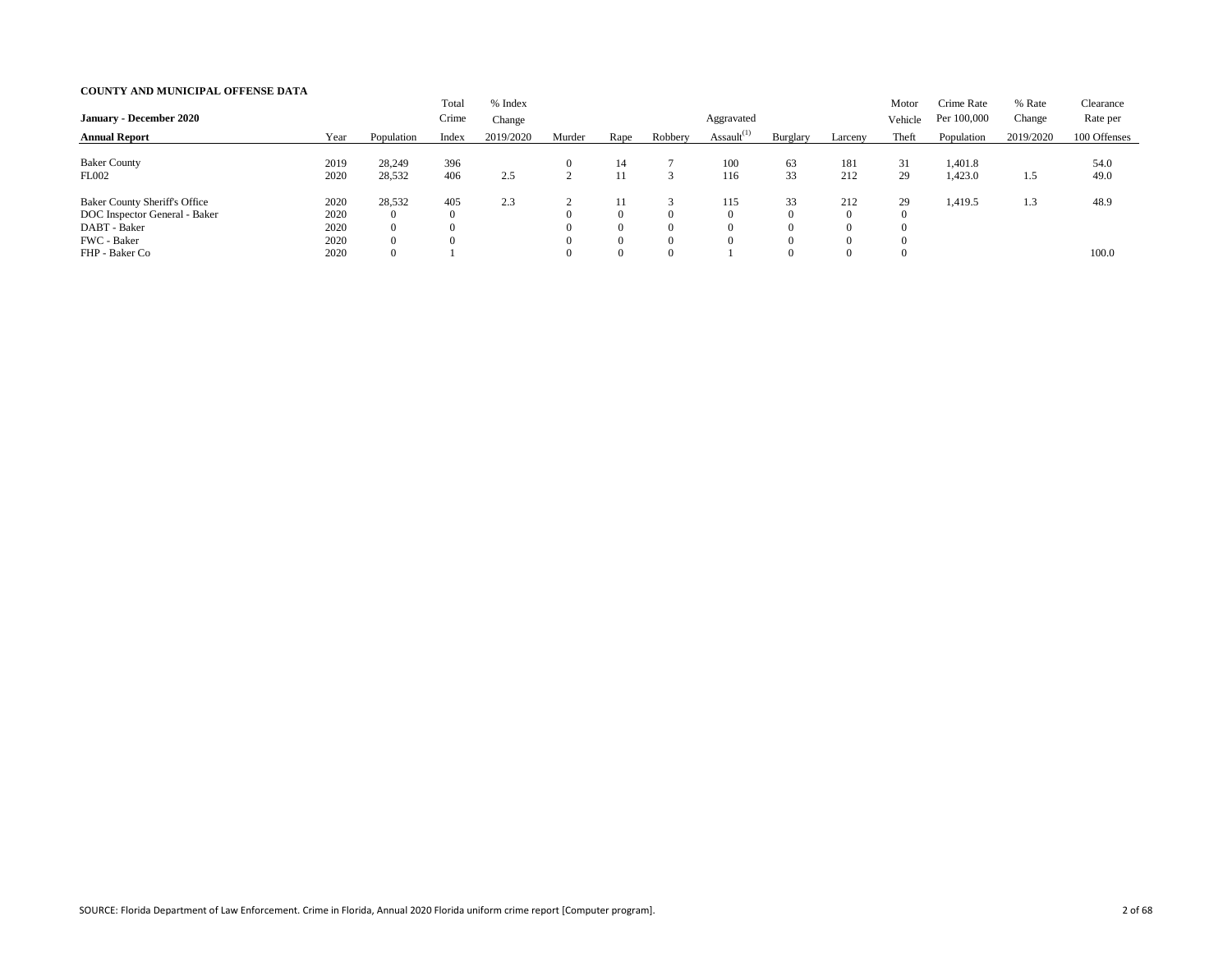**COUNTY AND MUNICIPAL OFFENSE DATA**

| January - December 2020<br>Annual Report | Year | Population | Total Crime Index | % Index Change 2019/2020 | Murder | Rape | Robbery | Aggravated Assault[(1)] | Burglary | Larceny | Motor Vehicle Theft | Crime Rate Per 100,000 Population | % Rate Change 2019/2020 | Clearance Rate per 100 Offenses |
|---|---|---|---|---|---|---|---|---|---|---|---|---|---|---|
| Baker County | 2019 | 28,249 | 396 | | 0 | 14 | 7 | 100 | 63 | 181 | 31 | 1,401.8 | | 54.0 |
| FL002 | 2020 | 28,532 | 406 | 2.5 | 2 | 11 | 3 | 116 | 33 | 212 | 29 | 1,423.0 | 1.5 | 49.0 |
| Baker County Sheriff's Office | 2020 | 28,532 | 405 | 2.3 | 2 | 11 | 3 | 115 | 33 | 212 | 29 | 1,419.5 | 1.3 | 48.9 |
| DOC Inspector General - Baker | 2020 | 0 | 0 | | 0 | 0 | 0 | 0 | 0 | 0 | 0 | | | |
| DABT - Baker | 2020 | 0 | 0 | | 0 | 0 | 0 | 0 | 0 | 0 | 0 | | | |
| FWC - Baker | 2020 | 0 | 0 | | 0 | 0 | 0 | 0 | 0 | 0 | 0 | | | |
| FHP - Baker Co | 2020 | 0 | 1 | | 0 | 0 | 0 | 1 | 0 | 0 | 0 | | | 100.0 |

SOURCE: Florida Department of Law Enforcement. Crime in Florida, Annual 2020 Florida uniform crime report [Computer program].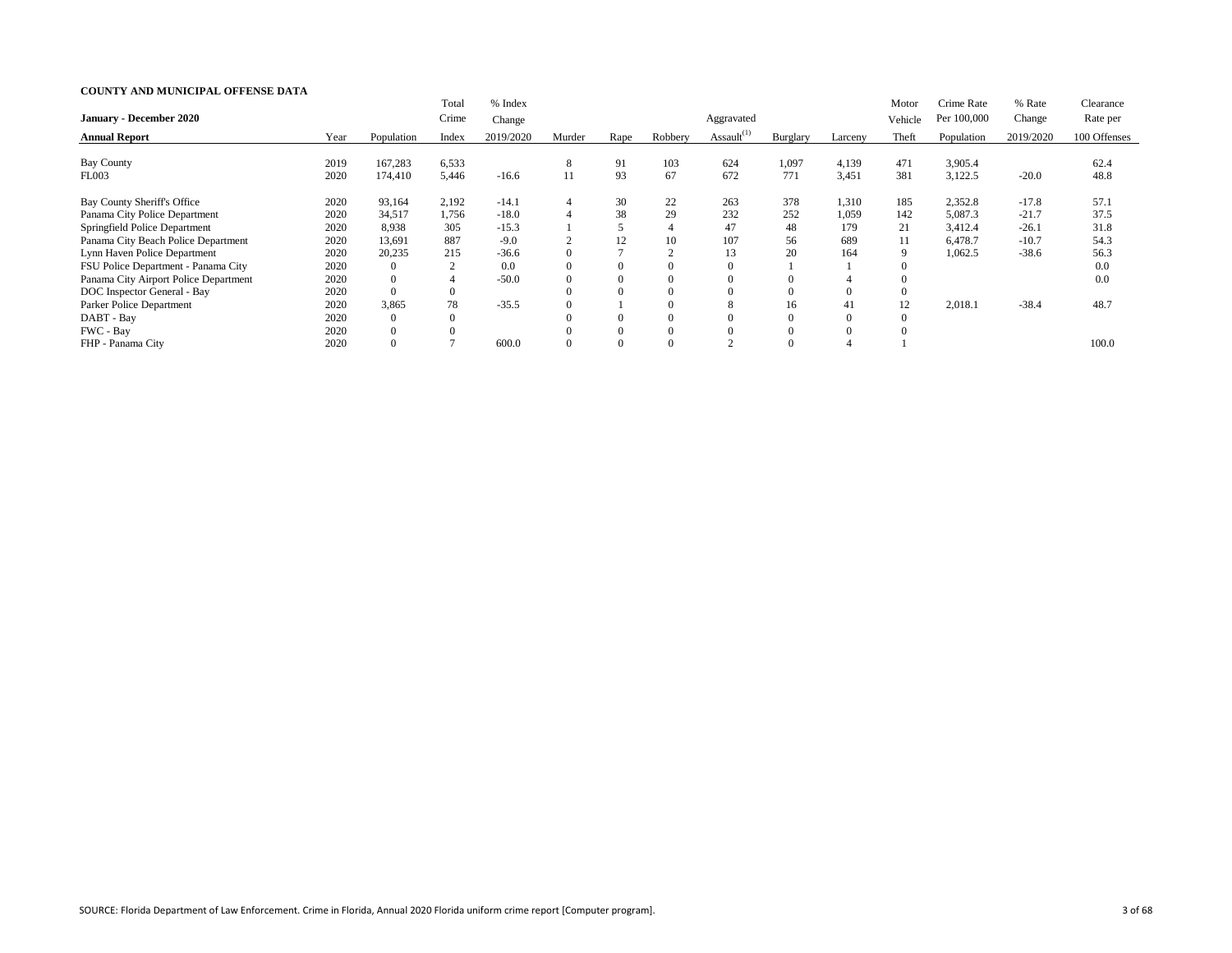**COUNTY AND MUNICIPAL OFFENSE DATA**

| January - December 2020 Annual Report | Year | Population | Total Crime Index | % Index Change 2019/2020 | Murder | Rape | Robbery | Aggravated Assault[1] | Burglary | Larceny | Motor Vehicle Theft | Crime Rate Per 100,000 Population | % Rate Change 2019/2020 | Clearance Rate per 100 Offenses |
|---|---|---|---|---|---|---|---|---|---|---|---|---|---|---|
| Bay County | 2019 | 167,283 | 6,533 | | 8 | 91 | 103 | 624 | 1,097 | 4,139 | 471 | 3,905.4 | | 62.4 |
| FL003 | 2020 | 174,410 | 5,446 | -16.6 | 11 | 93 | 67 | 672 | 771 | 3,451 | 381 | 3,122.5 | -20.0 | 48.8 |
| Bay County Sheriff's Office | 2020 | 93,164 | 2,192 | -14.1 | 4 | 30 | 22 | 263 | 378 | 1,310 | 185 | 2,352.8 | -17.8 | 57.1 |
| Panama City Police Department | 2020 | 34,517 | 1,756 | -18.0 | 4 | 38 | 29 | 232 | 252 | 1,059 | 142 | 5,087.3 | -21.7 | 37.5 |
| Springfield Police Department | 2020 | 8,938 | 305 | -15.3 | 1 | 5 | 4 | 47 | 48 | 179 | 21 | 3,412.4 | -26.1 | 31.8 |
| Panama City Beach Police Department | 2020 | 13,691 | 887 | -9.0 | 2 | 12 | 10 | 107 | 56 | 689 | 11 | 6,478.7 | -10.7 | 54.3 |
| Lynn Haven Police Department | 2020 | 20,235 | 215 | -36.6 | 0 | 7 | 2 | 13 | 20 | 164 | 9 | 1,062.5 | -38.6 | 56.3 |
| FSU Police Department - Panama City | 2020 | 0 | 2 | 0.0 | 0 | 0 | 0 | 0 | 1 | 1 | 0 | | | 0.0 |
| Panama City Airport Police Department | 2020 | 0 | 4 | -50.0 | 0 | 0 | 0 | 0 | 0 | 4 | 0 | | | 0.0 |
| DOC Inspector General - Bay | 2020 | 0 | 0 | | 0 | 0 | 0 | 0 | 0 | 0 | 0 | | | |
| Parker Police Department | 2020 | 3,865 | 78 | -35.5 | 0 | 1 | 0 | 8 | 16 | 41 | 12 | 2,018.1 | -38.4 | 48.7 |
| DABT - Bay | 2020 | 0 | 0 | | 0 | 0 | 0 | 0 | 0 | 0 | 0 | | | |
| FWC - Bay | 2020 | 0 | 0 | | 0 | 0 | 0 | 0 | 0 | 0 | 0 | | | |
| FHP - Panama City | 2020 | 0 | 7 | 600.0 | 0 | 0 | 0 | 2 | 0 | 4 | 1 | | | 100.0 |

SOURCE: Florida Department of Law Enforcement. Crime in Florida, Annual 2020 Florida uniform crime report [Computer program].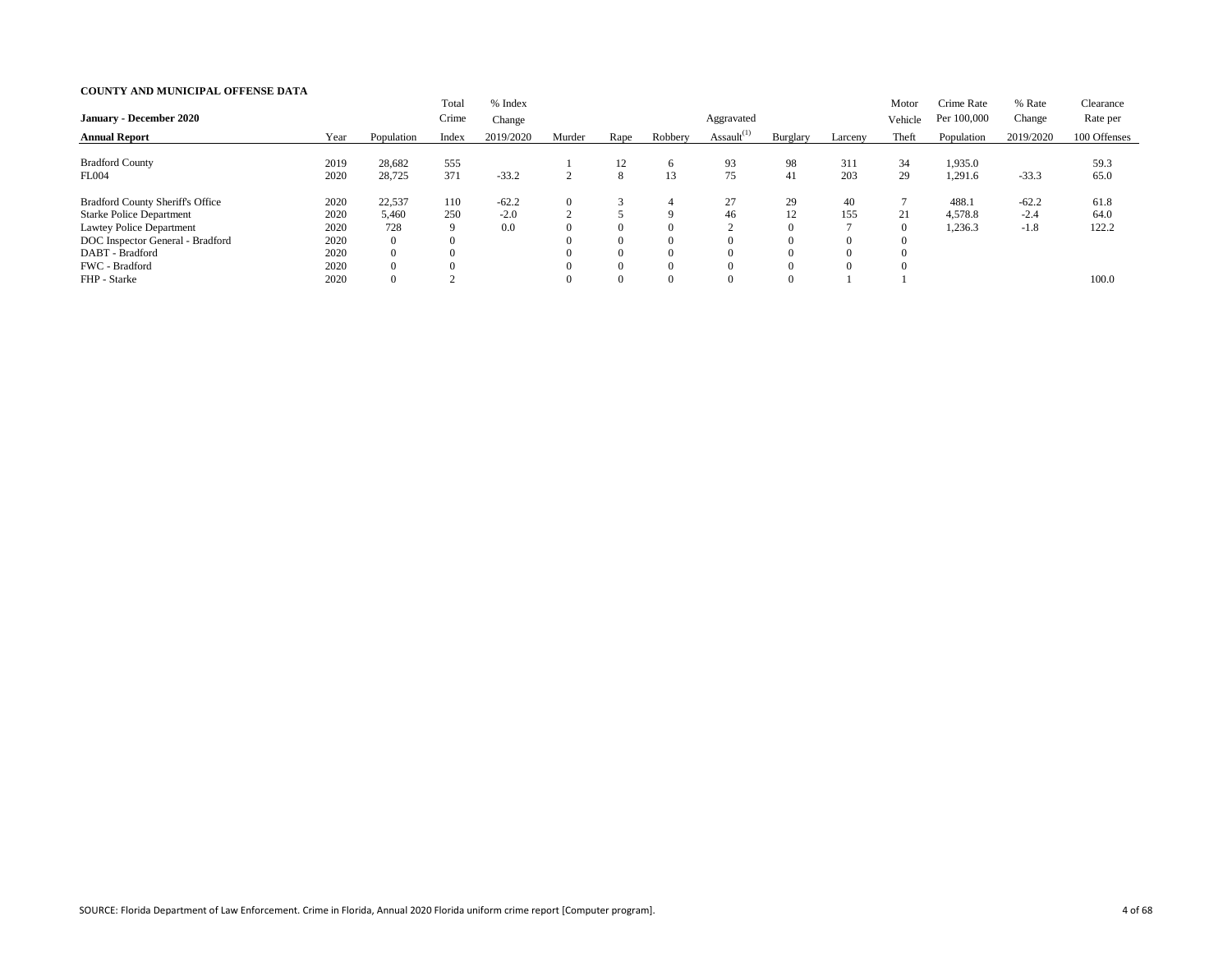**COUNTY AND MUNICIPAL OFFENSE DATA**

| January - December 2020 Annual Report | Year | Population | Total Crime Index | % Index Change 2019/2020 | Murder | Rape | Robbery | Aggravated Assault[1] | Burglary | Larceny | Motor Vehicle Theft | Crime Rate Per 100,000 Population | % Rate Change 2019/2020 | Clearance Rate per 100 Offenses |
|---|---|---|---|---|---|---|---|---|---|---|---|---|---|---|
| Bradford County | 2019 | 28,682 | 555 | | 1 | 12 | 6 | 93 | 98 | 311 | 34 | 1,935.0 | | 59.3 |
| FL004 | 2020 | 28,725 | 371 | -33.2 | 2 | 8 | 13 | 75 | 41 | 203 | 29 | 1,291.6 | -33.3 | 65.0 |
| Bradford County Sheriff's Office | 2020 | 22,537 | 110 | -62.2 | 0 | 3 | 4 | 27 | 29 | 40 | 7 | 488.1 | -62.2 | 61.8 |
| Starke Police Department | 2020 | 5,460 | 250 | -2.0 | 2 | 5 | 9 | 46 | 12 | 155 | 21 | 4,578.8 | -2.4 | 64.0 |
| Lawtey Police Department | 2020 | 728 | 9 | 0.0 | 0 | 0 | 0 | 2 | 0 | 7 | 0 | 1,236.3 | -1.8 | 122.2 |
| DOC Inspector General - Bradford | 2020 | 0 | 0 | | 0 | 0 | 0 | 0 | 0 | 0 | 0 | | | |
| DABT - Bradford | 2020 | 0 | 0 | | 0 | 0 | 0 | 0 | 0 | 0 | 0 | | | |
| FWC - Bradford | 2020 | 0 | 0 | | 0 | 0 | 0 | 0 | 0 | 0 | 0 | | | |
| FHP - Starke | 2020 | 0 | 2 | | 0 | 0 | 0 | 0 | 0 | 1 | 1 | | | 100.0 |

SOURCE: Florida Department of Law Enforcement. Crime in Florida, Annual 2020 Florida uniform crime report [Computer program].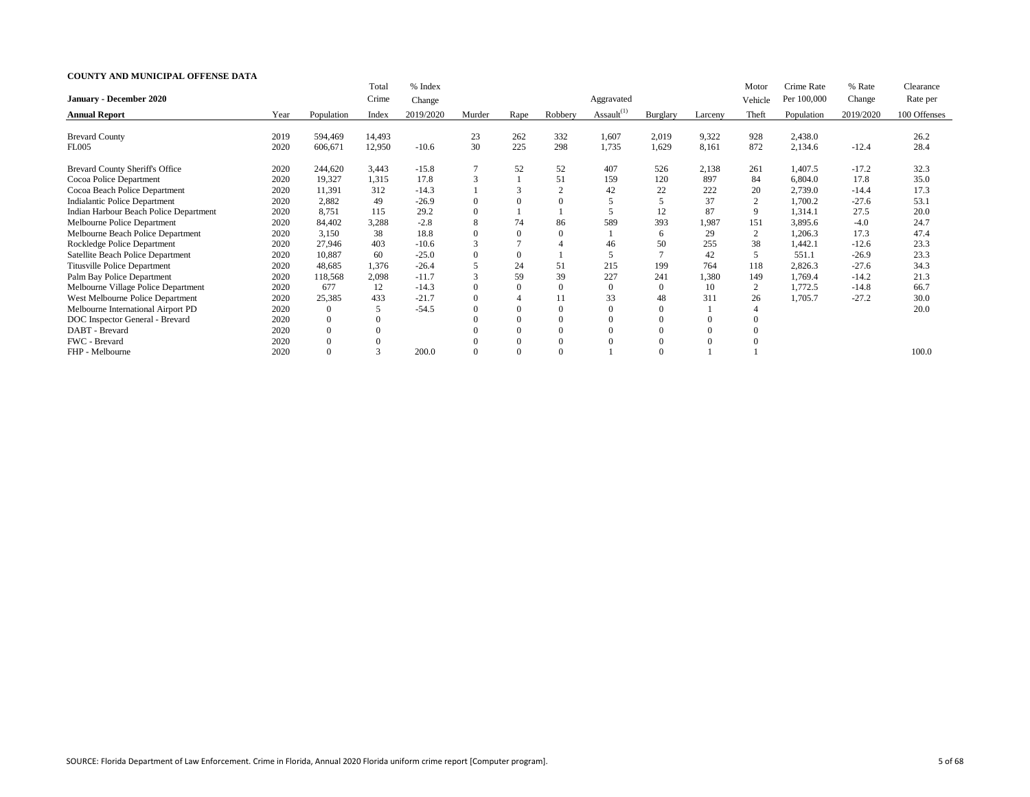**COUNTY AND MUNICIPAL OFFENSE DATA**

| January - December 2020 Annual Report | Year | Population | Total Crime Index | % Index Change 2019/2020 | Murder | Rape | Robbery | Aggravated Assault[1] | Burglary | Larceny | Motor Vehicle Theft | Crime Rate Per 100,000 Population | % Rate Change 2019/2020 | Clearance Rate per 100 Offenses |
|---|---|---|---|---|---|---|---|---|---|---|---|---|---|---|
| Brevard County | 2019 | 594,469 | 14,493 | | 23 | 262 | 332 | 1,607 | 2,019 | 9,322 | 928 | 2,438.0 | | 26.2 |
| FL005 | 2020 | 606,671 | 12,950 | -10.6 | 30 | 225 | 298 | 1,735 | 1,629 | 8,161 | 872 | 2,134.6 | -12.4 | 28.4 |
| Brevard County Sheriff's Office | 2020 | 244,620 | 3,443 | -15.8 | 7 | 52 | 52 | 407 | 526 | 2,138 | 261 | 1,407.5 | -17.2 | 32.3 |
| Cocoa Police Department | 2020 | 19,327 | 1,315 | 17.8 | 3 | 1 | 51 | 159 | 120 | 897 | 84 | 6,804.0 | 17.8 | 35.0 |
| Cocoa Beach Police Department | 2020 | 11,391 | 312 | -14.3 | 1 | 3 | 2 | 42 | 22 | 222 | 20 | 2,739.0 | -14.4 | 17.3 |
| Indialantic Police Department | 2020 | 2,882 | 49 | -26.9 | 0 | 0 | 0 | 5 | 5 | 37 | 2 | 1,700.2 | -27.6 | 53.1 |
| Indian Harbour Beach Police Department | 2020 | 8,751 | 115 | 29.2 | 0 | 1 | 1 | 5 | 12 | 87 | 9 | 1,314.1 | 27.5 | 20.0 |
| Melbourne Police Department | 2020 | 84,402 | 3,288 | -2.8 | 8 | 74 | 86 | 589 | 393 | 1,987 | 151 | 3,895.6 | -4.0 | 24.7 |
| Melbourne Beach Police Department | 2020 | 3,150 | 38 | 18.8 | 0 | 0 | 0 | 1 | 6 | 29 | 2 | 1,206.3 | 17.3 | 47.4 |
| Rockledge Police Department | 2020 | 27,946 | 403 | -10.6 | 3 | 7 | 4 | 46 | 50 | 255 | 38 | 1,442.1 | -12.6 | 23.3 |
| Satellite Beach Police Department | 2020 | 10,887 | 60 | -25.0 | 0 | 0 | 1 | 5 | 7 | 42 | 5 | 551.1 | -26.9 | 23.3 |
| Titusville Police Department | 2020 | 48,685 | 1,376 | -26.4 | 5 | 24 | 51 | 215 | 199 | 764 | 118 | 2,826.3 | -27.6 | 34.3 |
| Palm Bay Police Department | 2020 | 118,568 | 2,098 | -11.7 | 3 | 59 | 39 | 227 | 241 | 1,380 | 149 | 1,769.4 | -14.2 | 21.3 |
| Melbourne Village Police Department | 2020 | 677 | 12 | -14.3 | 0 | 0 | 0 | 0 | 0 | 10 | 2 | 1,772.5 | -14.8 | 66.7 |
| West Melbourne Police Department | 2020 | 25,385 | 433 | -21.7 | 0 | 4 | 11 | 33 | 48 | 311 | 26 | 1,705.7 | -27.2 | 30.0 |
| Melbourne International Airport PD | 2020 | 0 | 5 | -54.5 | 0 | 0 | 0 | 0 | 0 | 1 | 4 | | | 20.0 |
| DOC Inspector General - Brevard | 2020 | 0 | 0 | | 0 | 0 | 0 | 0 | 0 | 0 | 0 | | | |
| DABT - Brevard | 2020 | 0 | 0 | | 0 | 0 | 0 | 0 | 0 | 0 | 0 | | | |
| FWC - Brevard | 2020 | 0 | 0 | | 0 | 0 | 0 | 0 | 0 | 0 | 0 | | | |
| FHP - Melbourne | 2020 | 0 | 3 | 200.0 | 0 | 0 | 0 | 1 | 0 | 1 | 1 | | | 100.0 |

SOURCE: Florida Department of Law Enforcement. Crime in Florida, Annual 2020 Florida uniform crime report [Computer program].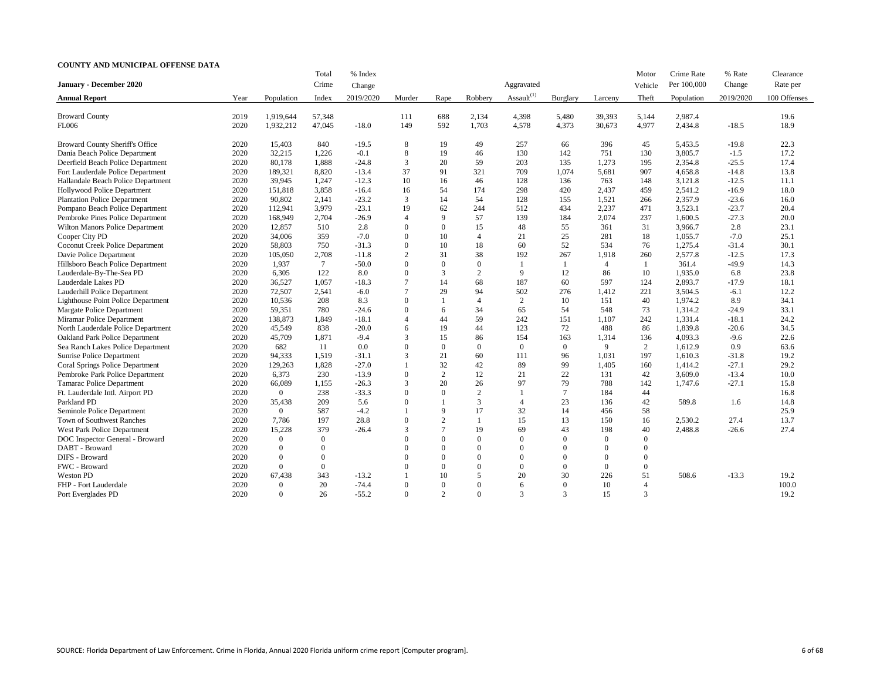**COUNTY AND MUNICIPAL OFFENSE DATA**

| January - December 2020 Annual Report | Year | Population | Total Crime Index | % Index Change 2019/2020 | Murder | Rape | Robbery | Aggravated Assault[1] | Burglary | Larceny | Motor Vehicle Theft | Crime Rate Per 100,000 Population | % Rate Change 2019/2020 | Clearance Rate per 100 Offenses |
|---|---|---|---|---|---|---|---|---|---|---|---|---|---|---|
| Broward County | 2019 | 1,919,644 | 57,348 | | 111 | 688 | 2,134 | 4,398 | 5,480 | 39,393 | 5,144 | 2,987.4 | | 19.6 |
| FL006 | 2020 | 1,932,212 | 47,045 | -18.0 | 149 | 592 | 1,703 | 4,578 | 4,373 | 30,673 | 4,977 | 2,434.8 | -18.5 | 18.9 |
| Broward County Sheriff's Office | 2020 | 15,403 | 840 | -19.5 | 8 | 19 | 49 | 257 | 66 | 396 | 45 | 5,453.5 | -19.8 | 22.3 |
| Dania Beach Police Department | 2020 | 32,215 | 1,226 | -0.1 | 8 | 19 | 46 | 130 | 142 | 751 | 130 | 3,805.7 | -1.5 | 17.2 |
| Deerfield Beach Police Department | 2020 | 80,178 | 1,888 | -24.8 | 3 | 20 | 59 | 203 | 135 | 1,273 | 195 | 2,354.8 | -25.5 | 17.4 |
| Fort Lauderdale Police Department | 2020 | 189,321 | 8,820 | -13.4 | 37 | 91 | 321 | 709 | 1,074 | 5,681 | 907 | 4,658.8 | -14.8 | 13.8 |
| Hallandale Beach Police Department | 2020 | 39,945 | 1,247 | -12.3 | 10 | 16 | 46 | 128 | 136 | 763 | 148 | 3,121.8 | -12.5 | 11.1 |
| Hollywood Police Department | 2020 | 151,818 | 3,858 | -16.4 | 16 | 54 | 174 | 298 | 420 | 2,437 | 459 | 2,541.2 | -16.9 | 18.0 |
| Plantation Police Department | 2020 | 90,802 | 2,141 | -23.2 | 3 | 14 | 54 | 128 | 155 | 1,521 | 266 | 2,357.9 | -23.6 | 16.0 |
| Pompano Beach Police Department | 2020 | 112,941 | 3,979 | -23.1 | 19 | 62 | 244 | 512 | 434 | 2,237 | 471 | 3,523.1 | -23.7 | 20.4 |
| Pembroke Pines Police Department | 2020 | 168,949 | 2,704 | -26.9 | 4 | 9 | 57 | 139 | 184 | 2,074 | 237 | 1,600.5 | -27.3 | 20.0 |
| Wilton Manors Police Department | 2020 | 12,857 | 510 | 2.8 | 0 | 0 | 15 | 48 | 55 | 361 | 31 | 3,966.7 | 2.8 | 23.1 |
| Cooper City PD | 2020 | 34,006 | 359 | -7.0 | 0 | 10 | 4 | 21 | 25 | 281 | 18 | 1,055.7 | -7.0 | 25.1 |
| Coconut Creek Police Department | 2020 | 58,803 | 750 | -31.3 | 0 | 10 | 18 | 60 | 52 | 534 | 76 | 1,275.4 | -31.4 | 30.1 |
| Davie Police Department | 2020 | 105,050 | 2,708 | -11.8 | 2 | 31 | 38 | 192 | 267 | 1,918 | 260 | 2,577.8 | -12.5 | 17.3 |
| Hillsboro Beach Police Department | 2020 | 1,937 | 7 | -50.0 | 0 | 0 | 0 | 1 | 1 | 4 | 1 | 361.4 | -49.9 | 14.3 |
| Lauderdale-By-The-Sea PD | 2020 | 6,305 | 122 | 8.0 | 0 | 3 | 2 | 9 | 12 | 86 | 10 | 1,935.0 | 6.8 | 23.8 |
| Lauderdale Lakes PD | 2020 | 36,527 | 1,057 | -18.3 | 7 | 14 | 68 | 187 | 60 | 597 | 124 | 2,893.7 | -17.9 | 18.1 |
| Lauderhill Police Department | 2020 | 72,507 | 2,541 | -6.0 | 7 | 29 | 94 | 502 | 276 | 1,412 | 221 | 3,504.5 | -6.1 | 12.2 |
| Lighthouse Point Police Department | 2020 | 10,536 | 208 | 8.3 | 0 | 1 | 4 | 2 | 10 | 151 | 40 | 1,974.2 | 8.9 | 34.1 |
| Margate Police Department | 2020 | 59,351 | 780 | -24.6 | 0 | 6 | 34 | 65 | 54 | 548 | 73 | 1,314.2 | -24.9 | 33.1 |
| Miramar Police Department | 2020 | 138,873 | 1,849 | -18.1 | 4 | 44 | 59 | 242 | 151 | 1,107 | 242 | 1,331.4 | -18.1 | 24.2 |
| North Lauderdale Police Department | 2020 | 45,549 | 838 | -20.0 | 6 | 19 | 44 | 123 | 72 | 488 | 86 | 1,839.8 | -20.6 | 34.5 |
| Oakland Park Police Department | 2020 | 45,709 | 1,871 | -9.4 | 3 | 15 | 86 | 154 | 163 | 1,314 | 136 | 4,093.3 | -9.6 | 22.6 |
| Sea Ranch Lakes Police Department | 2020 | 682 | 11 | 0.0 | 0 | 0 | 0 | 0 | 0 | 9 | 2 | 1,612.9 | 0.9 | 63.6 |
| Sunrise Police Department | 2020 | 94,333 | 1,519 | -31.1 | 3 | 21 | 60 | 111 | 96 | 1,031 | 197 | 1,610.3 | -31.8 | 19.2 |
| Coral Springs Police Department | 2020 | 129,263 | 1,828 | -27.0 | 1 | 32 | 42 | 89 | 99 | 1,405 | 160 | 1,414.2 | -27.1 | 29.2 |
| Pembroke Park Police Department | 2020 | 6,373 | 230 | -13.9 | 0 | 2 | 12 | 21 | 22 | 131 | 42 | 3,609.0 | -13.4 | 10.0 |
| Tamarac Police Department | 2020 | 66,089 | 1,155 | -26.3 | 3 | 20 | 26 | 97 | 79 | 788 | 142 | 1,747.6 | -27.1 | 15.8 |
| Ft. Lauderdale Intl. Airport PD | 2020 | 0 | 238 | -33.3 | 0 | 0 | 2 | 1 | 7 | 184 | 44 | | | 16.8 |
| Parkland PD | 2020 | 35,438 | 209 | 5.6 | 0 | 1 | 3 | 4 | 23 | 136 | 42 | 589.8 | 1.6 | 14.8 |
| Seminole Police Department | 2020 | 0 | 587 | -4.2 | 1 | 9 | 17 | 32 | 14 | 456 | 58 | | | 25.9 |
| Town of Southwest Ranches | 2020 | 7,786 | 197 | 28.8 | 0 | 2 | 1 | 15 | 13 | 150 | 16 | 2,530.2 | 27.4 | 13.7 |
| West Park Police Department | 2020 | 15,228 | 379 | -26.4 | 3 | 7 | 19 | 69 | 43 | 198 | 40 | 2,488.8 | -26.6 | 27.4 |
| DOC Inspector General - Broward | 2020 | 0 | 0 | | 0 | 0 | 0 | 0 | 0 | 0 | 0 | | | |
| DABT - Broward | 2020 | 0 | 0 | | 0 | 0 | 0 | 0 | 0 | 0 | 0 | | | |
| DIFS - Broward | 2020 | 0 | 0 | | 0 | 0 | 0 | 0 | 0 | 0 | 0 | | | |
| FWC - Broward | 2020 | 0 | 0 | | 0 | 0 | 0 | 0 | 0 | 0 | 0 | | | |
| Weston PD | 2020 | 67,438 | 343 | -13.2 | 1 | 10 | 5 | 20 | 30 | 226 | 51 | 508.6 | -13.3 | 19.2 |
| FHP - Fort Lauderdale | 2020 | 0 | 20 | -74.4 | 0 | 0 | 0 | 6 | 0 | 10 | 4 | | | 100.0 |
| Port Everglades PD | 2020 | 0 | 26 | -55.2 | 0 | 2 | 0 | 3 | 3 | 15 | 3 | | | 19.2 |

SOURCE: Florida Department of Law Enforcement. Crime in Florida, Annual 2020 Florida uniform crime report [Computer program].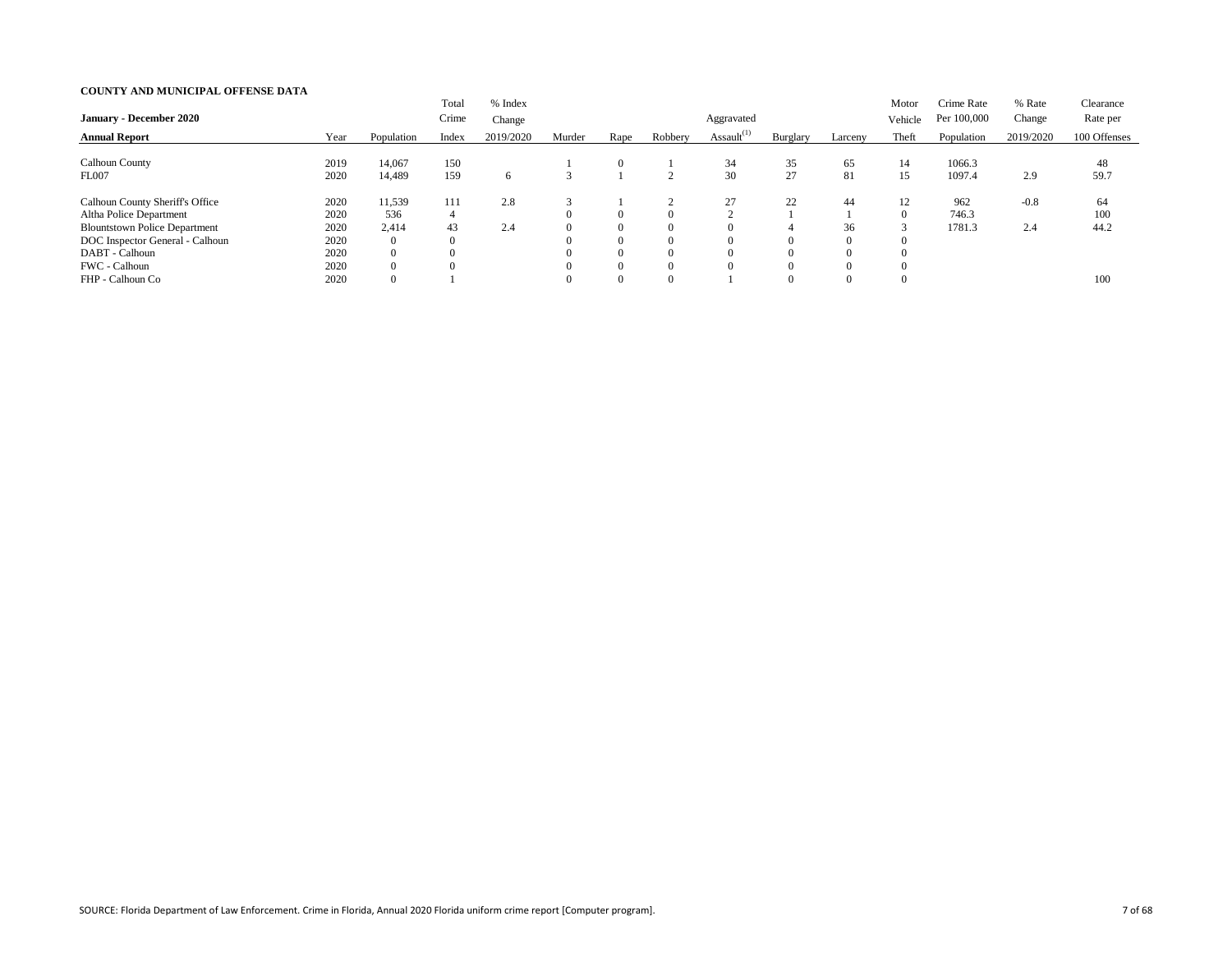**COUNTY AND MUNICIPAL OFFENSE DATA**

**January - December 2020**

| **Annual Report** | Year | Population | Total Crime Index | % Index Change 2019/2020 | Murder | Rape | Robbery | Aggravated Assault[(1)] | Burglary | Larceny | Motor Vehicle Theft | Crime Rate Per 100,000 Population | % Rate Change 2019/2020 | Clearance Rate per 100 Offenses |
|---|---|---|---|---|---|---|---|---|---|---|---|---|---|---|
| Calhoun County | 2019 | 14,067 | 150 | | 1 | 0 | 1 | 34 | 35 | 65 | 14 | 1066.3 | | 48 |
| FL007 | 2020 | 14,489 | 159 | 6 | 3 | 1 | 2 | 30 | 27 | 81 | 15 | 1097.4 | 2.9 | 59.7 |
| Calhoun County Sheriff's Office | 2020 | 11,539 | 111 | 2.8 | 3 | 1 | 2 | 27 | 22 | 44 | 12 | 962 | -0.8 | 64 |
| Altha Police Department | 2020 | 536 | 4 | | 0 | 0 | 0 | 2 | 1 | 1 | 0 | 746.3 | | 100 |
| Blountstown Police Department | 2020 | 2,414 | 43 | 2.4 | 0 | 0 | 0 | 0 | 4 | 36 | 3 | 1781.3 | 2.4 | 44.2 |
| DOC Inspector General - Calhoun | 2020 | 0 | 0 | | 0 | 0 | 0 | 0 | 0 | 0 | 0 | | | |
| DABT - Calhoun | 2020 | 0 | 0 | | 0 | 0 | 0 | 0 | 0 | 0 | 0 | | | |
| FWC - Calhoun | 2020 | 0 | 0 | | 0 | 0 | 0 | 0 | 0 | 0 | 0 | | | |
| FHP - Calhoun Co | 2020 | 0 | 1 | | 0 | 0 | 0 | 1 | 0 | 0 | 0 | | | 100 |

SOURCE: Florida Department of Law Enforcement. Crime in Florida, Annual 2020 Florida uniform crime report [Computer program].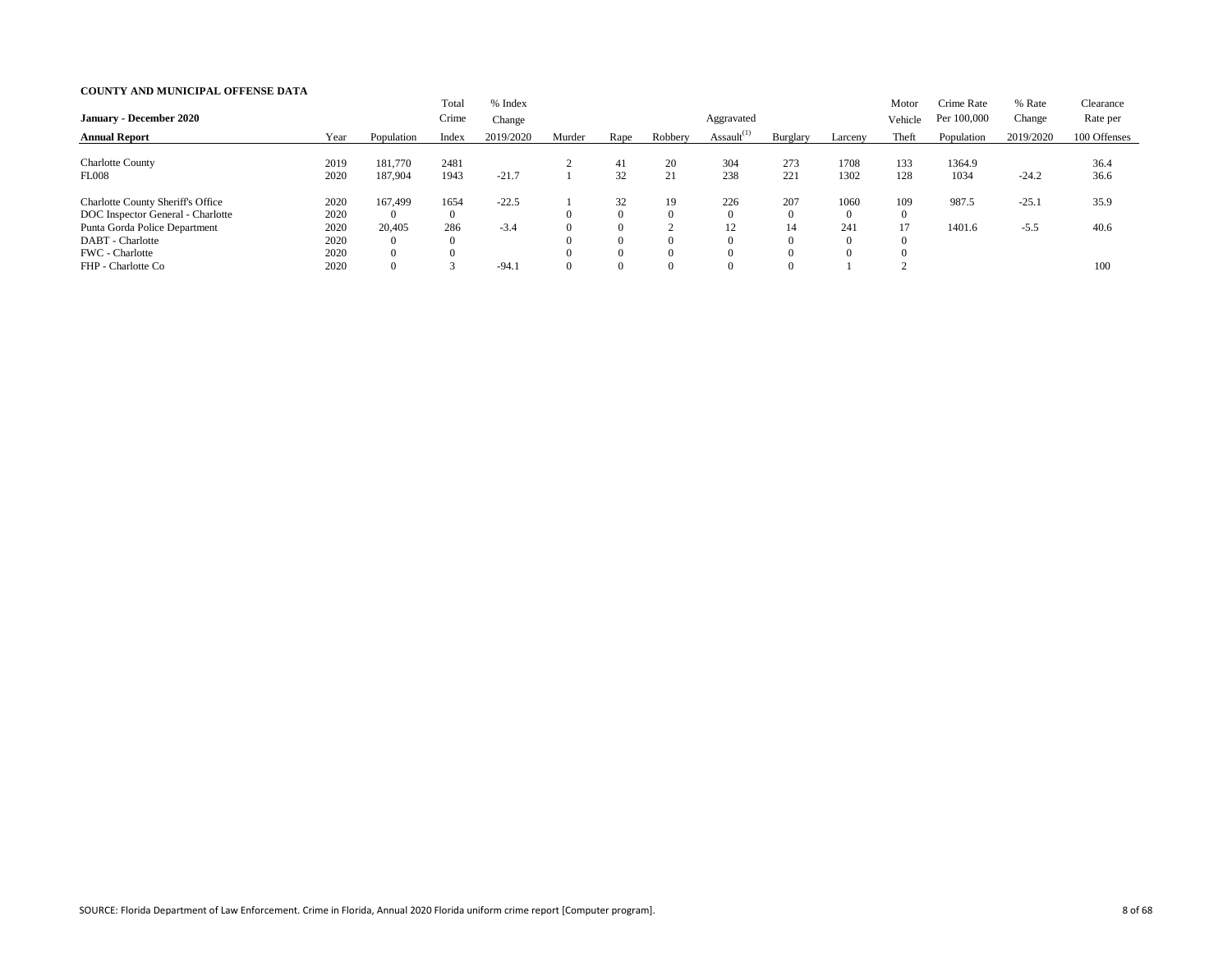**COUNTY AND MUNICIPAL OFFENSE DATA**

**January - December 2020**

**Annual Report**

| | Year | Population | Total Crime Index | % Index Change 2019/2020 | Murder | Rape | Robbery | Aggravated Assault[1] | Burglary | Larceny | Motor Vehicle Theft | Crime Rate Per 100,000 Population | % Rate Change 2019/2020 | Clearance Rate per 100 Offenses |
|---|---|---|---|---|---|---|---|---|---|---|---|---|---|---|
| Charlotte County | 2019 | 181,770 | 2481 | | 2 | 41 | 20 | 304 | 273 | 1708 | 133 | 1364.9 | | 36.4 |
| FL008 | 2020 | 187,904 | 1943 | -21.7 | 1 | 32 | 21 | 238 | 221 | 1302 | 128 | 1034 | -24.2 | 36.6 |
| Charlotte County Sheriff's Office | 2020 | 167,499 | 1654 | -22.5 | 1 | 32 | 19 | 226 | 207 | 1060 | 109 | 987.5 | -25.1 | 35.9 |
| DOC Inspector General - Charlotte | 2020 | 0 | 0 | | 0 | 0 | 0 | 0 | 0 | 0 | 0 | | | |
| Punta Gorda Police Department | 2020 | 20,405 | 286 | -3.4 | 0 | 0 | 2 | 12 | 14 | 241 | 17 | 1401.6 | -5.5 | 40.6 |
| DABT - Charlotte | 2020 | 0 | 0 | | 0 | 0 | 0 | 0 | 0 | 0 | 0 | | | |
| FWC - Charlotte | 2020 | 0 | 0 | | 0 | 0 | 0 | 0 | 0 | 0 | 0 | | | |
| FHP - Charlotte Co | 2020 | 0 | 3 | -94.1 | 0 | 0 | 0 | 0 | 0 | 1 | 2 | | | 100 |

SOURCE: Florida Department of Law Enforcement. Crime in Florida, Annual 2020 Florida uniform crime report [Computer program].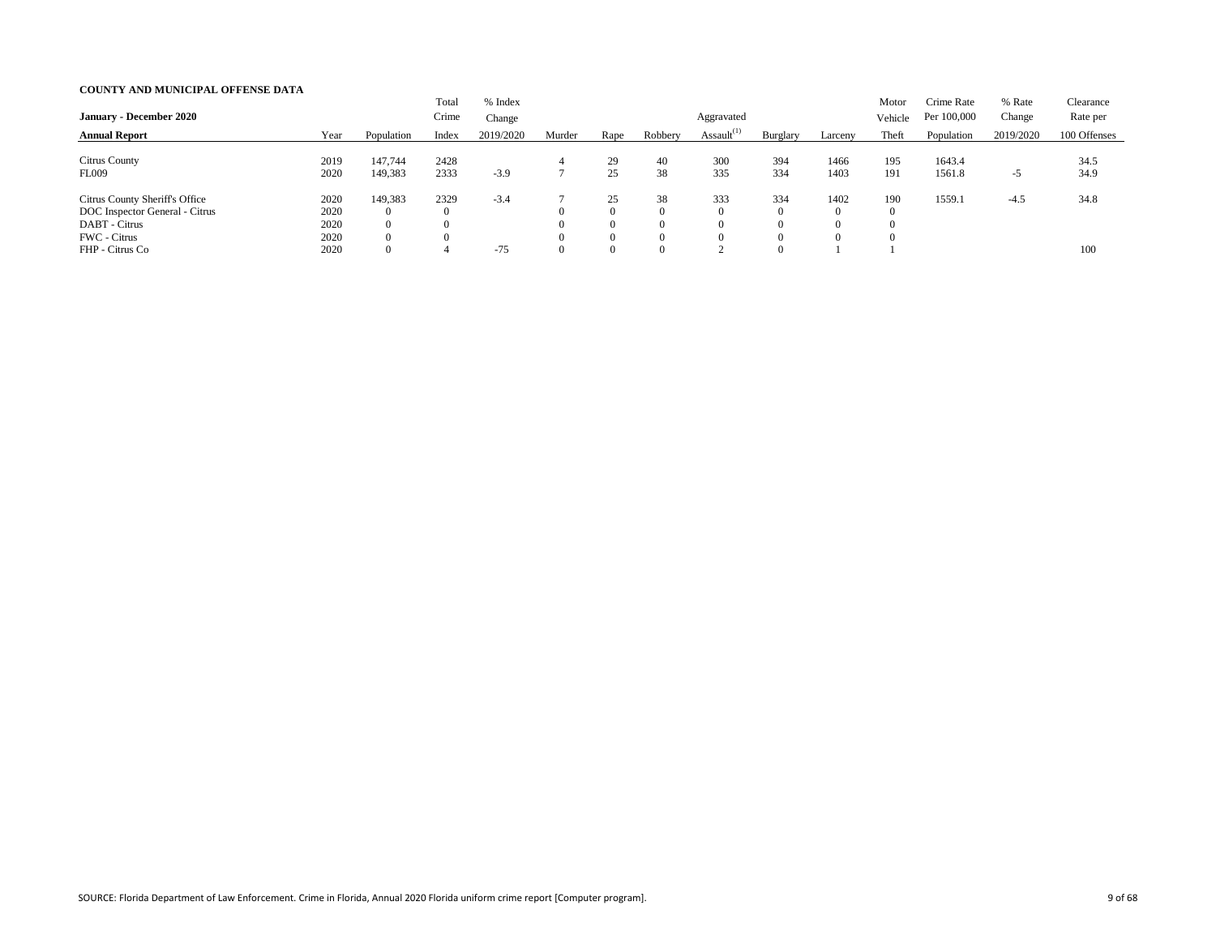**COUNTY AND MUNICIPAL OFFENSE DATA**

| January - December 2020 Annual Report | Year | Population | Total Crime Index | % Index Change 2019/2020 | Murder | Rape | Robbery | Aggravated Assault[1] | Burglary | Larceny | Motor Vehicle Theft | Crime Rate Per 100,000 Population | % Rate Change 2019/2020 | Clearance Rate per 100 Offenses |
|---|---|---|---|---|---|---|---|---|---|---|---|---|---|---|
| Citrus County | 2019 | 147,744 | 2428 | | 4 | 29 | 40 | 300 | 394 | 1466 | 195 | 1643.4 | | 34.5 |
| FL009 | 2020 | 149,383 | 2333 | -3.9 | 7 | 25 | 38 | 335 | 334 | 1403 | 191 | 1561.8 | -5 | 34.9 |
| Citrus County Sheriff's Office | 2020 | 149,383 | 2329 | -3.4 | 7 | 25 | 38 | 333 | 334 | 1402 | 190 | 1559.1 | -4.5 | 34.8 |
| DOC Inspector General - Citrus | 2020 | 0 | 0 | | 0 | 0 | 0 | 0 | 0 | 0 | 0 | | | |
| DABT - Citrus | 2020 | 0 | 0 | | 0 | 0 | 0 | 0 | 0 | 0 | 0 | | | |
| FWC - Citrus | 2020 | 0 | 0 | | 0 | 0 | 0 | 0 | 0 | 0 | 0 | | | |
| FHP - Citrus Co | 2020 | 0 | 4 | -75 | 0 | 0 | 0 | 2 | 0 | 1 | 1 | | | 100 |

SOURCE: Florida Department of Law Enforcement. Crime in Florida, Annual 2020 Florida uniform crime report [Computer program].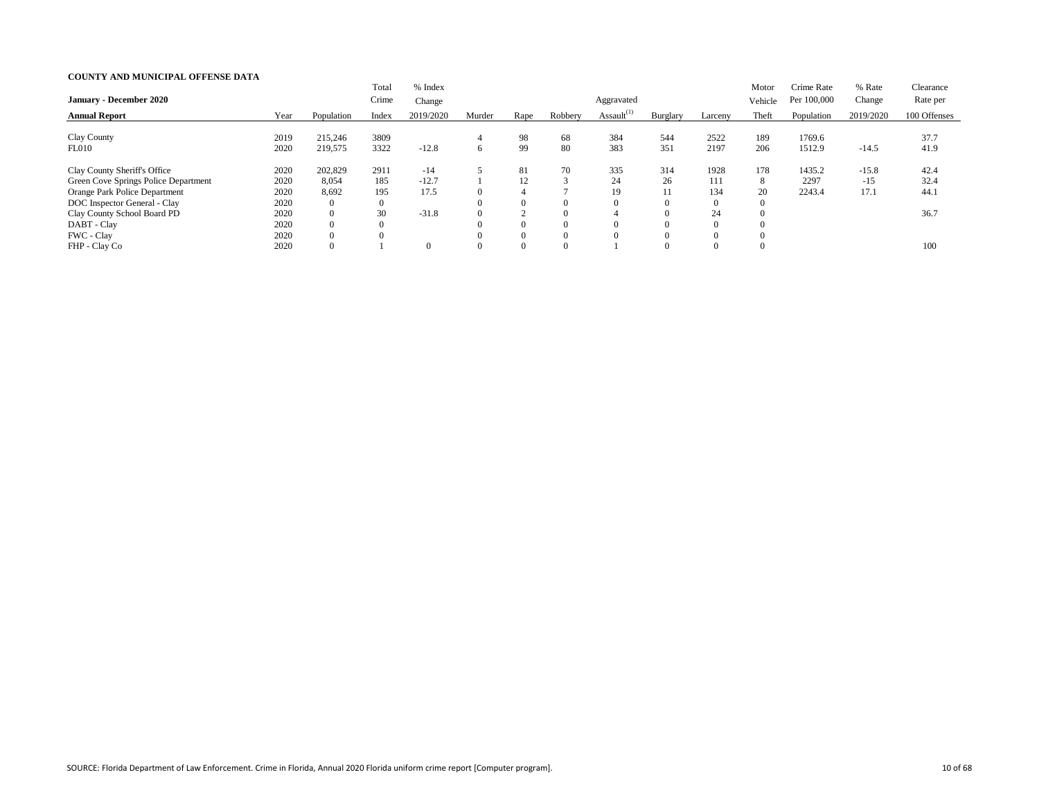**COUNTY AND MUNICIPAL OFFENSE DATA**

**January - December 2020**

| **Annual Report** | Year | Population | Total Crime Index | % Index Change 2019/2020 | Murder | Rape | Robbery | Aggravated Assault[1] | Burglary | Larceny | Motor Vehicle Theft | Crime Rate Per 100,000 Population | % Rate Change 2019/2020 | Clearance Rate per 100 Offenses |
|---|---|---|---|---|---|---|---|---|---|---|---|---|---|---|
| Clay County | 2019 | 215,246 | 3809 | | 4 | 98 | 68 | 384 | 544 | 2522 | 189 | 1769.6 | | 37.7 |
| FL010 | 2020 | 219,575 | 3322 | -12.8 | 6 | 99 | 80 | 383 | 351 | 2197 | 206 | 1512.9 | -14.5 | 41.9 |
| Clay County Sheriff's Office | 2020 | 202,829 | 2911 | -14 | 5 | 81 | 70 | 335 | 314 | 1928 | 178 | 1435.2 | -15.8 | 42.4 |
| Green Cove Springs Police Department | 2020 | 8,054 | 185 | -12.7 | 1 | 12 | 3 | 24 | 26 | 111 | 8 | 2297 | -15 | 32.4 |
| Orange Park Police Department | 2020 | 8,692 | 195 | 17.5 | 0 | 4 | 7 | 19 | 11 | 134 | 20 | 2243.4 | 17.1 | 44.1 |
| DOC Inspector General - Clay | 2020 | 0 | 0 | | 0 | 0 | 0 | 0 | 0 | 0 | 0 | | | |
| Clay County School Board PD | 2020 | 0 | 30 | -31.8 | 0 | 2 | 0 | 4 | 0 | 24 | 0 | | | 36.7 |
| DABT - Clay | 2020 | 0 | 0 | | 0 | 0 | 0 | 0 | 0 | 0 | 0 | | | |
| FWC - Clay | 2020 | 0 | 0 | | 0 | 0 | 0 | 0 | 0 | 0 | 0 | | | |
| FHP - Clay Co | 2020 | 0 | 1 | 0 | 0 | 0 | 0 | 1 | 0 | 0 | 0 | | | 100 |

SOURCE: Florida Department of Law Enforcement. Crime in Florida, Annual 2020 Florida uniform crime report [Computer program].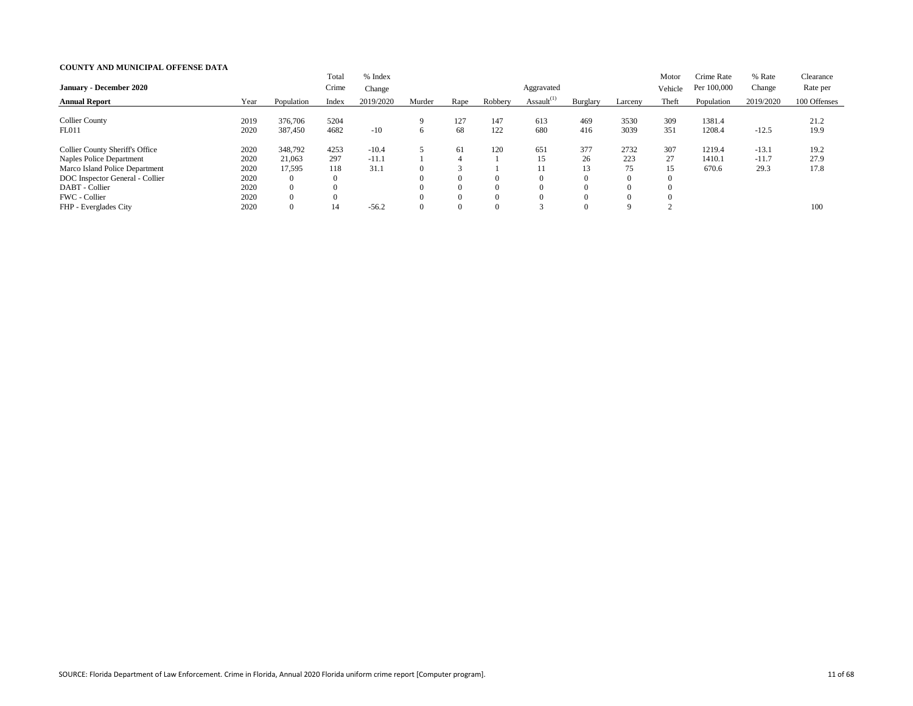**COUNTY AND MUNICIPAL OFFENSE DATA**

| **January - December 2020** <br> **Annual Report** | Year | Population | Total Crime Index | % Index Change 2019/2020 | Murder | Rape | Robbery | Aggravated Assault(1) | Burglary | Larceny | Motor Vehicle Theft | Crime Rate Per 100,000 Population | % Rate Change 2019/2020 | Clearance Rate per 100 Offenses |
|---|---|---|---|---|---|---|---|---|---|---|---|---|---|---|
| Collier County | 2019 | 376,706 | 5204 | | 9 | 127 | 147 | 613 | 469 | 3530 | 309 | 1381.4 | | 21.2 |
| FL011 | 2020 | 387,450 | 4682 | -10 | 6 | 68 | 122 | 680 | 416 | 3039 | 351 | 1208.4 | -12.5 | 19.9 |
| Collier County Sheriff's Office | 2020 | 348,792 | 4253 | -10.4 | 5 | 61 | 120 | 651 | 377 | 2732 | 307 | 1219.4 | -13.1 | 19.2 |
| Naples Police Department | 2020 | 21,063 | 297 | -11.1 | 1 | 4 | 1 | 15 | 26 | 223 | 27 | 1410.1 | -11.7 | 27.9 |
| Marco Island Police Department | 2020 | 17,595 | 118 | 31.1 | 0 | 3 | 1 | 11 | 13 | 75 | 15 | 670.6 | 29.3 | 17.8 |
| DOC Inspector General - Collier | 2020 | 0 | 0 | | 0 | 0 | 0 | 0 | 0 | 0 | 0 | | | |
| DABT - Collier | 2020 | 0 | 0 | | 0 | 0 | 0 | 0 | 0 | 0 | 0 | | | |
| FWC - Collier | 2020 | 0 | 0 | | 0 | 0 | 0 | 0 | 0 | 0 | 0 | | | |
| FHP - Everglades City | 2020 | 0 | 14 | -56.2 | 0 | 0 | 0 | 3 | 0 | 9 | 2 | | | 100 |

SOURCE: Florida Department of Law Enforcement. Crime in Florida, Annual 2020 Florida uniform crime report [Computer program].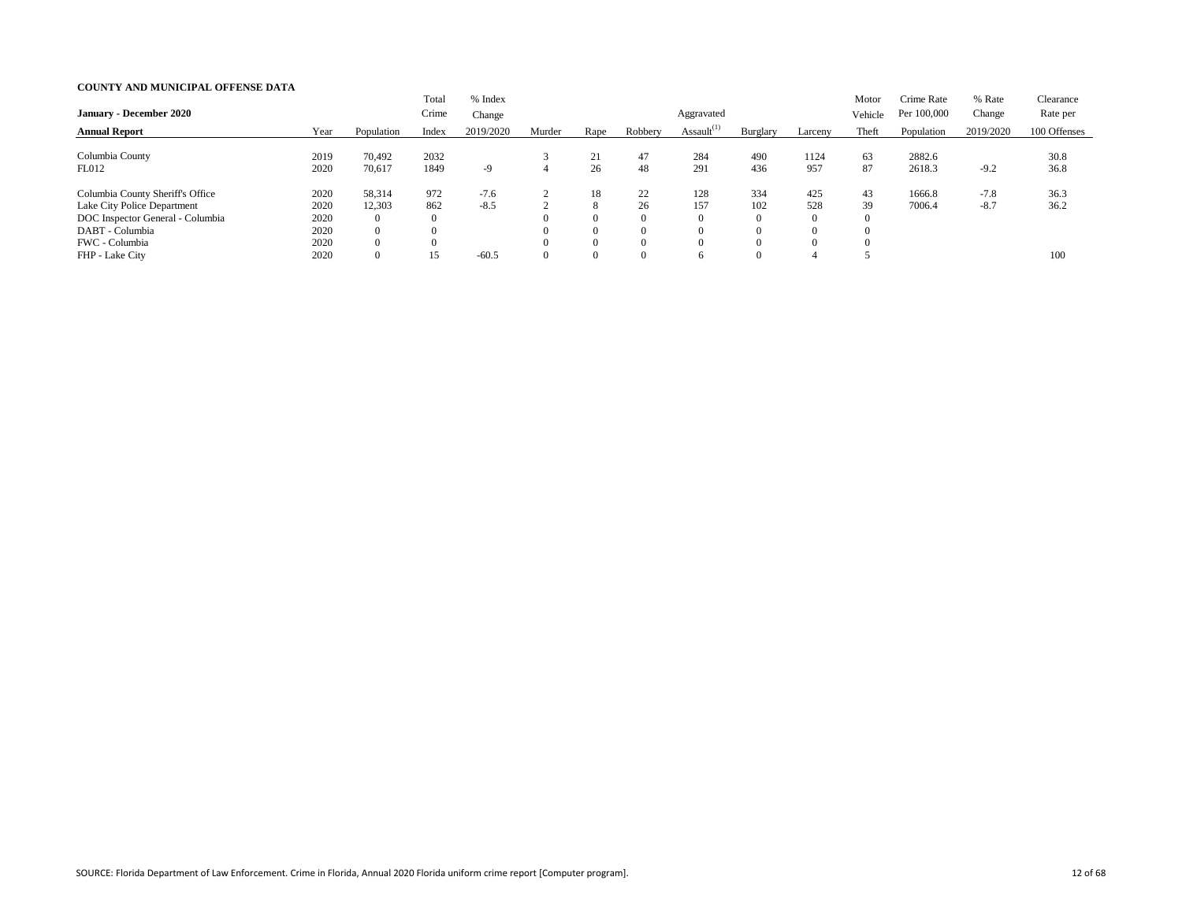**COUNTY AND MUNICIPAL OFFENSE DATA**

| **January - December 2020** **Annual Report** | Year | Population | Total Crime Index | % Index Change 2019/2020 | Murder | Rape | Robbery | Aggravated Assault[(1)] | Burglary | Larceny | Motor Vehicle Theft | Crime Rate Per 100,000 Population | % Rate Change 2019/2020 | Clearance Rate per 100 Offenses |
|---|---|---|---|---|---|---|---|---|---|---|---|---|---|---|
| Columbia County | 2019 | 70,492 | 2032 | | 3 | 21 | 47 | 284 | 490 | 1124 | 63 | 2882.6 | | 30.8 |
| FL012 | 2020 | 70,617 | 1849 | -9 | 4 | 26 | 48 | 291 | 436 | 957 | 87 | 2618.3 | -9.2 | 36.8 |
| Columbia County Sheriff's Office | 2020 | 58,314 | 972 | -7.6 | 2 | 18 | 22 | 128 | 334 | 425 | 43 | 1666.8 | -7.8 | 36.3 |
| Lake City Police Department | 2020 | 12,303 | 862 | -8.5 | 2 | 8 | 26 | 157 | 102 | 528 | 39 | 7006.4 | -8.7 | 36.2 |
| DOC Inspector General - Columbia | 2020 | 0 | 0 | | 0 | 0 | 0 | 0 | 0 | 0 | 0 | | | |
| DABT - Columbia | 2020 | 0 | 0 | | 0 | 0 | 0 | 0 | 0 | 0 | 0 | | | |
| FWC - Columbia | 2020 | 0 | 0 | | 0 | 0 | 0 | 0 | 0 | 0 | 0 | | | |
| FHP - Lake City | 2020 | 0 | 15 | -60.5 | 0 | 0 | 0 | 6 | 0 | 4 | 5 | | | 100 |

SOURCE: Florida Department of Law Enforcement. Crime in Florida, Annual 2020 Florida uniform crime report [Computer program].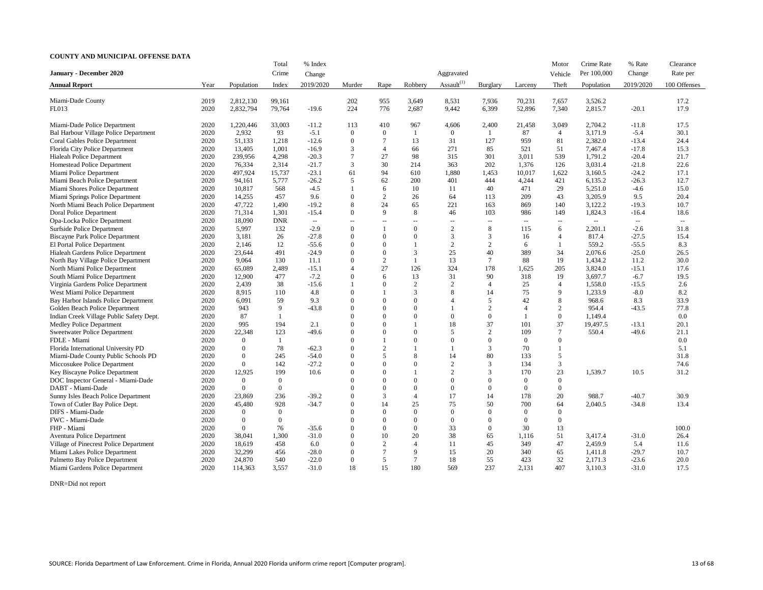**COUNTY AND MUNICIPAL OFFENSE DATA**

| January - December 2020 Annual Report | Year | Population | Total Crime Index | % Index Change 2019/2020 | Murder | Rape | Robbery | Aggravated Assault[1] | Burglary | Larceny | Motor Vehicle Theft | Crime Rate Per 100,000 Population | % Rate Change 2019/2020 | Clearance Rate per 100 Offenses |
|---|---|---|---|---|---|---|---|---|---|---|---|---|---|---|
| Miami-Dade County | 2019 | 2,812,130 | 99,161 | | 202 | 955 | 3,649 | 8,531 | 7,936 | 70,231 | 7,657 | 3,526.2 | | 17.2 |
| FL013 | 2020 | 2,832,794 | 79,764 | -19.6 | 224 | 776 | 2,687 | 9,442 | 6,399 | 52,896 | 7,340 | 2,815.7 | -20.1 | 17.9 |
| Miami-Dade Police Department | 2020 | 1,220,446 | 33,003 | -11.2 | 113 | 410 | 967 | 4,606 | 2,400 | 21,458 | 3,049 | 2,704.2 | -11.8 | 17.5 |
| Bal Harbour Village Police Department | 2020 | 2,932 | 93 | -5.1 | 0 | 0 | 1 | 0 | 1 | 87 | 4 | 3,171.9 | -5.4 | 30.1 |
| Coral Gables Police Department | 2020 | 51,133 | 1,218 | -12.6 | 0 | 7 | 13 | 31 | 127 | 959 | 81 | 2,382.0 | -13.4 | 24.4 |
| Florida City Police Department | 2020 | 13,405 | 1,001 | -16.9 | 3 | 4 | 66 | 271 | 85 | 521 | 51 | 7,467.4 | -17.8 | 15.3 |
| Hialeah Police Department | 2020 | 239,956 | 4,298 | -20.3 | 7 | 27 | 98 | 315 | 301 | 3,011 | 539 | 1,791.2 | -20.4 | 21.7 |
| Homestead Police Department | 2020 | 76,334 | 2,314 | -21.7 | 3 | 30 | 214 | 363 | 202 | 1,376 | 126 | 3,031.4 | -21.8 | 22.6 |
| Miami Police Department | 2020 | 497,924 | 15,737 | -23.1 | 61 | 94 | 610 | 1,880 | 1,453 | 10,017 | 1,622 | 3,160.5 | -24.2 | 17.1 |
| Miami Beach Police Department | 2020 | 94,161 | 5,777 | -26.2 | 5 | 62 | 200 | 401 | 444 | 4,244 | 421 | 6,135.2 | -26.3 | 12.7 |
| Miami Shores Police Department | 2020 | 10,817 | 568 | -4.5 | 1 | 6 | 10 | 11 | 40 | 471 | 29 | 5,251.0 | -4.6 | 15.0 |
| Miami Springs Police Department | 2020 | 14,255 | 457 | 9.6 | 0 | 2 | 26 | 64 | 113 | 209 | 43 | 3,205.9 | 9.5 | 20.4 |
| North Miami Beach Police Department | 2020 | 47,722 | 1,490 | -19.2 | 8 | 24 | 65 | 221 | 163 | 869 | 140 | 3,122.2 | -19.3 | 10.7 |
| Doral Police Department | 2020 | 71,314 | 1,301 | -15.4 | 0 | 9 | 8 | 46 | 103 | 986 | 149 | 1,824.3 | -16.4 | 18.6 |
| Opa-Locka Police Department | 2020 | 18,090 | DNR | -- | -- | -- | -- | -- | -- | -- | -- | -- | -- | -- |
| Surfside Police Department | 2020 | 5,997 | 132 | -2.9 | 0 | 1 | 0 | 2 | 8 | 115 | 6 | 2,201.1 | -2.6 | 31.8 |
| Biscayne Park Police Department | 2020 | 3,181 | 26 | -27.8 | 0 | 0 | 0 | 3 | 3 | 16 | 4 | 817.4 | -27.5 | 15.4 |
| El Portal Police Department | 2020 | 2,146 | 12 | -55.6 | 0 | 0 | 1 | 2 | 2 | 6 | 1 | 559.2 | -55.5 | 8.3 |
| Hialeah Gardens Police Department | 2020 | 23,644 | 491 | -24.9 | 0 | 0 | 3 | 25 | 40 | 389 | 34 | 2,076.6 | -25.0 | 26.5 |
| North Bay Village Police Department | 2020 | 9,064 | 130 | 11.1 | 0 | 2 | 1 | 13 | 7 | 88 | 19 | 1,434.2 | 11.2 | 30.0 |
| North Miami Police Department | 2020 | 65,089 | 2,489 | -15.1 | 4 | 27 | 126 | 324 | 178 | 1,625 | 205 | 3,824.0 | -15.1 | 17.6 |
| South Miami Police Department | 2020 | 12,900 | 477 | -7.2 | 0 | 6 | 13 | 31 | 90 | 318 | 19 | 3,697.7 | -6.7 | 19.5 |
| Virginia Gardens Police Department | 2020 | 2,439 | 38 | -15.6 | 1 | 0 | 2 | 2 | 4 | 25 | 4 | 1,558.0 | -15.5 | 2.6 |
| West Miami Police Department | 2020 | 8,915 | 110 | 4.8 | 0 | 1 | 3 | 8 | 14 | 75 | 9 | 1,233.9 | -8.0 | 8.2 |
| Bay Harbor Islands Police Department | 2020 | 6,091 | 59 | 9.3 | 0 | 0 | 0 | 4 | 5 | 42 | 8 | 968.6 | 8.3 | 33.9 |
| Golden Beach Police Department | 2020 | 943 | 9 | -43.8 | 0 | 0 | 0 | 1 | 2 | 4 | 2 | 954.4 | -43.5 | 77.8 |
| Indian Creek Village Public Safety Dept. | 2020 | 87 | 1 | | 0 | 0 | 0 | 0 | 0 | 1 | 0 | 1,149.4 | | 0.0 |
| Medley Police Department | 2020 | 995 | 194 | 2.1 | 0 | 0 | 1 | 18 | 37 | 101 | 37 | 19,497.5 | -13.1 | 20.1 |
| Sweetwater Police Department | 2020 | 22,348 | 123 | -49.6 | 0 | 0 | 0 | 5 | 2 | 109 | 7 | 550.4 | -49.6 | 21.1 |
| FDLE - Miami | 2020 | 0 | 1 | | 0 | 1 | 0 | 0 | 0 | 0 | 0 | | | 0.0 |
| Florida International University PD | 2020 | 0 | 78 | -62.3 | 0 | 2 | 1 | 1 | 3 | 70 | 1 | | | 5.1 |
| Miami-Dade County Public Schools PD | 2020 | 0 | 245 | -54.0 | 0 | 5 | 8 | 14 | 80 | 133 | 5 | | | 31.8 |
| Miccosukee Police Department | 2020 | 0 | 142 | -27.2 | 0 | 0 | 0 | 2 | 3 | 134 | 3 | | | 74.6 |
| Key Biscayne Police Department | 2020 | 12,925 | 199 | 10.6 | 0 | 0 | 1 | 2 | 3 | 170 | 23 | 1,539.7 | 10.5 | 31.2 |
| DOC Inspector General - Miami-Dade | 2020 | 0 | 0 | | 0 | 0 | 0 | 0 | 0 | 0 | 0 | | | |
| DABT - Miami-Dade | 2020 | 0 | 0 | | 0 | 0 | 0 | 0 | 0 | 0 | 0 | | | |
| Sunny Isles Beach Police Department | 2020 | 23,869 | 236 | -39.2 | 0 | 3 | 4 | 17 | 14 | 178 | 20 | 988.7 | -40.7 | 30.9 |
| Town of Cutler Bay Police Dept. | 2020 | 45,480 | 928 | -34.7 | 0 | 14 | 25 | 75 | 50 | 700 | 64 | 2,040.5 | -34.8 | 13.4 |
| DIFS - Miami-Dade | 2020 | 0 | 0 | | 0 | 0 | 0 | 0 | 0 | 0 | 0 | | | |
| FWC - Miami-Dade | 2020 | 0 | 0 | | 0 | 0 | 0 | 0 | 0 | 0 | 0 | | | |
| FHP - Miami | 2020 | 0 | 76 | -35.6 | 0 | 0 | 0 | 33 | 0 | 30 | 13 | | | 100.0 |
| Aventura Police Department | 2020 | 38,041 | 1,300 | -31.0 | 0 | 10 | 20 | 38 | 65 | 1,116 | 51 | 3,417.4 | -31.0 | 26.4 |
| Village of Pinecrest Police Department | 2020 | 18,619 | 458 | 6.0 | 0 | 2 | 4 | 11 | 45 | 349 | 47 | 2,459.9 | 5.4 | 11.6 |
| Miami Lakes Police Department | 2020 | 32,299 | 456 | -28.0 | 0 | 7 | 9 | 15 | 20 | 340 | 65 | 1,411.8 | -29.7 | 10.7 |
| Palmetto Bay Police Department | 2020 | 24,870 | 540 | -22.0 | 0 | 5 | 7 | 18 | 55 | 423 | 32 | 2,171.3 | -23.6 | 20.0 |
| Miami Gardens Police Department | 2020 | 114,363 | 3,557 | -31.0 | 18 | 15 | 180 | 569 | 237 | 2,131 | 407 | 3,110.3 | -31.0 | 17.5 |

DNR=Did not report

SOURCE: Florida Department of Law Enforcement. Crime in Florida, Annual 2020 Florida uniform crime report [Computer program].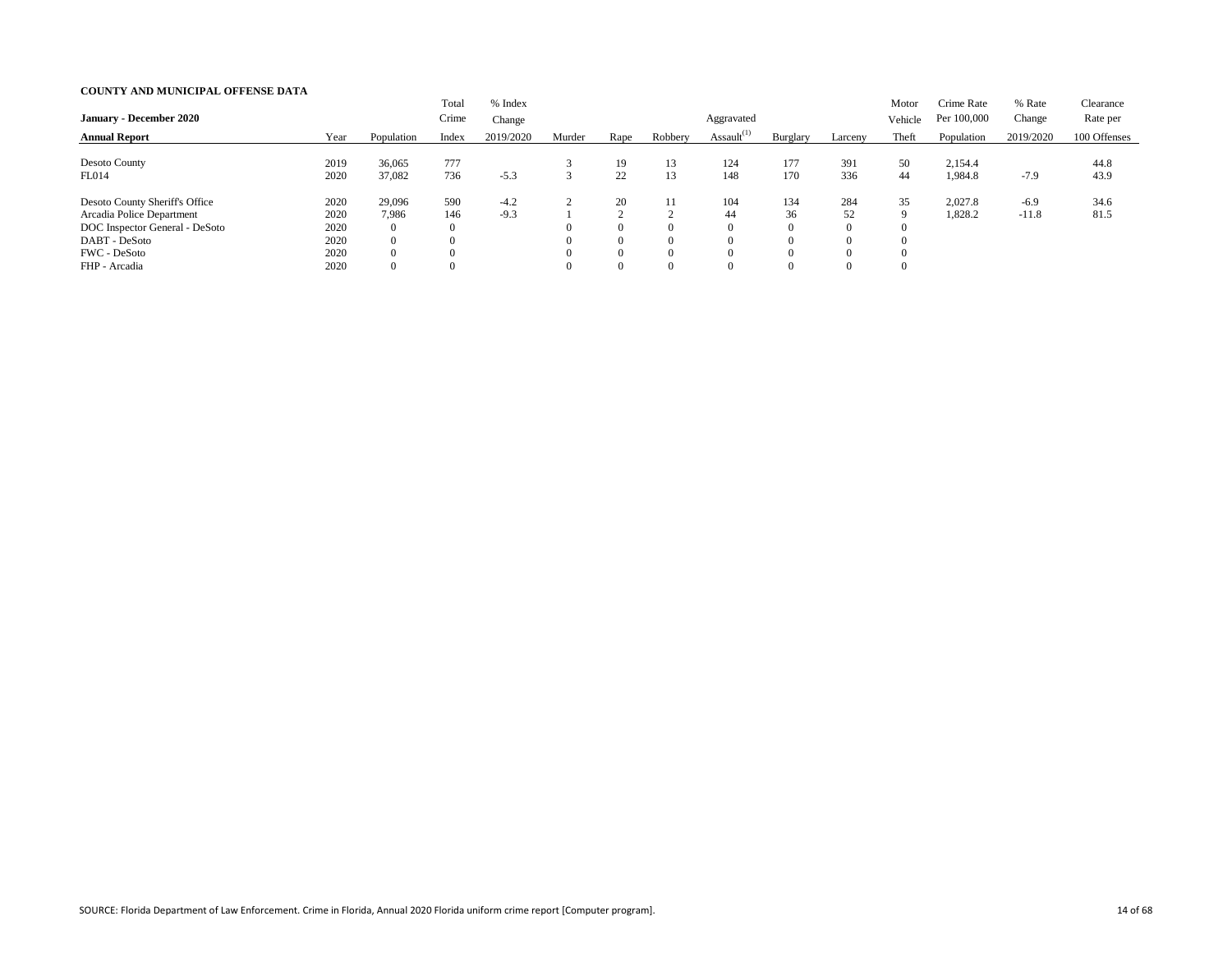**COUNTY AND MUNICIPAL OFFENSE DATA**

| January - December 2020 | | | Total | % Index | | | | | | | Motor | Crime Rate | % Rate | Clearance |
|---|---|---|---|---|---|---|---|---|---|---|---|---|---|---|
| **Annual Report** | Year | Population | Crime Index | Change 2019/2020 | Murder | Rape | Robbery | Aggravated Assault[1] | Burglary | Larceny | Vehicle Theft | Per 100,000 Population | Change 2019/2020 | Rate per 100 Offenses |
| Desoto County | 2019 | 36,065 | 777 | | 3 | 19 | 13 | 124 | 177 | 391 | 50 | 2,154.4 | | 44.8 |
| FL014 | 2020 | 37,082 | 736 | -5.3 | 3 | 22 | 13 | 148 | 170 | 336 | 44 | 1,984.8 | -7.9 | 43.9 |
| Desoto County Sheriff's Office | 2020 | 29,096 | 590 | -4.2 | 2 | 20 | 11 | 104 | 134 | 284 | 35 | 2,027.8 | -6.9 | 34.6 |
| Arcadia Police Department | 2020 | 7,986 | 146 | -9.3 | 1 | 2 | 2 | 44 | 36 | 52 | 9 | 1,828.2 | -11.8 | 81.5 |
| DOC Inspector General - DeSoto | 2020 | 0 | 0 | | 0 | 0 | 0 | 0 | 0 | 0 | 0 | | | |
| DABT - DeSoto | 2020 | 0 | 0 | | 0 | 0 | 0 | 0 | 0 | 0 | 0 | | | |
| FWC - DeSoto | 2020 | 0 | 0 | | 0 | 0 | 0 | 0 | 0 | 0 | 0 | | | |
| FHP - Arcadia | 2020 | 0 | 0 | | 0 | 0 | 0 | 0 | 0 | 0 | 0 | | | |

SOURCE: Florida Department of Law Enforcement. Crime in Florida, Annual 2020 Florida uniform crime report [Computer program].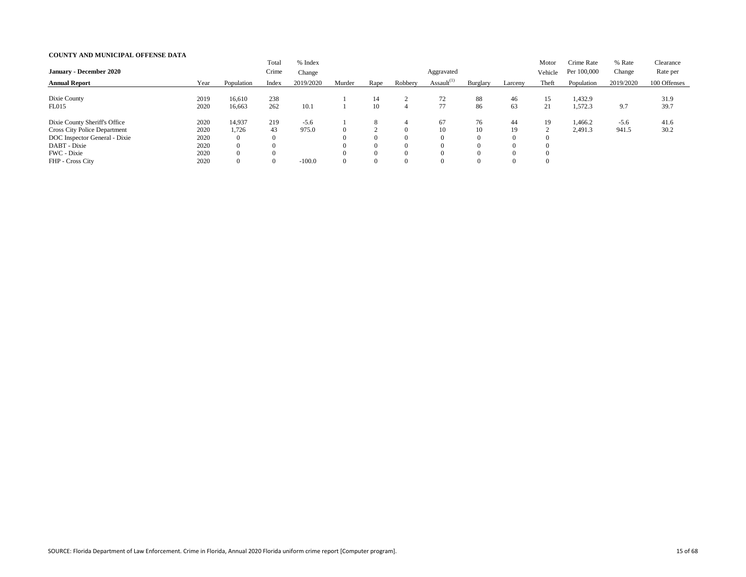**COUNTY AND MUNICIPAL OFFENSE DATA**

| January - December 2020 Annual Report | Year | Population | Total Crime Index | % Index Change 2019/2020 | Murder | Rape | Robbery | Aggravated Assault[(1)] | Burglary | Larceny | Motor Vehicle Theft | Crime Rate Per 100,000 Population | % Rate Change 2019/2020 | Clearance Rate per 100 Offenses |
|---|---|---|---|---|---|---|---|---|---|---|---|---|---|---|
| Dixie County | 2019 | 16,610 | 238 | | 1 | 14 | 2 | 72 | 88 | 46 | 15 | 1,432.9 | | 31.9 |
| FL015 | 2020 | 16,663 | 262 | 10.1 | 1 | 10 | 4 | 77 | 86 | 63 | 21 | 1,572.3 | 9.7 | 39.7 |
| Dixie County Sheriff's Office | 2020 | 14,937 | 219 | -5.6 | 1 | 8 | 4 | 67 | 76 | 44 | 19 | 1,466.2 | -5.6 | 41.6 |
| Cross City Police Department | 2020 | 1,726 | 43 | 975.0 | 0 | 2 | 0 | 10 | 10 | 19 | 2 | 2,491.3 | 941.5 | 30.2 |
| DOC Inspector General - Dixie | 2020 | 0 | 0 | | 0 | 0 | 0 | 0 | 0 | 0 | 0 | | | |
| DABT - Dixie | 2020 | 0 | 0 | | 0 | 0 | 0 | 0 | 0 | 0 | 0 | | | |
| FWC - Dixie | 2020 | 0 | 0 | | 0 | 0 | 0 | 0 | 0 | 0 | 0 | | | |
| FHP - Cross City | 2020 | 0 | 0 | -100.0 | 0 | 0 | 0 | 0 | 0 | 0 | 0 | | | |

SOURCE: Florida Department of Law Enforcement. Crime in Florida, Annual 2020 Florida uniform crime report [Computer program].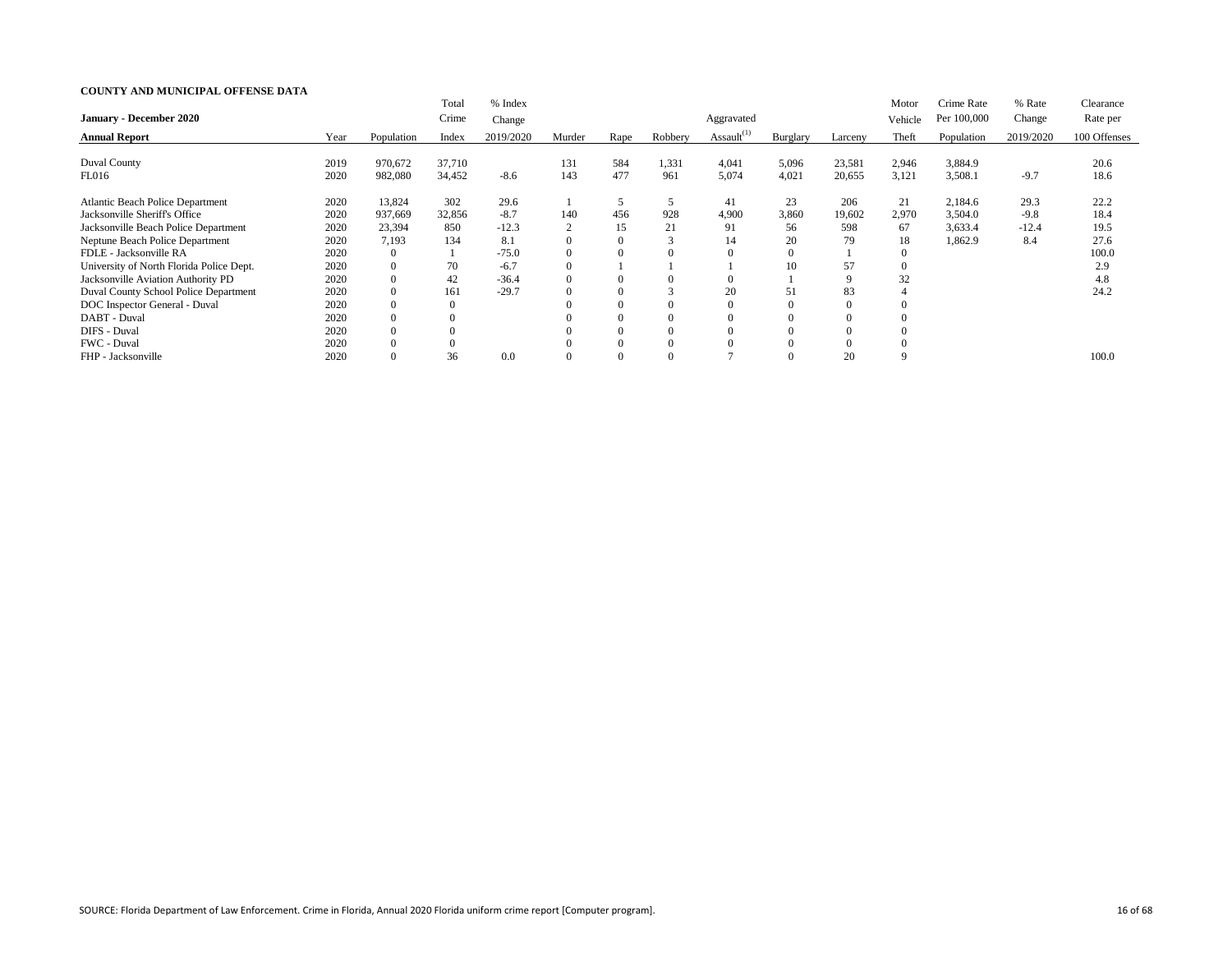**COUNTY AND MUNICIPAL OFFENSE DATA**

| January - December 2020 Annual Report | Year | Population | Total Crime Index | % Index Change 2019/2020 | Murder | Rape | Robbery | Aggravated Assault[(1)] | Burglary | Larceny | Motor Vehicle Theft | Crime Rate Per 100,000 Population | % Rate Change 2019/2020 | Clearance Rate per 100 Offenses |
|---|---|---|---|---|---|---|---|---|---|---|---|---|---|---|
| Duval County | 2019 | 970,672 | 37,710 | | 131 | 584 | 1,331 | 4,041 | 5,096 | 23,581 | 2,946 | 3,884.9 | | 20.6 |
| FL016 | 2020 | 982,080 | 34,452 | -8.6 | 143 | 477 | 961 | 5,074 | 4,021 | 20,655 | 3,121 | 3,508.1 | -9.7 | 18.6 |
| Atlantic Beach Police Department | 2020 | 13,824 | 302 | 29.6 | 1 | 5 | 5 | 41 | 23 | 206 | 21 | 2,184.6 | 29.3 | 22.2 |
| Jacksonville Sheriff's Office | 2020 | 937,669 | 32,856 | -8.7 | 140 | 456 | 928 | 4,900 | 3,860 | 19,602 | 2,970 | 3,504.0 | -9.8 | 18.4 |
| Jacksonville Beach Police Department | 2020 | 23,394 | 850 | -12.3 | 2 | 15 | 21 | 91 | 56 | 598 | 67 | 3,633.4 | -12.4 | 19.5 |
| Neptune Beach Police Department | 2020 | 7,193 | 134 | 8.1 | 0 | 0 | 3 | 14 | 20 | 79 | 18 | 1,862.9 | 8.4 | 27.6 |
| FDLE - Jacksonville RA | 2020 | 0 | 1 | -75.0 | 0 | 0 | 0 | 0 | 0 | 1 | 0 | | | 100.0 |
| University of North Florida Police Dept. | 2020 | 0 | 70 | -6.7 | 0 | 1 | 1 | 1 | 10 | 57 | 0 | | | 2.9 |
| Jacksonville Aviation Authority PD | 2020 | 0 | 42 | -36.4 | 0 | 0 | 0 | 0 | 1 | 9 | 32 | | | 4.8 |
| Duval County School Police Department | 2020 | 0 | 161 | -29.7 | 0 | 0 | 3 | 20 | 51 | 83 | 4 | | | 24.2 |
| DOC Inspector General - Duval | 2020 | 0 | 0 | | 0 | 0 | 0 | 0 | 0 | 0 | 0 | | | |
| DABT - Duval | 2020 | 0 | 0 | | 0 | 0 | 0 | 0 | 0 | 0 | 0 | | | |
| DIFS - Duval | 2020 | 0 | 0 | | 0 | 0 | 0 | 0 | 0 | 0 | 0 | | | |
| FWC - Duval | 2020 | 0 | 0 | | 0 | 0 | 0 | 0 | 0 | 0 | 0 | | | |
| FHP - Jacksonville | 2020 | 0 | 36 | 0.0 | 0 | 0 | 0 | 7 | 0 | 20 | 9 | | | 100.0 |

SOURCE: Florida Department of Law Enforcement. Crime in Florida, Annual 2020 Florida uniform crime report [Computer program].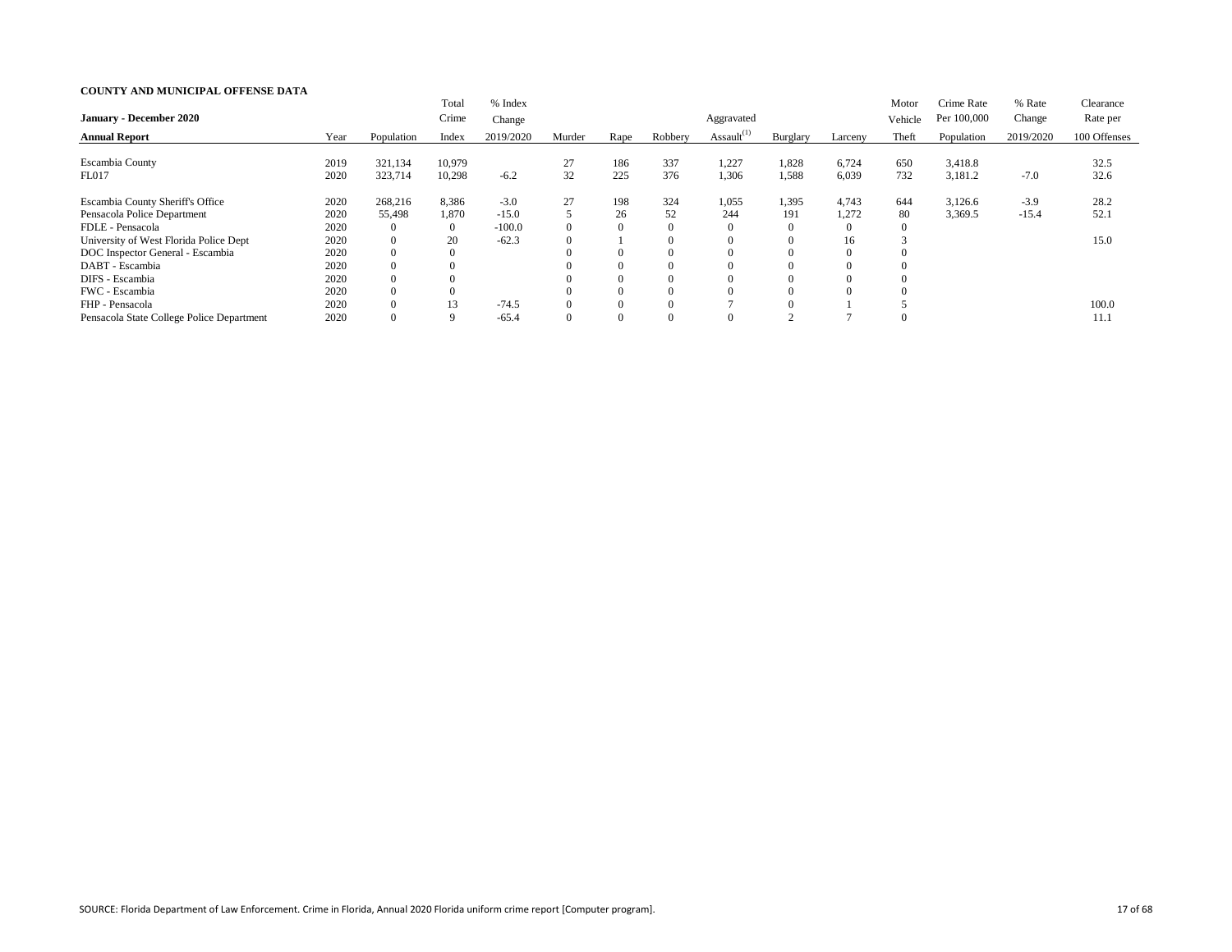**COUNTY AND MUNICIPAL OFFENSE DATA**

| **January - December 2020** | | | Total | % Index | | | | | | | | Motor | Crime Rate | % Rate | Clearance |
|---|---|---|---|---|---|---|---|---|---|---|---|---|---|---|---|
| **Annual Report** | Year | Population | Crime Index | Change 2019/2020 | Murder | Rape | Robbery | Aggravated Assault[1] | Burglary | Larceny | Vehicle Theft | Per 100,000 Population | Change 2019/2020 | Rate per 100 Offenses |
| Escambia County | 2019 | 321,134 | 10,979 | | 27 | 186 | 337 | 1,227 | 1,828 | 6,724 | 650 | 3,418.8 | | 32.5 |
| FL017 | 2020 | 323,714 | 10,298 | -6.2 | 32 | 225 | 376 | 1,306 | 1,588 | 6,039 | 732 | 3,181.2 | -7.0 | 32.6 |
| Escambia County Sheriff's Office | 2020 | 268,216 | 8,386 | -3.0 | 27 | 198 | 324 | 1,055 | 1,395 | 4,743 | 644 | 3,126.6 | -3.9 | 28.2 |
| Pensacola Police Department | 2020 | 55,498 | 1,870 | -15.0 | 5 | 26 | 52 | 244 | 191 | 1,272 | 80 | 3,369.5 | -15.4 | 52.1 |
| FDLE - Pensacola | 2020 | 0 | 0 | -100.0 | 0 | 0 | 0 | 0 | 0 | 0 | 0 | | | |
| University of West Florida Police Dept | 2020 | 0 | 20 | -62.3 | 0 | 1 | 0 | 0 | 0 | 16 | 3 | | | 15.0 |
| DOC Inspector General - Escambia | 2020 | 0 | 0 | | 0 | 0 | 0 | 0 | 0 | 0 | 0 | | | |
| DABT - Escambia | 2020 | 0 | 0 | | 0 | 0 | 0 | 0 | 0 | 0 | 0 | | | |
| DIFS - Escambia | 2020 | 0 | 0 | | 0 | 0 | 0 | 0 | 0 | 0 | 0 | | | |
| FWC - Escambia | 2020 | 0 | 0 | | 0 | 0 | 0 | 0 | 0 | 0 | 0 | | | |
| FHP - Pensacola | 2020 | 0 | 13 | -74.5 | 0 | 0 | 0 | 7 | 0 | 1 | 5 | | | 100.0 |
| Pensacola State College Police Department | 2020 | 0 | 9 | -65.4 | 0 | 0 | 0 | 0 | 2 | 7 | 0 | | | 11.1 |

SOURCE: Florida Department of Law Enforcement. Crime in Florida, Annual 2020 Florida uniform crime report [Computer program].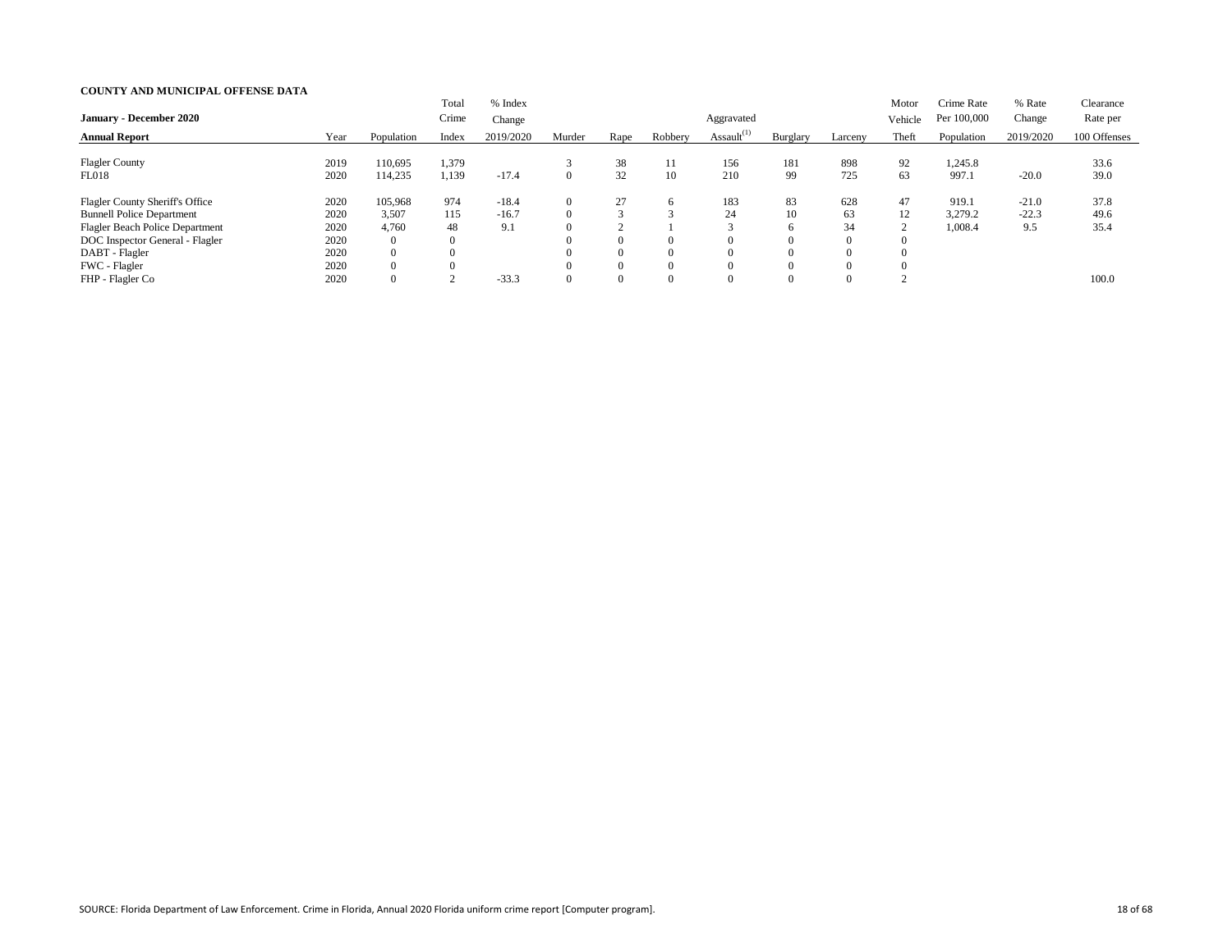**COUNTY AND MUNICIPAL OFFENSE DATA**

| January - December 2020 Annual Report | Year | Population | Total Crime Index | % Index Change 2019/2020 | Murder | Rape | Robbery | Aggravated Assault[1] | Burglary | Larceny | Motor Vehicle Theft | Crime Rate Per 100,000 Population | % Rate Change 2019/2020 | Clearance Rate per 100 Offenses |
|---|---|---|---|---|---|---|---|---|---|---|---|---|---|---|
| Flagler County | 2019 | 110,695 | 1,379 | | 3 | 38 | 11 | 156 | 181 | 898 | 92 | 1,245.8 | | 33.6 |
| FL018 | 2020 | 114,235 | 1,139 | -17.4 | 0 | 32 | 10 | 210 | 99 | 725 | 63 | 997.1 | -20.0 | 39.0 |
| Flagler County Sheriff's Office | 2020 | 105,968 | 974 | -18.4 | 0 | 27 | 6 | 183 | 83 | 628 | 47 | 919.1 | -21.0 | 37.8 |
| Bunnell Police Department | 2020 | 3,507 | 115 | -16.7 | 0 | 3 | 3 | 24 | 10 | 63 | 12 | 3,279.2 | -22.3 | 49.6 |
| Flagler Beach Police Department | 2020 | 4,760 | 48 | 9.1 | 0 | 2 | 1 | 3 | 6 | 34 | 2 | 1,008.4 | 9.5 | 35.4 |
| DOC Inspector General - Flagler | 2020 | 0 | 0 | | 0 | 0 | 0 | 0 | 0 | 0 | 0 | | | |
| DABT - Flagler | 2020 | 0 | 0 | | 0 | 0 | 0 | 0 | 0 | 0 | 0 | | | |
| FWC - Flagler | 2020 | 0 | 0 | | 0 | 0 | 0 | 0 | 0 | 0 | 0 | | | |
| FHP - Flagler Co | 2020 | 0 | 2 | -33.3 | 0 | 0 | 0 | 0 | 0 | 0 | 2 | | | 100.0 |

SOURCE: Florida Department of Law Enforcement. Crime in Florida, Annual 2020 Florida uniform crime report [Computer program].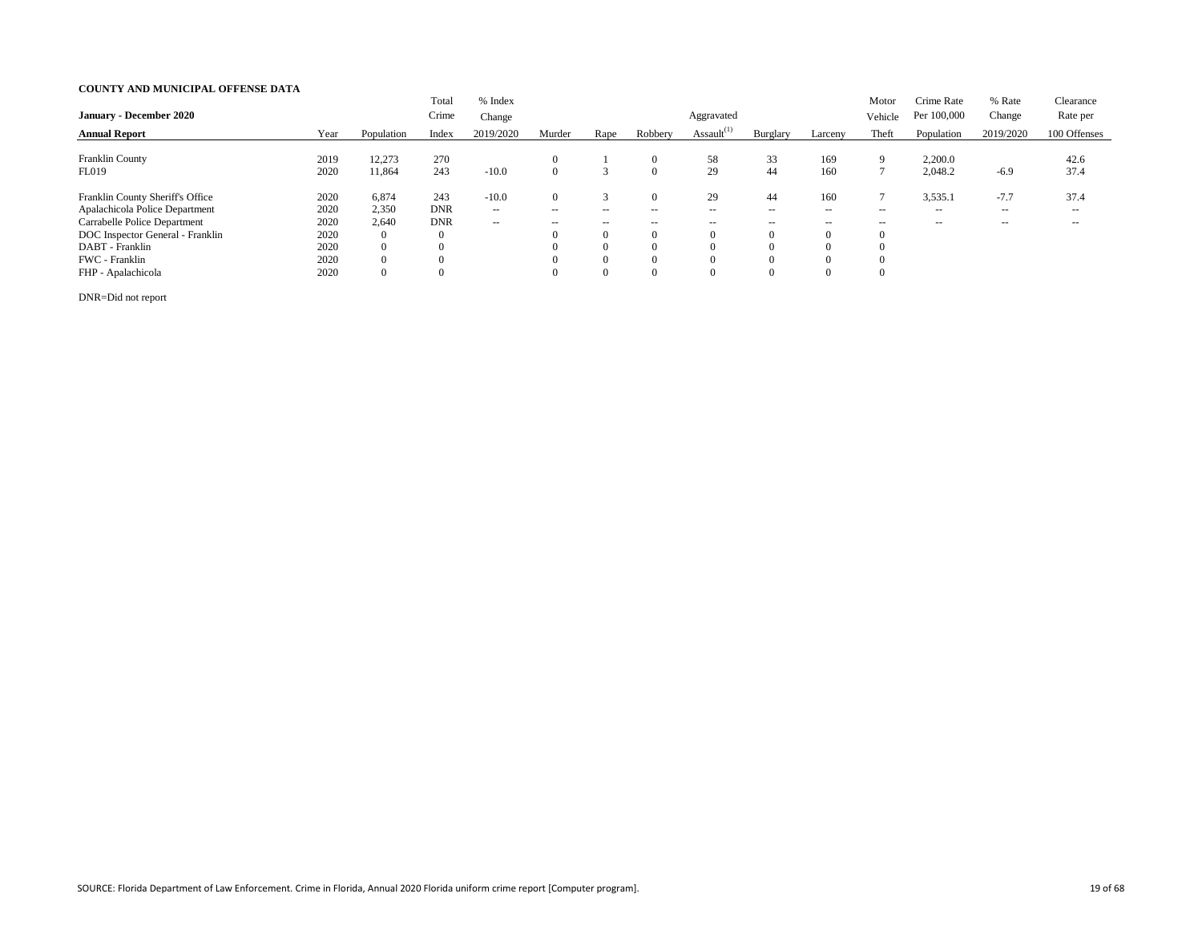**COUNTY AND MUNICIPAL OFFENSE DATA**

| January - December 2020 Annual Report | Year | Population | Total Crime Index | % Index Change 2019/2020 | Murder | Rape | Robbery | Aggravated Assault[1] | Burglary | Larceny | Motor Vehicle Theft | Crime Rate Per 100,000 Population | % Rate Change 2019/2020 | Clearance Rate per 100 Offenses |
|---|---|---|---|---|---|---|---|---|---|---|---|---|---|---|
| Franklin County | 2019 | 12,273 | 270 | | 0 | 1 | 0 | 58 | 33 | 169 | 9 | 2,200.0 | | 42.6 |
| FL019 | 2020 | 11,864 | 243 | -10.0 | 0 | 3 | 0 | 29 | 44 | 160 | 7 | 2,048.2 | -6.9 | 37.4 |
| Franklin County Sheriff's Office | 2020 | 6,874 | 243 | -10.0 | 0 | 3 | 0 | 29 | 44 | 160 | 7 | 3,535.1 | -7.7 | 37.4 |
| Apalachicola Police Department | 2020 | 2,350 | DNR | -- | -- | -- | -- | -- | -- | -- | -- | -- | -- | -- |
| Carrabelle Police Department | 2020 | 2,640 | DNR | -- | -- | -- | -- | -- | -- | -- | -- | -- | -- | -- |
| DOC Inspector General - Franklin | 2020 | 0 | 0 | | 0 | 0 | 0 | 0 | 0 | 0 | 0 | | | |
| DABT - Franklin | 2020 | 0 | 0 | | 0 | 0 | 0 | 0 | 0 | 0 | 0 | | | |
| FWC - Franklin | 2020 | 0 | 0 | | 0 | 0 | 0 | 0 | 0 | 0 | 0 | | | |
| FHP - Apalachicola | 2020 | 0 | 0 | | 0 | 0 | 0 | 0 | 0 | 0 | 0 | | | |

DNR=Did not report

SOURCE: Florida Department of Law Enforcement. Crime in Florida, Annual 2020 Florida uniform crime report [Computer program].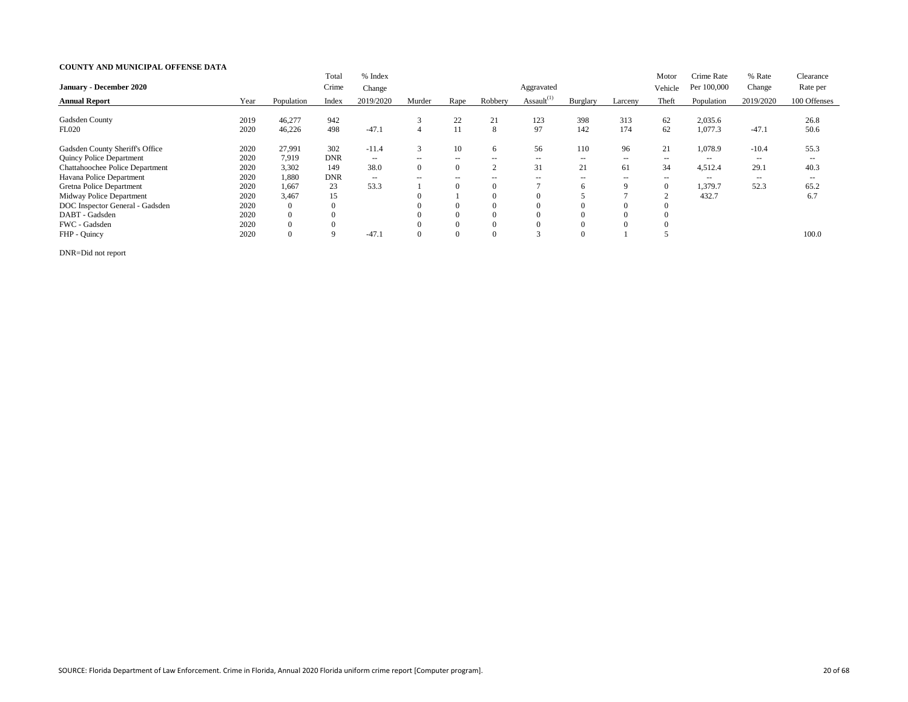**COUNTY AND MUNICIPAL OFFENSE DATA**

| January - December 2020 Annual Report | Year | Population | Total Crime Index | % Index Change 2019/2020 | Murder | Rape | Robbery | Aggravated Assault[(1)] | Burglary | Larceny | Motor Vehicle Theft | Crime Rate Per 100,000 Population | % Rate Change 2019/2020 | Clearance Rate per 100 Offenses |
|---|---|---|---|---|---|---|---|---|---|---|---|---|---|---|
| Gadsden County | 2019 | 46,277 | 942 | | 3 | 22 | 21 | 123 | 398 | 313 | 62 | 2,035.6 | | 26.8 |
| FL020 | 2020 | 46,226 | 498 | -47.1 | 4 | 11 | 8 | 97 | 142 | 174 | 62 | 1,077.3 | -47.1 | 50.6 |
| Gadsden County Sheriff's Office | 2020 | 27,991 | 302 | -11.4 | 3 | 10 | 6 | 56 | 110 | 96 | 21 | 1,078.9 | -10.4 | 55.3 |
| Quincy Police Department | 2020 | 7,919 | DNR | -- | -- | -- | -- | -- | -- | -- | -- | -- | -- | -- |
| Chattahoochee Police Department | 2020 | 3,302 | 149 | 38.0 | 0 | 0 | 2 | 31 | 21 | 61 | 34 | 4,512.4 | 29.1 | 40.3 |
| Havana Police Department | 2020 | 1,880 | DNR | -- | -- | -- | -- | -- | -- | -- | -- | -- | -- | -- |
| Gretna Police Department | 2020 | 1,667 | 23 | 53.3 | 1 | 0 | 0 | 7 | 6 | 9 | 0 | 1,379.7 | 52.3 | 65.2 |
| Midway Police Department | 2020 | 3,467 | 15 | | 0 | 1 | 0 | 0 | 5 | 7 | 2 | 432.7 | | 6.7 |
| DOC Inspector General - Gadsden | 2020 | 0 | 0 | | 0 | 0 | 0 | 0 | 0 | 0 | 0 | | | |
| DABT - Gadsden | 2020 | 0 | 0 | | 0 | 0 | 0 | 0 | 0 | 0 | 0 | | | |
| FWC - Gadsden | 2020 | 0 | 0 | | 0 | 0 | 0 | 0 | 0 | 0 | 0 | | | |
| FHP - Quincy | 2020 | 0 | 9 | -47.1 | 0 | 0 | 0 | 3 | 0 | 1 | 5 | | | 100.0 |

DNR=Did not report

SOURCE: Florida Department of Law Enforcement. Crime in Florida, Annual 2020 Florida uniform crime report [Computer program].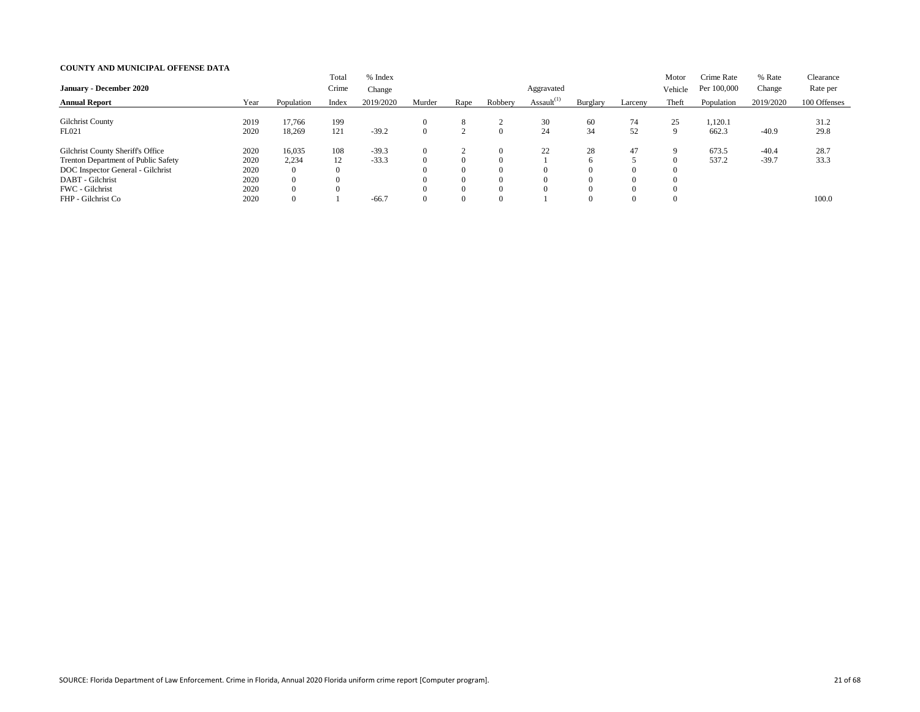**COUNTY AND MUNICIPAL OFFENSE DATA**

**January - December 2020**

**Annual Report**

| | Year | Population | Total Crime Index | % Index Change 2019/2020 | Murder | Rape | Robbery | Aggravated Assault[1] | Burglary | Larceny | Motor Vehicle Theft | Crime Rate Per 100,000 Population | % Rate Change 2019/2020 | Clearance Rate per 100 Offenses |
|---|---|---|---|---|---|---|---|---|---|---|---|---|---|---|
| Gilchrist County | 2019 | 17,766 | 199 | | 0 | 8 | 2 | 30 | 60 | 74 | 25 | 1,120.1 | | 31.2 |
| FL021 | 2020 | 18,269 | 121 | -39.2 | 0 | 2 | 0 | 24 | 34 | 52 | 9 | 662.3 | -40.9 | 29.8 |
| Gilchrist County Sheriff's Office | 2020 | 16,035 | 108 | -39.3 | 0 | 2 | 0 | 22 | 28 | 47 | 9 | 673.5 | -40.4 | 28.7 |
| Trenton Department of Public Safety | 2020 | 2,234 | 12 | -33.3 | 0 | 0 | 0 | 1 | 6 | 5 | 0 | 537.2 | -39.7 | 33.3 |
| DOC Inspector General - Gilchrist | 2020 | 0 | 0 | | 0 | 0 | 0 | 0 | 0 | 0 | 0 | | | |
| DABT - Gilchrist | 2020 | 0 | 0 | | 0 | 0 | 0 | 0 | 0 | 0 | 0 | | | |
| FWC - Gilchrist | 2020 | 0 | 0 | | 0 | 0 | 0 | 0 | 0 | 0 | 0 | | | |
| FHP - Gilchrist Co | 2020 | 0 | 1 | -66.7 | 0 | 0 | 0 | 1 | 0 | 0 | 0 | | | 100.0 |

SOURCE: Florida Department of Law Enforcement. Crime in Florida, Annual 2020 Florida uniform crime report [Computer program].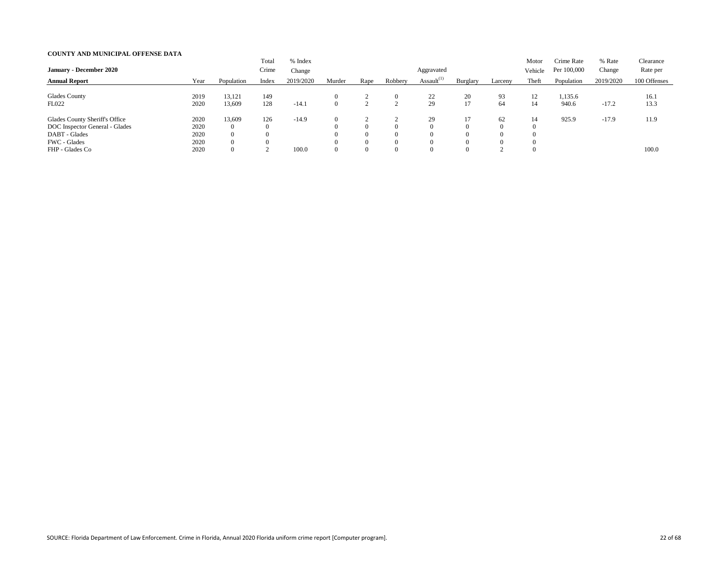**COUNTY AND MUNICIPAL OFFENSE DATA**

| January - December 2020<br>**Annual Report** | Year | Population | Total Crime Index | % Index Change 2019/2020 | Murder | Rape | Robbery | Aggravated Assault[(1)] | Burglary | Larceny | Motor Vehicle Theft | Crime Rate Per 100,000 Population | % Rate Change 2019/2020 | Clearance Rate per 100 Offenses |
|---|---|---|---|---|---|---|---|---|---|---|---|---|---|---|
| Glades County | 2019 | 13,121 | 149 | | 0 | 2 | 0 | 22 | 20 | 93 | 12 | 1,135.6 | | 16.1 |
| FL022 | 2020 | 13,609 | 128 | -14.1 | 0 | 2 | 2 | 29 | 17 | 64 | 14 | 940.6 | -17.2 | 13.3 |
| Glades County Sheriff's Office | 2020 | 13,609 | 126 | -14.9 | 0 | 2 | 2 | 29 | 17 | 62 | 14 | 925.9 | -17.9 | 11.9 |
| DOC Inspector General - Glades | 2020 | 0 | 0 | | 0 | 0 | 0 | 0 | 0 | 0 | 0 | | | |
| DABT - Glades | 2020 | 0 | 0 | | 0 | 0 | 0 | 0 | 0 | 0 | 0 | | | |
| FWC - Glades | 2020 | 0 | 0 | | 0 | 0 | 0 | 0 | 0 | 0 | 0 | | | |
| FHP - Glades Co | 2020 | 0 | 2 | 100.0 | 0 | 0 | 0 | 0 | 0 | 2 | 0 | | | 100.0 |

SOURCE: Florida Department of Law Enforcement. Crime in Florida, Annual 2020 Florida uniform crime report [Computer program].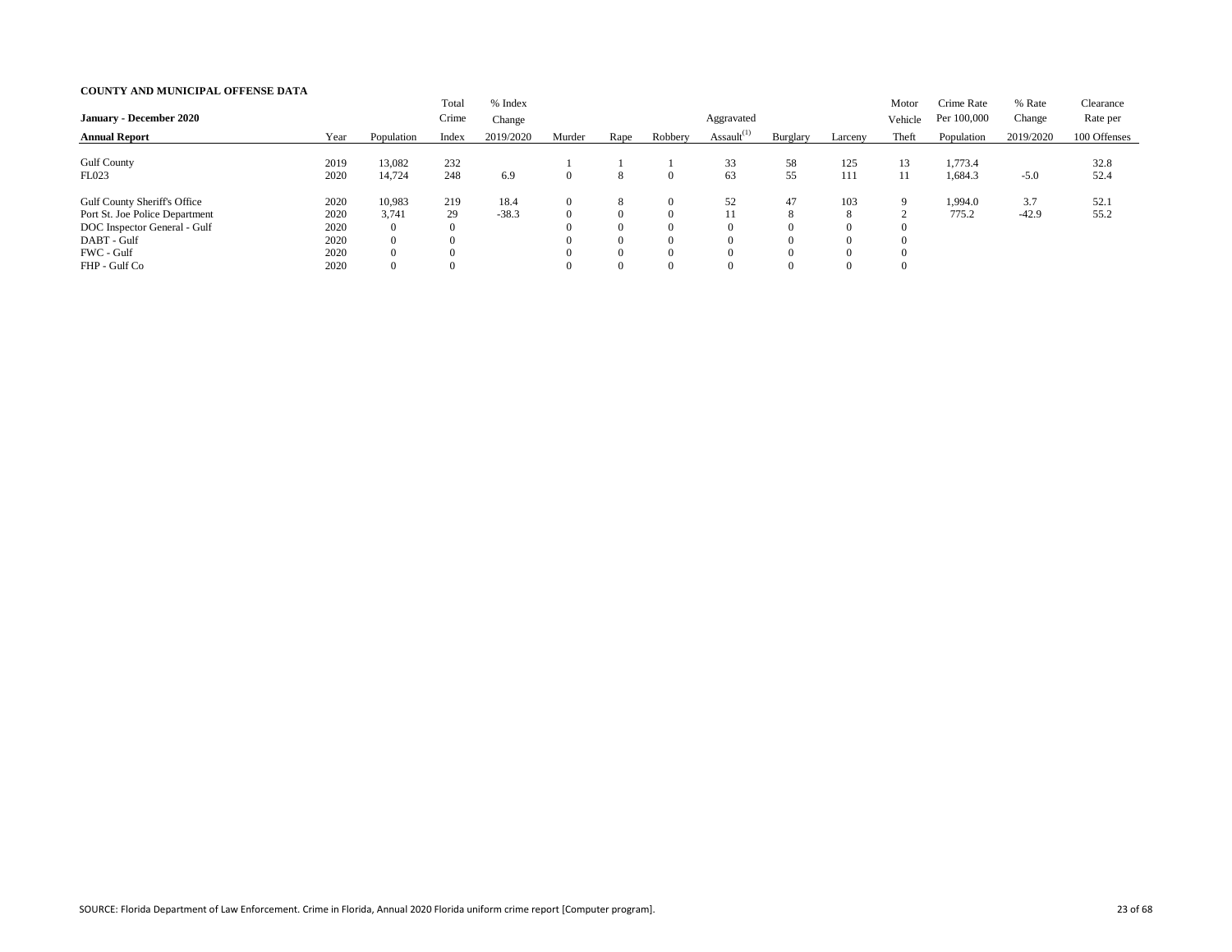**COUNTY AND MUNICIPAL OFFENSE DATA**

| **January - December 2020** <br> **Annual Report** | Year | Population | Total Crime Index | % Index Change 2019/2020 | Murder | Rape | Robbery | Aggravated Assault[1] | Burglary | Larceny | Motor Vehicle Theft | Crime Rate Per 100,000 Population | % Rate Change 2019/2020 | Clearance Rate per 100 Offenses |
|---|---|---|---|---|---|---|---|---|---|---|---|---|---|---|
| Gulf County | 2019 | 13,082 | 232 | | 1 | 1 | 1 | 33 | 58 | 125 | 13 | 1,773.4 | | 32.8 |
| FL023 | 2020 | 14,724 | 248 | 6.9 | 0 | 8 | 0 | 63 | 55 | 111 | 11 | 1,684.3 | -5.0 | 52.4 |
| Gulf County Sheriff's Office | 2020 | 10,983 | 219 | 18.4 | 0 | 8 | 0 | 52 | 47 | 103 | 9 | 1,994.0 | 3.7 | 52.1 |
| Port St. Joe Police Department | 2020 | 3,741 | 29 | -38.3 | 0 | 0 | 0 | 11 | 8 | 8 | 2 | 775.2 | -42.9 | 55.2 |
| DOC Inspector General - Gulf | 2020 | 0 | 0 | | 0 | 0 | 0 | 0 | 0 | 0 | 0 | | | |
| DABT - Gulf | 2020 | 0 | 0 | | 0 | 0 | 0 | 0 | 0 | 0 | 0 | | | |
| FWC - Gulf | 2020 | 0 | 0 | | 0 | 0 | 0 | 0 | 0 | 0 | 0 | | | |
| FHP - Gulf Co | 2020 | 0 | 0 | | 0 | 0 | 0 | 0 | 0 | 0 | 0 | | | |

SOURCE: Florida Department of Law Enforcement. Crime in Florida, Annual 2020 Florida uniform crime report [Computer program].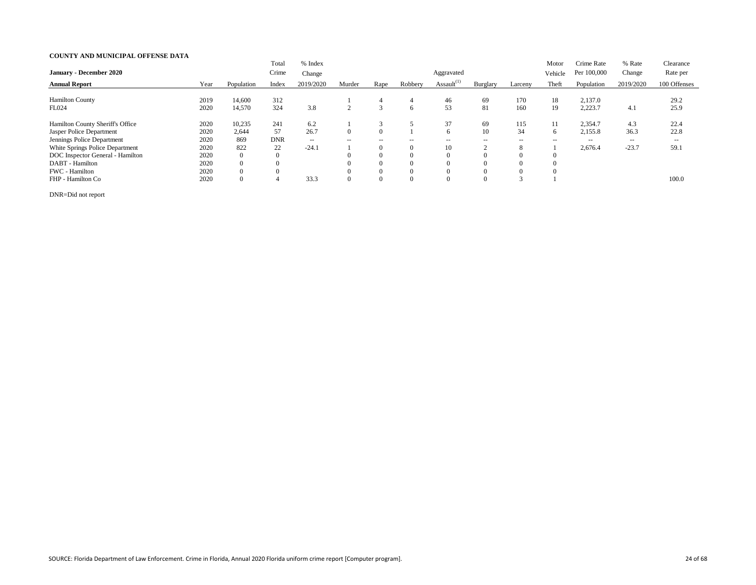**COUNTY AND MUNICIPAL OFFENSE DATA**

| January - December 2020<br>Annual Report | Year | Population | Total Crime Index | % Index Change 2019/2020 | Murder | Rape | Robbery | Aggravated Assault(1) | Burglary | Larceny | Motor Vehicle Theft | Crime Rate Per 100,000 Population | % Rate Change 2019/2020 | Clearance Rate per 100 Offenses |
|---|---|---|---|---|---|---|---|---|---|---|---|---|---|---|
| Hamilton County | 2019 | 14,600 | 312 | | 1 | 4 | 4 | 46 | 69 | 170 | 18 | 2,137.0 | | 29.2 |
| FL024 | 2020 | 14,570 | 324 | 3.8 | 2 | 3 | 6 | 53 | 81 | 160 | 19 | 2,223.7 | 4.1 | 25.9 |
| Hamilton County Sheriff's Office | 2020 | 10,235 | 241 | 6.2 | 1 | 3 | 5 | 37 | 69 | 115 | 11 | 2,354.7 | 4.3 | 22.4 |
| Jasper Police Department | 2020 | 2,644 | 57 | 26.7 | 0 | 0 | 1 | 6 | 10 | 34 | 6 | 2,155.8 | 36.3 | 22.8 |
| Jennings Police Department | 2020 | 869 | DNR | -- | -- | -- | -- | -- | -- | -- | -- | -- | -- | -- |
| White Springs Police Department | 2020 | 822 | 22 | -24.1 | 1 | 0 | 0 | 10 | 2 | 8 | 1 | 2,676.4 | -23.7 | 59.1 |
| DOC Inspector General - Hamilton | 2020 | 0 | 0 | | 0 | 0 | 0 | 0 | 0 | 0 | 0 | | | |
| DABT - Hamilton | 2020 | 0 | 0 | | 0 | 0 | 0 | 0 | 0 | 0 | 0 | | | |
| FWC - Hamilton | 2020 | 0 | 0 | | 0 | 0 | 0 | 0 | 0 | 0 | 0 | | | |
| FHP - Hamilton Co | 2020 | 0 | 4 | 33.3 | 0 | 0 | 0 | 0 | 0 | 3 | 1 | | | 100.0 |

DNR=Did not report

SOURCE: Florida Department of Law Enforcement. Crime in Florida, Annual 2020 Florida uniform crime report [Computer program].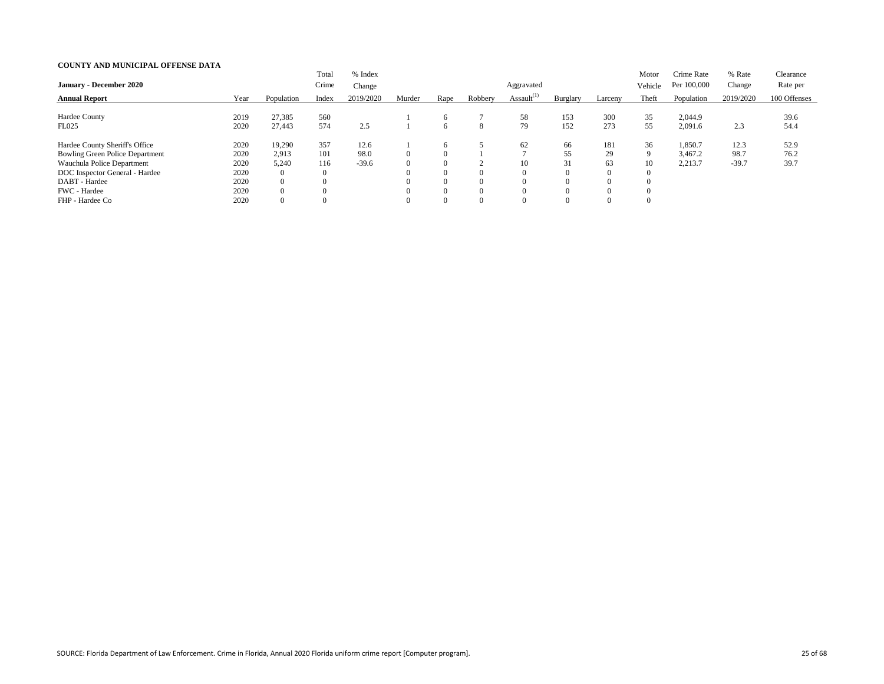**COUNTY AND MUNICIPAL OFFENSE DATA**

| January - December 2020 Annual Report | Year | Population | Total Crime Index | % Index Change 2019/2020 | Murder | Rape | Robbery | Aggravated Assault[(1)] | Burglary | Larceny | Motor Vehicle Theft | Crime Rate Per 100,000 Population | % Rate Change 2019/2020 | Clearance Rate per 100 Offenses |
|---|---|---|---|---|---|---|---|---|---|---|---|---|---|---|
| Hardee County | 2019 | 27,385 | 560 | | 1 | 6 | 7 | 58 | 153 | 300 | 35 | 2,044.9 | | 39.6 |
| FL025 | 2020 | 27,443 | 574 | 2.5 | 1 | 6 | 8 | 79 | 152 | 273 | 55 | 2,091.6 | 2.3 | 54.4 |
| Hardee County Sheriff's Office | 2020 | 19,290 | 357 | 12.6 | 1 | 6 | 5 | 62 | 66 | 181 | 36 | 1,850.7 | 12.3 | 52.9 |
| Bowling Green Police Department | 2020 | 2,913 | 101 | 98.0 | 0 | 0 | 1 | 7 | 55 | 29 | 9 | 3,467.2 | 98.7 | 76.2 |
| Wauchula Police Department | 2020 | 5,240 | 116 | -39.6 | 0 | 0 | 2 | 10 | 31 | 63 | 10 | 2,213.7 | -39.7 | 39.7 |
| DOC Inspector General - Hardee | 2020 | 0 | 0 | | 0 | 0 | 0 | 0 | 0 | 0 | 0 | | | |
| DABT - Hardee | 2020 | 0 | 0 | | 0 | 0 | 0 | 0 | 0 | 0 | 0 | | | |
| FWC - Hardee | 2020 | 0 | 0 | | 0 | 0 | 0 | 0 | 0 | 0 | 0 | | | |
| FHP - Hardee Co | 2020 | 0 | 0 | | 0 | 0 | 0 | 0 | 0 | 0 | 0 | | | |

SOURCE: Florida Department of Law Enforcement. Crime in Florida, Annual 2020 Florida uniform crime report [Computer program].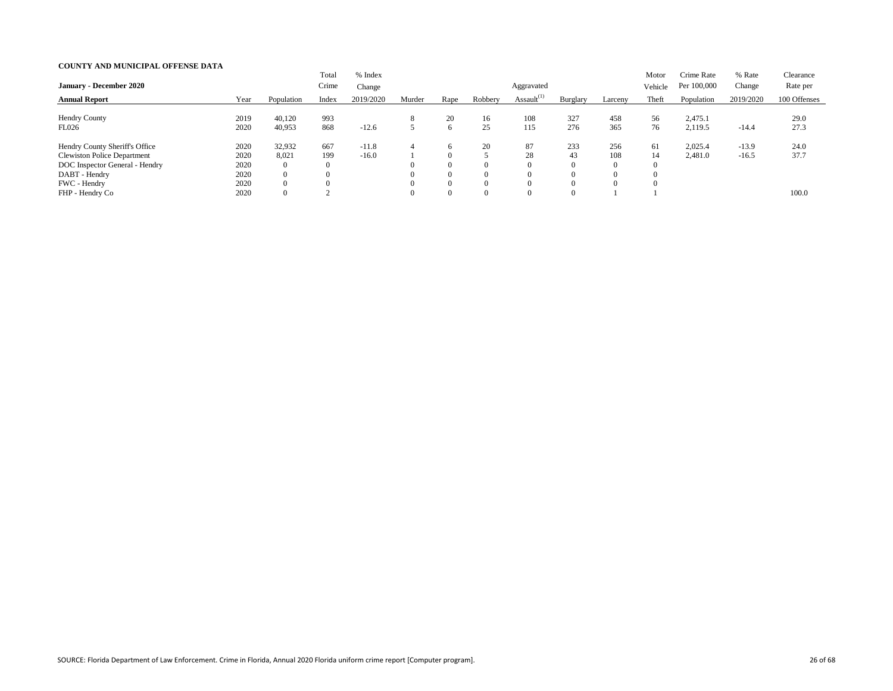**COUNTY AND MUNICIPAL OFFENSE DATA**

| **January - December 2020** <br> **Annual Report** | Year | Population | Total Crime Index | % Index Change 2019/2020 | Murder | Rape | Robbery | Aggravated Assault[(1)] | Burglary | Larceny | Motor Vehicle Theft | Crime Rate Per 100,000 Population | % Rate Change 2019/2020 | Clearance Rate per 100 Offenses |
|---|---|---|---|---|---|---|---|---|---|---|---|---|---|---|
| Hendry County | 2019 | 40,120 | 993 | | 8 | 20 | 16 | 108 | 327 | 458 | 56 | 2,475.1 | | 29.0 |
| FL026 | 2020 | 40,953 | 868 | -12.6 | 5 | 6 | 25 | 115 | 276 | 365 | 76 | 2,119.5 | -14.4 | 27.3 |
| Hendry County Sheriff's Office | 2020 | 32,932 | 667 | -11.8 | 4 | 6 | 20 | 87 | 233 | 256 | 61 | 2,025.4 | -13.9 | 24.0 |
| Clewiston Police Department | 2020 | 8,021 | 199 | -16.0 | 1 | 0 | 5 | 28 | 43 | 108 | 14 | 2,481.0 | -16.5 | 37.7 |
| DOC Inspector General - Hendry | 2020 | 0 | 0 | | 0 | 0 | 0 | 0 | 0 | 0 | 0 | | | |
| DABT - Hendry | 2020 | 0 | 0 | | 0 | 0 | 0 | 0 | 0 | 0 | 0 | | | |
| FWC - Hendry | 2020 | 0 | 0 | | 0 | 0 | 0 | 0 | 0 | 0 | 0 | | | |
| FHP - Hendry Co | 2020 | 0 | 2 | | 0 | 0 | 0 | 0 | 0 | 1 | 1 | | | 100.0 |

SOURCE: Florida Department of Law Enforcement. Crime in Florida, Annual 2020 Florida uniform crime report [Computer program].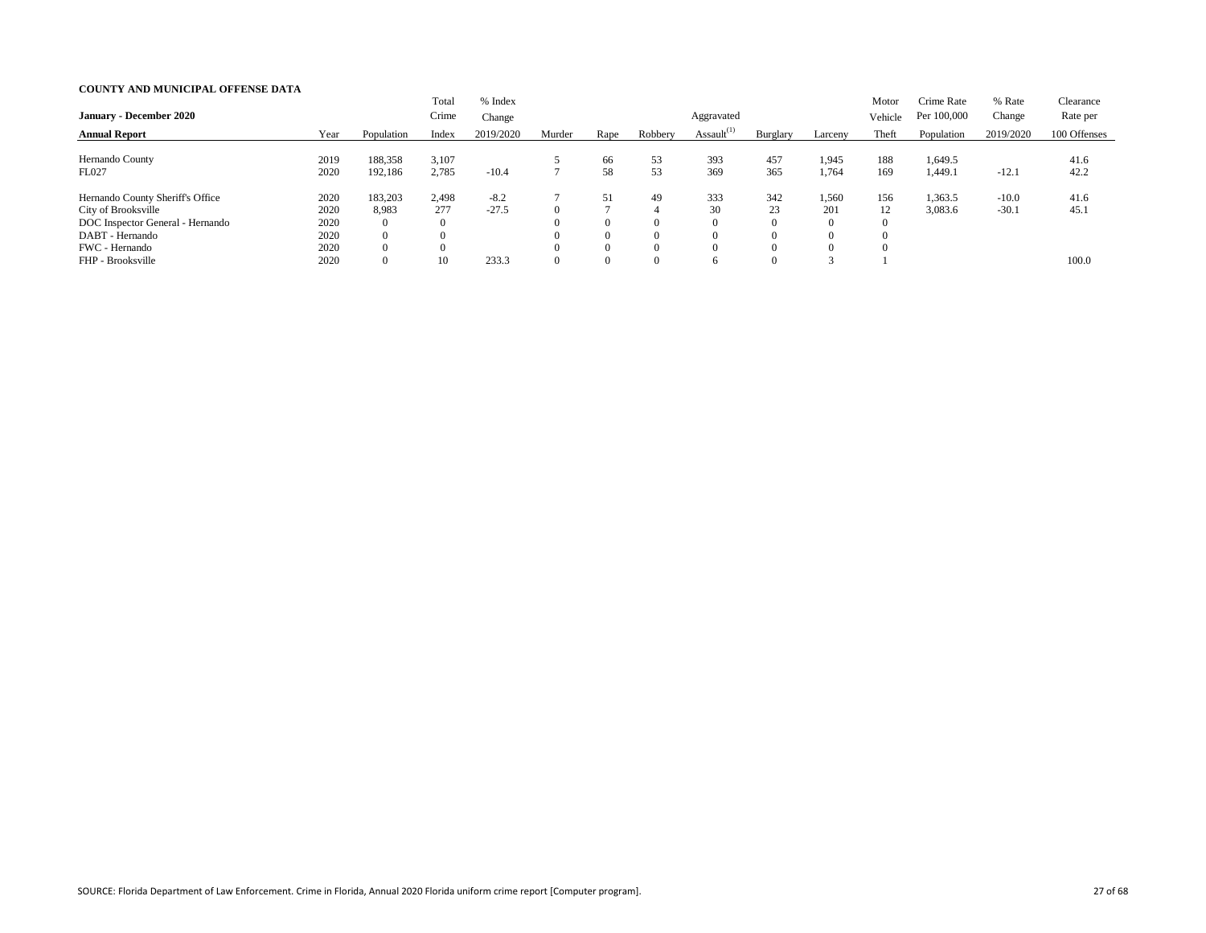**COUNTY AND MUNICIPAL OFFENSE DATA**

| January - December 2020 Annual Report | Year | Population | Total Crime Index | % Index Change 2019/2020 | Murder | Rape | Robbery | Aggravated Assault[1] | Burglary | Larceny | Motor Vehicle Theft | Crime Rate Per 100,000 Population | % Rate Change 2019/2020 | Clearance Rate per 100 Offenses |
|---|---|---|---|---|---|---|---|---|---|---|---|---|---|---|
| Hernando County | 2019 | 188,358 | 3,107 | | 5 | 66 | 53 | 393 | 457 | 1,945 | 188 | 1,649.5 | | 41.6 |
| FL027 | 2020 | 192,186 | 2,785 | -10.4 | 7 | 58 | 53 | 369 | 365 | 1,764 | 169 | 1,449.1 | -12.1 | 42.2 |
| Hernando County Sheriff's Office | 2020 | 183,203 | 2,498 | -8.2 | 7 | 51 | 49 | 333 | 342 | 1,560 | 156 | 1,363.5 | -10.0 | 41.6 |
| City of Brooksville | 2020 | 8,983 | 277 | -27.5 | 0 | 7 | 4 | 30 | 23 | 201 | 12 | 3,083.6 | -30.1 | 45.1 |
| DOC Inspector General - Hernando | 2020 | 0 | 0 | | 0 | 0 | 0 | 0 | 0 | 0 | 0 | | | |
| DABT - Hernando | 2020 | 0 | 0 | | 0 | 0 | 0 | 0 | 0 | 0 | 0 | | | |
| FWC - Hernando | 2020 | 0 | 0 | | 0 | 0 | 0 | 0 | 0 | 0 | 0 | | | |
| FHP - Brooksville | 2020 | 0 | 10 | 233.3 | 0 | 0 | 0 | 6 | 0 | 3 | 1 | | | 100.0 |

SOURCE: Florida Department of Law Enforcement. Crime in Florida, Annual 2020 Florida uniform crime report [Computer program].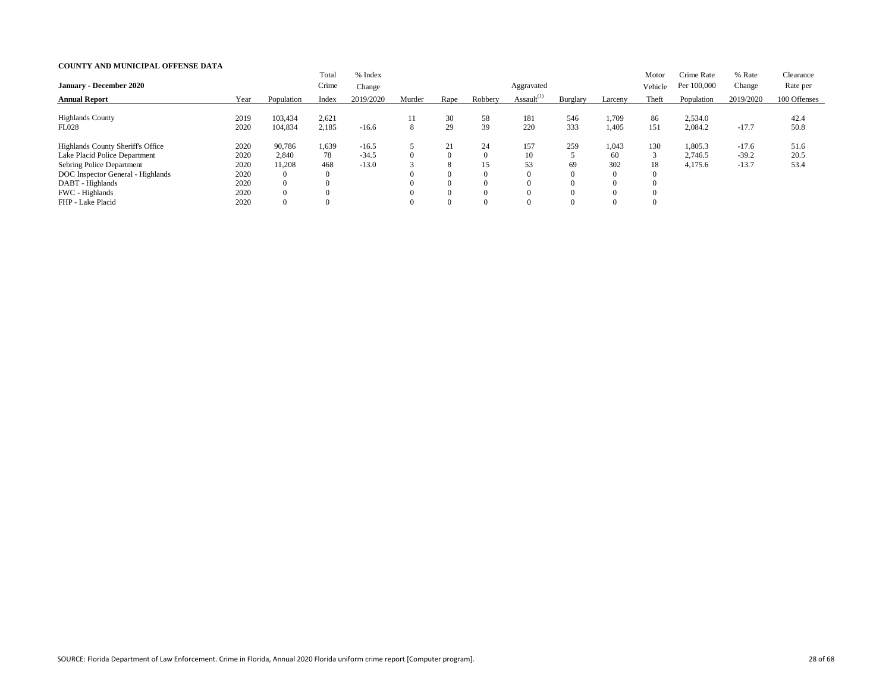**COUNTY AND MUNICIPAL OFFENSE DATA**

| January - December 2020<br>Annual Report | Year | Population | Total Crime Index | % Index Change 2019/2020 | Murder | Rape | Robbery | Aggravated Assault(1) | Burglary | Larceny | Motor Vehicle Theft | Crime Rate Per 100,000 Population | % Rate Change 2019/2020 | Clearance Rate per 100 Offenses |
|---|---|---|---|---|---|---|---|---|---|---|---|---|---|---|
| Highlands County | 2019 | 103,434 | 2,621 | | 11 | 30 | 58 | 181 | 546 | 1,709 | 86 | 2,534.0 | | 42.4 |
| FL028 | 2020 | 104,834 | 2,185 | -16.6 | 8 | 29 | 39 | 220 | 333 | 1,405 | 151 | 2,084.2 | -17.7 | 50.8 |
| Highlands County Sheriff's Office | 2020 | 90,786 | 1,639 | -16.5 | 5 | 21 | 24 | 157 | 259 | 1,043 | 130 | 1,805.3 | -17.6 | 51.6 |
| Lake Placid Police Department | 2020 | 2,840 | 78 | -34.5 | 0 | 0 | 0 | 10 | 5 | 60 | 3 | 2,746.5 | -39.2 | 20.5 |
| Sebring Police Department | 2020 | 11,208 | 468 | -13.0 | 3 | 8 | 15 | 53 | 69 | 302 | 18 | 4,175.6 | -13.7 | 53.4 |
| DOC Inspector General - Highlands | 2020 | 0 | 0 | | 0 | 0 | 0 | 0 | 0 | 0 | 0 | | | |
| DABT - Highlands | 2020 | 0 | 0 | | 0 | 0 | 0 | 0 | 0 | 0 | 0 | | | |
| FWC - Highlands | 2020 | 0 | 0 | | 0 | 0 | 0 | 0 | 0 | 0 | 0 | | | |
| FHP - Lake Placid | 2020 | 0 | 0 | | 0 | 0 | 0 | 0 | 0 | 0 | 0 | | | |

SOURCE: Florida Department of Law Enforcement. Crime in Florida, Annual 2020 Florida uniform crime report [Computer program].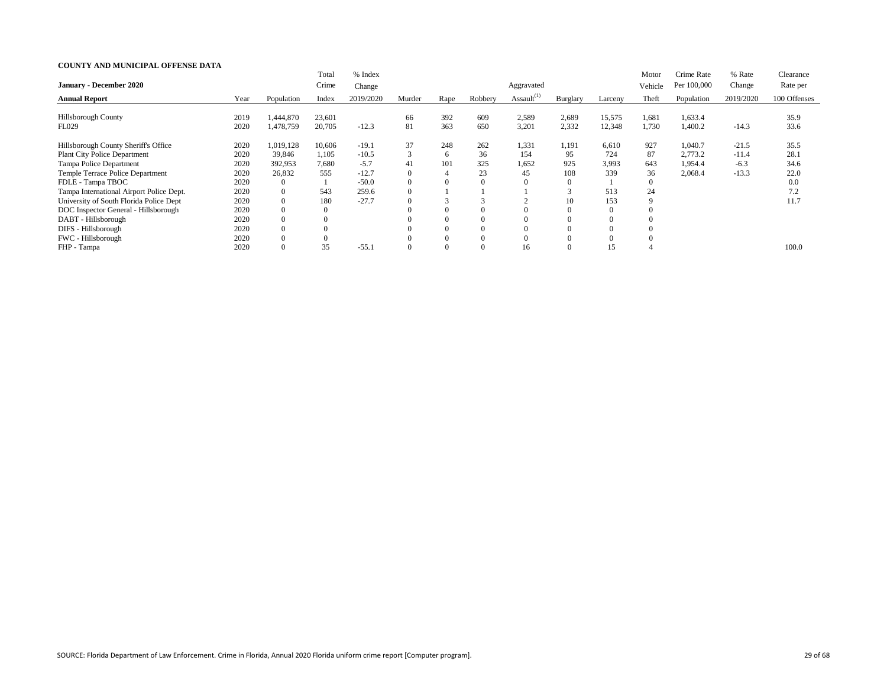**COUNTY AND MUNICIPAL OFFENSE DATA**

| January - December 2020<br>**Annual Report** | Year | Population | Total Crime Index | % Index Change 2019/2020 | Murder | Rape | Robbery | Aggravated Assault[1] | Burglary | Larceny | Motor Vehicle Theft | Crime Rate Per 100,000 Population | % Rate Change 2019/2020 | Clearance Rate per 100 Offenses |
|---|---|---|---|---|---|---|---|---|---|---|---|---|---|---|
| Hillsborough County | 2019 | 1,444,870 | 23,601 | | 66 | 392 | 609 | 2,589 | 2,689 | 15,575 | 1,681 | 1,633.4 | | 35.9 |
| FL029 | 2020 | 1,478,759 | 20,705 | -12.3 | 81 | 363 | 650 | 3,201 | 2,332 | 12,348 | 1,730 | 1,400.2 | -14.3 | 33.6 |
| Hillsborough County Sheriff's Office | 2020 | 1,019,128 | 10,606 | -19.1 | 37 | 248 | 262 | 1,331 | 1,191 | 6,610 | 927 | 1,040.7 | -21.5 | 35.5 |
| Plant City Police Department | 2020 | 39,846 | 1,105 | -10.5 | 3 | 6 | 36 | 154 | 95 | 724 | 87 | 2,773.2 | -11.4 | 28.1 |
| Tampa Police Department | 2020 | 392,953 | 7,680 | -5.7 | 41 | 101 | 325 | 1,652 | 925 | 3,993 | 643 | 1,954.4 | -6.3 | 34.6 |
| Temple Terrace Police Department | 2020 | 26,832 | 555 | -12.7 | 0 | 4 | 23 | 45 | 108 | 339 | 36 | 2,068.4 | -13.3 | 22.0 |
| FDLE - Tampa TBOC | 2020 | 0 | 1 | -50.0 | 0 | 0 | 0 | 0 | 0 | 1 | 0 | | | 0.0 |
| Tampa International Airport Police Dept. | 2020 | 0 | 543 | 259.6 | 0 | 1 | 1 | 1 | 3 | 513 | 24 | | | 7.2 |
| University of South Florida Police Dept | 2020 | 0 | 180 | -27.7 | 0 | 3 | 3 | 2 | 10 | 153 | 9 | | | 11.7 |
| DOC Inspector General - Hillsborough | 2020 | 0 | 0 | | 0 | 0 | 0 | 0 | 0 | 0 | 0 | | | |
| DABT - Hillsborough | 2020 | 0 | 0 | | 0 | 0 | 0 | 0 | 0 | 0 | 0 | | | |
| DIFS - Hillsborough | 2020 | 0 | 0 | | 0 | 0 | 0 | 0 | 0 | 0 | 0 | | | |
| FWC - Hillsborough | 2020 | 0 | 0 | | 0 | 0 | 0 | 0 | 0 | 0 | 0 | | | |
| FHP - Tampa | 2020 | 0 | 35 | -55.1 | 0 | 0 | 0 | 16 | 0 | 15 | 4 | | | 100.0 |

SOURCE: Florida Department of Law Enforcement. Crime in Florida, Annual 2020 Florida uniform crime report [Computer program].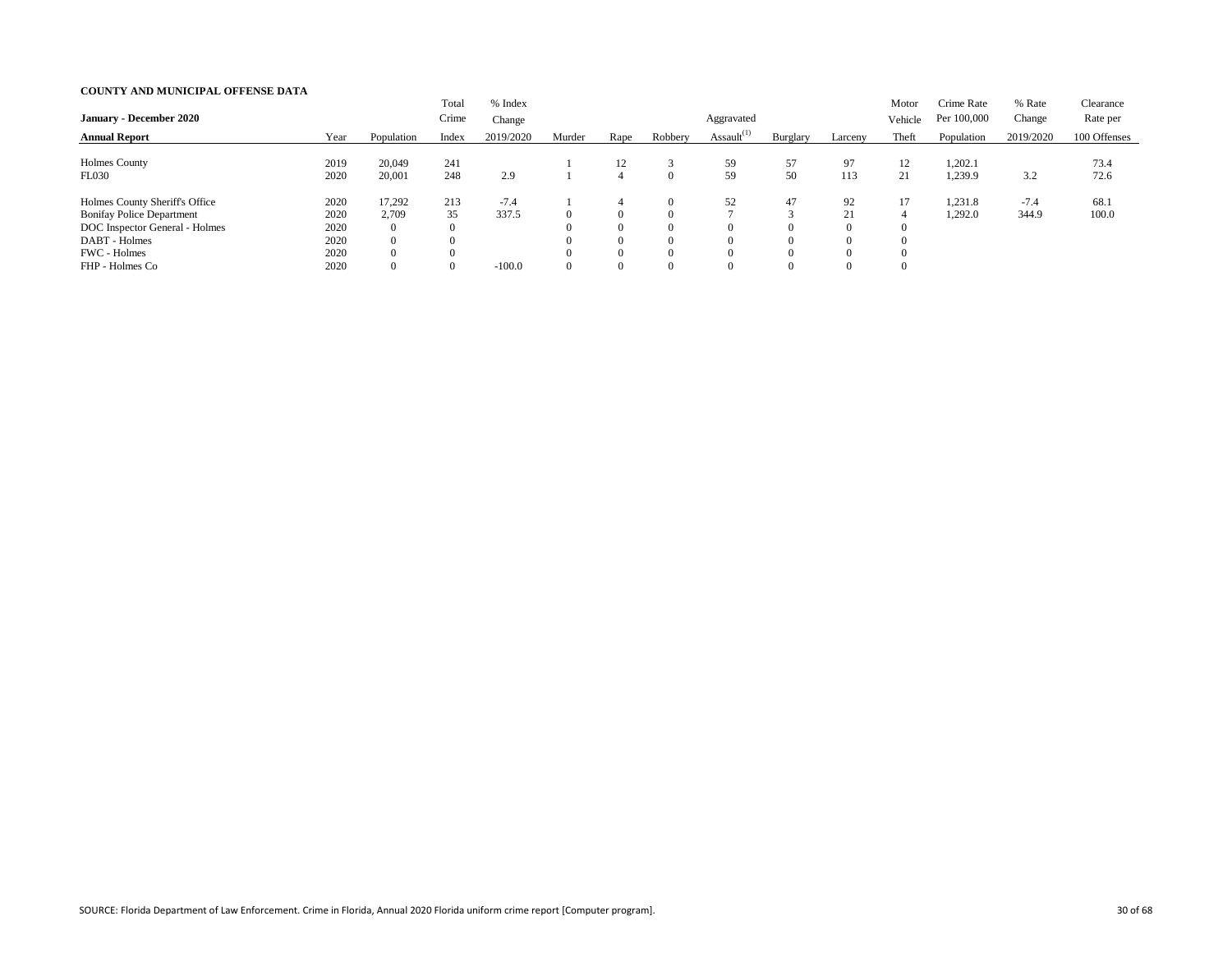**COUNTY AND MUNICIPAL OFFENSE DATA**

| January - December 2020 Annual Report | Year | Population | Total Crime Index | % Index Change 2019/2020 | Murder | Rape | Robbery | Aggravated Assault[1] | Burglary | Larceny | Motor Vehicle Theft | Crime Rate Per 100,000 Population | % Rate Change 2019/2020 | Clearance Rate per 100 Offenses |
|---|---|---|---|---|---|---|---|---|---|---|---|---|---|---|
| Holmes County | 2019 | 20,049 | 241 | | 1 | 12 | 3 | 59 | 57 | 97 | 12 | 1,202.1 | | 73.4 |
| FL030 | 2020 | 20,001 | 248 | 2.9 | 1 | 4 | 0 | 59 | 50 | 113 | 21 | 1,239.9 | 3.2 | 72.6 |
| Holmes County Sheriff's Office | 2020 | 17,292 | 213 | -7.4 | 1 | 4 | 0 | 52 | 47 | 92 | 17 | 1,231.8 | -7.4 | 68.1 |
| Bonifay Police Department | 2020 | 2,709 | 35 | 337.5 | 0 | 0 | 0 | 7 | 3 | 21 | 4 | 1,292.0 | 344.9 | 100.0 |
| DOC Inspector General - Holmes | 2020 | 0 | 0 | | 0 | 0 | 0 | 0 | 0 | 0 | 0 | | | |
| DABT - Holmes | 2020 | 0 | 0 | | 0 | 0 | 0 | 0 | 0 | 0 | 0 | | | |
| FWC - Holmes | 2020 | 0 | 0 | | 0 | 0 | 0 | 0 | 0 | 0 | 0 | | | |
| FHP - Holmes Co | 2020 | 0 | 0 | -100.0 | 0 | 0 | 0 | 0 | 0 | 0 | 0 | | | |

SOURCE: Florida Department of Law Enforcement. Crime in Florida, Annual 2020 Florida uniform crime report [Computer program].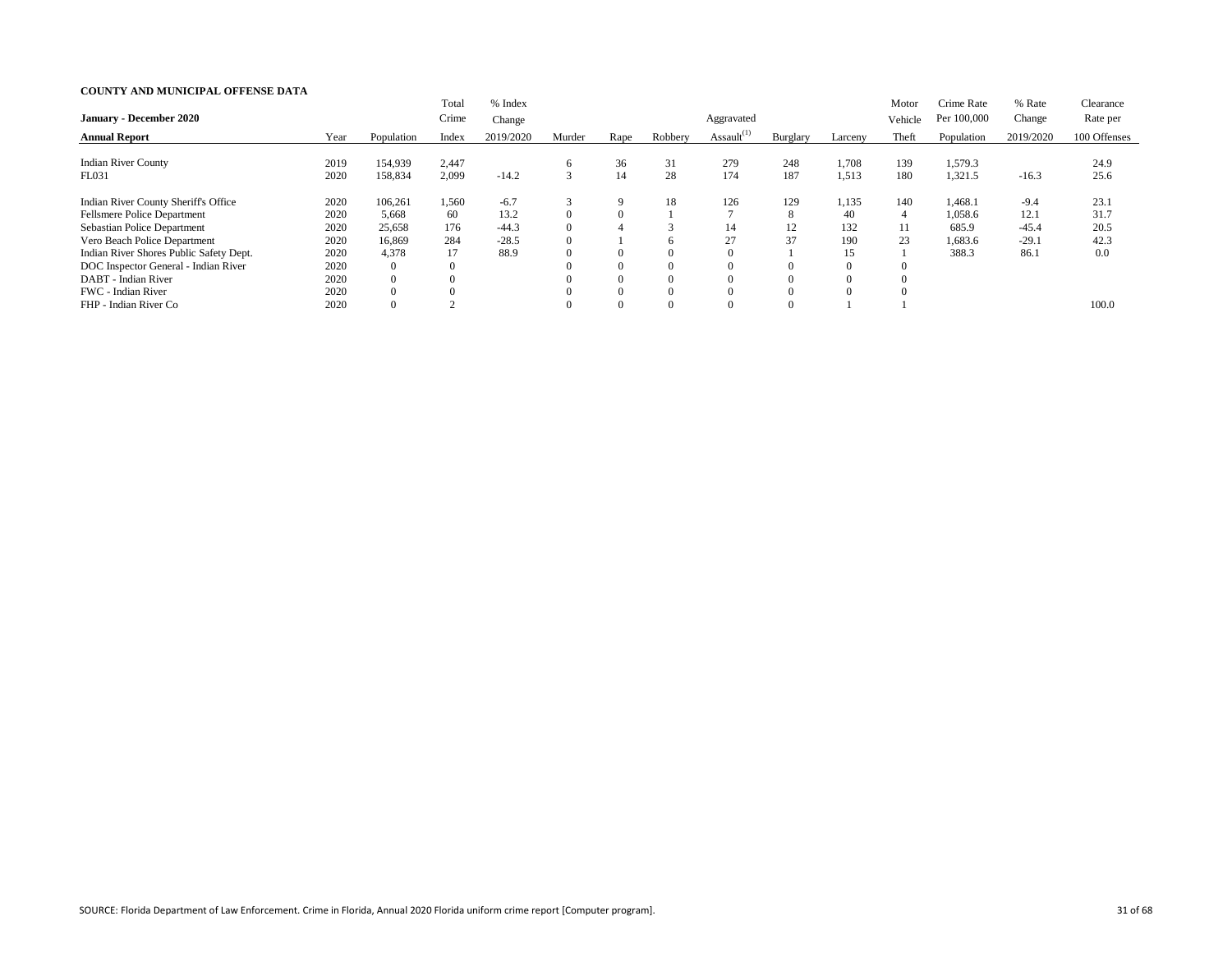**COUNTY AND MUNICIPAL OFFENSE DATA**

| **January - December 2020**<br>**Annual Report** | Year | Population | Total Crime Index | % Index Change 2019/2020 | Murder | Rape | Robbery | Aggravated Assault[1] | Burglary | Larceny | Motor Vehicle Theft | Crime Rate Per 100,000 Population | % Rate Change 2019/2020 | Clearance Rate per 100 Offenses |
|---|---|---|---|---|---|---|---|---|---|---|---|---|---|---|
| Indian River County | 2019 | 154,939 | 2,447 | | 6 | 36 | 31 | 279 | 248 | 1,708 | 139 | 1,579.3 | | 24.9 |
| FL031 | 2020 | 158,834 | 2,099 | -14.2 | 3 | 14 | 28 | 174 | 187 | 1,513 | 180 | 1,321.5 | -16.3 | 25.6 |
| Indian River County Sheriff's Office | 2020 | 106,261 | 1,560 | -6.7 | 3 | 9 | 18 | 126 | 129 | 1,135 | 140 | 1,468.1 | -9.4 | 23.1 |
| Fellsmere Police Department | 2020 | 5,668 | 60 | 13.2 | 0 | 0 | 1 | 7 | 8 | 40 | 4 | 1,058.6 | 12.1 | 31.7 |
| Sebastian Police Department | 2020 | 25,658 | 176 | -44.3 | 0 | 4 | 3 | 14 | 12 | 132 | 11 | 685.9 | -45.4 | 20.5 |
| Vero Beach Police Department | 2020 | 16,869 | 284 | -28.5 | 0 | 1 | 6 | 27 | 37 | 190 | 23 | 1,683.6 | -29.1 | 42.3 |
| Indian River Shores Public Safety Dept. | 2020 | 4,378 | 17 | 88.9 | 0 | 0 | 0 | 0 | 1 | 15 | 1 | 388.3 | 86.1 | 0.0 |
| DOC Inspector General - Indian River | 2020 | 0 | 0 | | 0 | 0 | 0 | 0 | 0 | 0 | 0 | | | |
| DABT - Indian River | 2020 | 0 | 0 | | 0 | 0 | 0 | 0 | 0 | 0 | 0 | | | |
| FWC - Indian River | 2020 | 0 | 0 | | 0 | 0 | 0 | 0 | 0 | 0 | 0 | | | |
| FHP - Indian River Co | 2020 | 0 | 2 | | 0 | 0 | 0 | 0 | 0 | 1 | 1 | | | 100.0 |

SOURCE: Florida Department of Law Enforcement. Crime in Florida, Annual 2020 Florida uniform crime report [Computer program].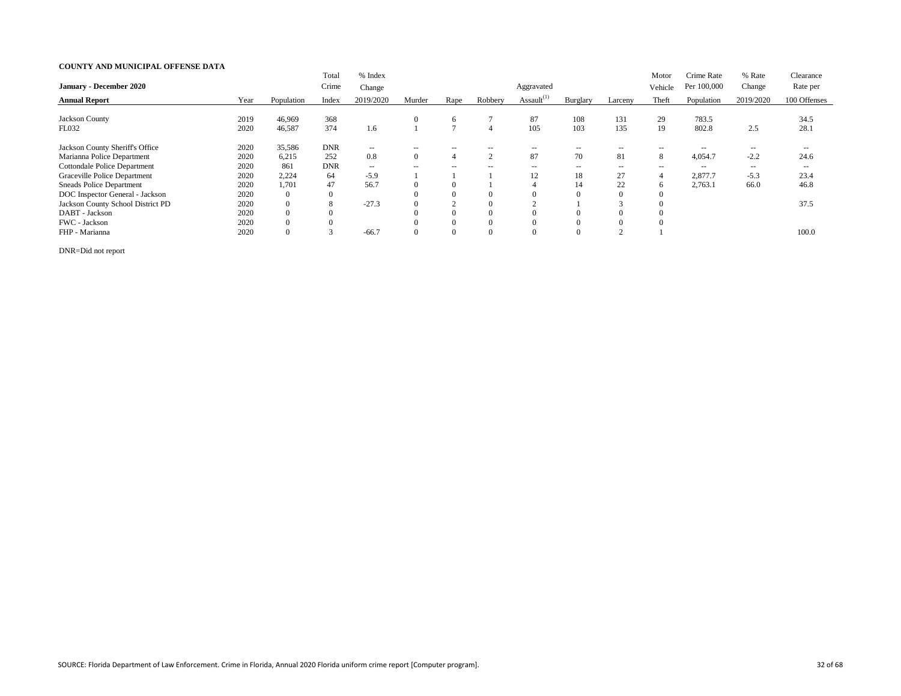**COUNTY AND MUNICIPAL OFFENSE DATA**

| January - December 2020<br>**Annual Report** | Year | Population | Total Crime Index | % Index Change 2019/2020 | Murder | Rape | Robbery | Aggravated Assault[1] | Burglary | Larceny | Motor Vehicle Theft | Crime Rate Per 100,000 Population | % Rate Change 2019/2020 | Clearance Rate per 100 Offenses |
|---|---|---|---|---|---|---|---|---|---|---|---|---|---|---|
| Jackson County | 2019 | 46,969 | 368 | | 0 | 6 | 7 | 87 | 108 | 131 | 29 | 783.5 | | 34.5 |
| FL032 | 2020 | 46,587 | 374 | 1.6 | 1 | 7 | 4 | 105 | 103 | 135 | 19 | 802.8 | 2.5 | 28.1 |
| Jackson County Sheriff's Office | 2020 | 35,586 | DNR | -- | -- | -- | -- | -- | -- | -- | -- | -- | -- | -- |
| Marianna Police Department | 2020 | 6,215 | 252 | 0.8 | 0 | 4 | 2 | 87 | 70 | 81 | 8 | 4,054.7 | -2.2 | 24.6 |
| Cottondale Police Department | 2020 | 861 | DNR | -- | -- | -- | -- | -- | -- | -- | -- | -- | -- | -- |
| Graceville Police Department | 2020 | 2,224 | 64 | -5.9 | 1 | 1 | 1 | 12 | 18 | 27 | 4 | 2,877.7 | -5.3 | 23.4 |
| Sneads Police Department | 2020 | 1,701 | 47 | 56.7 | 0 | 0 | 1 | 4 | 14 | 22 | 6 | 2,763.1 | 66.0 | 46.8 |
| DOC Inspector General - Jackson | 2020 | 0 | 0 | | 0 | 0 | 0 | 0 | 0 | 0 | 0 | | | |
| Jackson County School District PD | 2020 | 0 | 8 | -27.3 | 0 | 2 | 0 | 2 | 1 | 3 | 0 | | | 37.5 |
| DABT - Jackson | 2020 | 0 | 0 | | 0 | 0 | 0 | 0 | 0 | 0 | 0 | | | |
| FWC - Jackson | 2020 | 0 | 0 | | 0 | 0 | 0 | 0 | 0 | 0 | 0 | | | |
| FHP - Marianna | 2020 | 0 | 3 | -66.7 | 0 | 0 | 0 | 0 | 0 | 2 | 1 | | | 100.0 |

DNR=Did not report

SOURCE: Florida Department of Law Enforcement. Crime in Florida, Annual 2020 Florida uniform crime report [Computer program].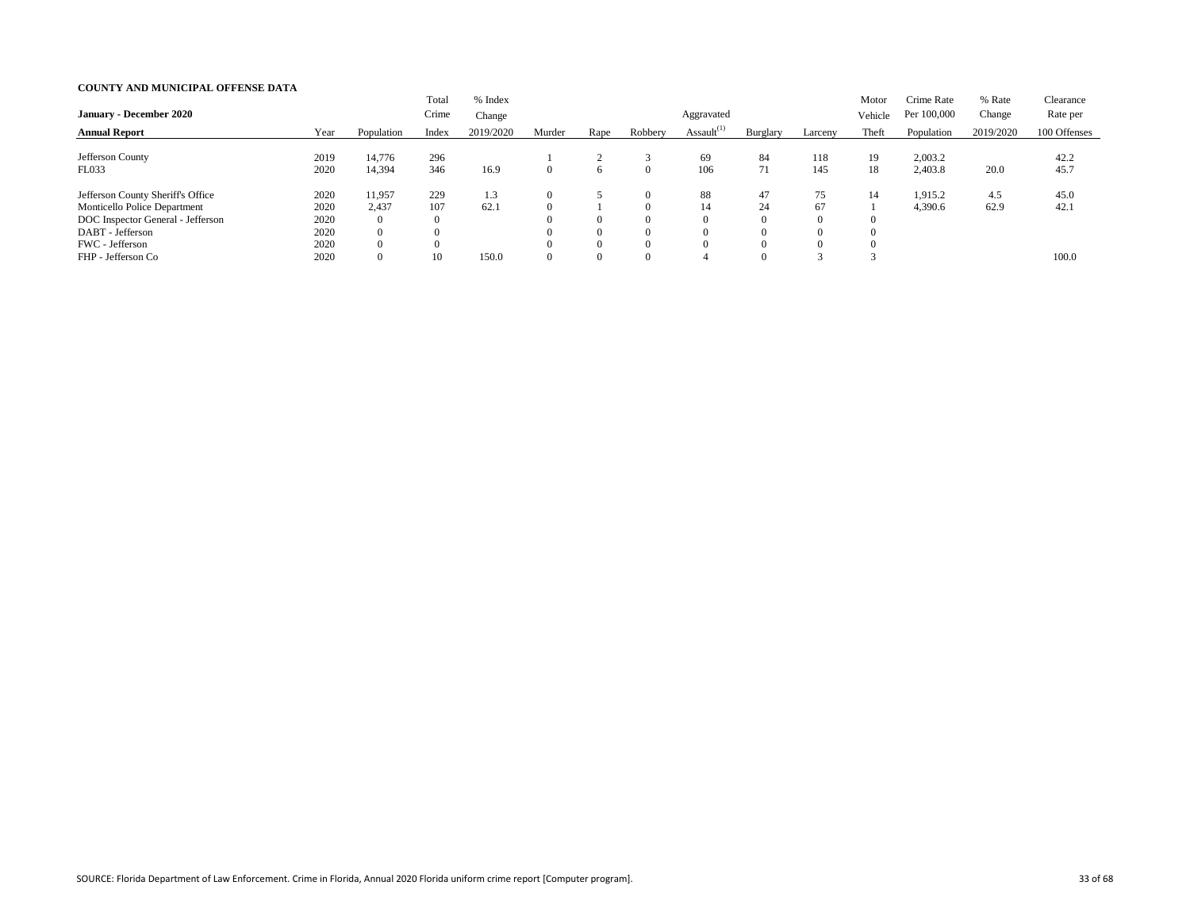**COUNTY AND MUNICIPAL OFFENSE DATA**

| **January - December 2020** **Annual Report** | Year | Population | Total Crime Index | % Index Change 2019/2020 | Murder | Rape | Robbery | Aggravated Assault[1] | Burglary | Larceny | Motor Vehicle Theft | Crime Rate Per 100,000 Population | % Rate Change 2019/2020 | Clearance Rate per 100 Offenses |
|---|---|---|---|---|---|---|---|---|---|---|---|---|---|---|
| Jefferson County | 2019 | 14,776 | 296 | | 1 | 2 | 3 | 69 | 84 | 118 | 19 | 2,003.2 | | 42.2 |
| FL033 | 2020 | 14,394 | 346 | 16.9 | 0 | 6 | 0 | 106 | 71 | 145 | 18 | 2,403.8 | 20.0 | 45.7 |
| Jefferson County Sheriff's Office | 2020 | 11,957 | 229 | 1.3 | 0 | 5 | 0 | 88 | 47 | 75 | 14 | 1,915.2 | 4.5 | 45.0 |
| Monticello Police Department | 2020 | 2,437 | 107 | 62.1 | 0 | 1 | 0 | 14 | 24 | 67 | 1 | 4,390.6 | 62.9 | 42.1 |
| DOC Inspector General - Jefferson | 2020 | 0 | 0 | | 0 | 0 | 0 | 0 | 0 | 0 | 0 | | | |
| DABT - Jefferson | 2020 | 0 | 0 | | 0 | 0 | 0 | 0 | 0 | 0 | 0 | | | |
| FWC - Jefferson | 2020 | 0 | 0 | | 0 | 0 | 0 | 0 | 0 | 0 | 0 | | | |
| FHP - Jefferson Co | 2020 | 0 | 10 | 150.0 | 0 | 0 | 0 | 4 | 0 | 3 | 3 | | | 100.0 |

SOURCE: Florida Department of Law Enforcement. Crime in Florida, Annual 2020 Florida uniform crime report [Computer program].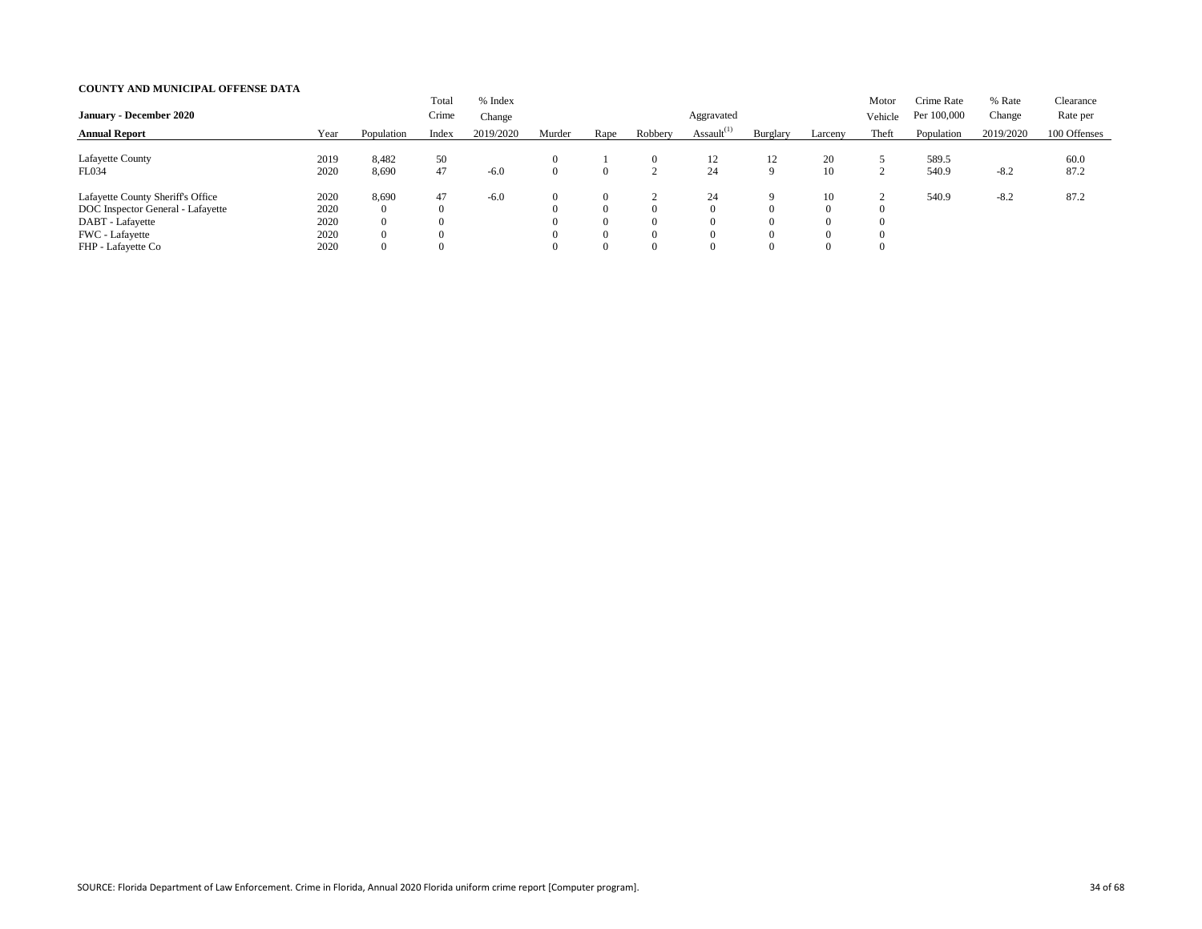**COUNTY AND MUNICIPAL OFFENSE DATA**

**January - December 2020**

| **Annual Report** | Year | Population | Total Crime Index | % Index Change 2019/2020 | Murder | Rape | Robbery | Aggravated Assault[(1)] | Burglary | Larceny | Motor Vehicle Theft | Crime Rate Per 100,000 Population | % Rate Change 2019/2020 | Clearance Rate per 100 Offenses |
|---|---|---|---|---|---|---|---|---|---|---|---|---|---|---|
| Lafayette County | 2019 | 8,482 | 50 | | 0 | 1 | 0 | 12 | 12 | 20 | 5 | 589.5 | | 60.0 |
| FL034 | 2020 | 8,690 | 47 | -6.0 | 0 | 0 | 2 | 24 | 9 | 10 | 2 | 540.9 | -8.2 | 87.2 |
| Lafayette County Sheriff's Office | 2020 | 8,690 | 47 | -6.0 | 0 | 0 | 2 | 24 | 9 | 10 | 2 | 540.9 | -8.2 | 87.2 |
| DOC Inspector General - Lafayette | 2020 | 0 | 0 | | 0 | 0 | 0 | 0 | 0 | 0 | 0 | | | |
| DABT - Lafayette | 2020 | 0 | 0 | | 0 | 0 | 0 | 0 | 0 | 0 | 0 | | | |
| FWC - Lafayette | 2020 | 0 | 0 | | 0 | 0 | 0 | 0 | 0 | 0 | 0 | | | |
| FHP - Lafayette Co | 2020 | 0 | 0 | | 0 | 0 | 0 | 0 | 0 | 0 | 0 | | | |

SOURCE: Florida Department of Law Enforcement. Crime in Florida, Annual 2020 Florida uniform crime report [Computer program].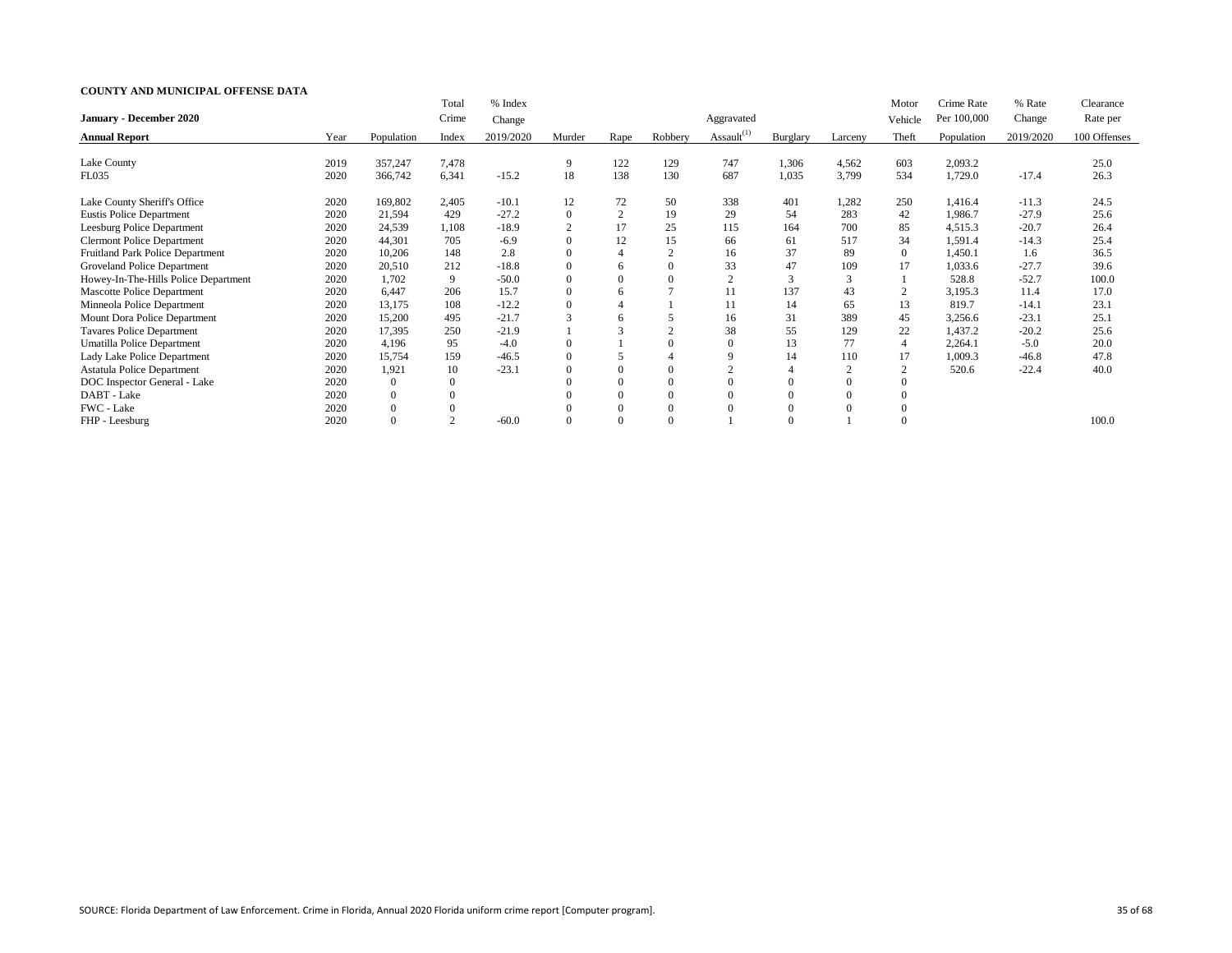**COUNTY AND MUNICIPAL OFFENSE DATA**

| January - December 2020 Annual Report | Year | Population | Total Crime Index | % Index Change 2019/2020 | Murder | Rape | Robbery | Aggravated Assault[(1)] | Burglary | Larceny | Motor Vehicle Theft | Crime Rate Per 100,000 Population | % Rate Change 2019/2020 | Clearance Rate per 100 Offenses |
|---|---|---|---|---|---|---|---|---|---|---|---|---|---|---|
| Lake County | 2019 | 357,247 | 7,478 | | 9 | 122 | 129 | 747 | 1,306 | 4,562 | 603 | 2,093.2 | | 25.0 |
| FL035 | 2020 | 366,742 | 6,341 | -15.2 | 18 | 138 | 130 | 687 | 1,035 | 3,799 | 534 | 1,729.0 | -17.4 | 26.3 |
| Lake County Sheriff's Office | 2020 | 169,802 | 2,405 | -10.1 | 12 | 72 | 50 | 338 | 401 | 1,282 | 250 | 1,416.4 | -11.3 | 24.5 |
| Eustis Police Department | 2020 | 21,594 | 429 | -27.2 | 0 | 2 | 19 | 29 | 54 | 283 | 42 | 1,986.7 | -27.9 | 25.6 |
| Leesburg Police Department | 2020 | 24,539 | 1,108 | -18.9 | 2 | 17 | 25 | 115 | 164 | 700 | 85 | 4,515.3 | -20.7 | 26.4 |
| Clermont Police Department | 2020 | 44,301 | 705 | -6.9 | 0 | 12 | 15 | 66 | 61 | 517 | 34 | 1,591.4 | -14.3 | 25.4 |
| Fruitland Park Police Department | 2020 | 10,206 | 148 | 2.8 | 0 | 4 | 2 | 16 | 37 | 89 | 0 | 1,450.1 | 1.6 | 36.5 |
| Groveland Police Department | 2020 | 20,510 | 212 | -18.8 | 0 | 6 | 0 | 33 | 47 | 109 | 17 | 1,033.6 | -27.7 | 39.6 |
| Howey-In-The-Hills Police Department | 2020 | 1,702 | 9 | -50.0 | 0 | 0 | 0 | 2 | 3 | 3 | 1 | 528.8 | -52.7 | 100.0 |
| Mascotte Police Department | 2020 | 6,447 | 206 | 15.7 | 0 | 6 | 7 | 11 | 137 | 43 | 2 | 3,195.3 | 11.4 | 17.0 |
| Minneola Police Department | 2020 | 13,175 | 108 | -12.2 | 0 | 4 | 1 | 11 | 14 | 65 | 13 | 819.7 | -14.1 | 23.1 |
| Mount Dora Police Department | 2020 | 15,200 | 495 | -21.7 | 3 | 6 | 5 | 16 | 31 | 389 | 45 | 3,256.6 | -23.1 | 25.1 |
| Tavares Police Department | 2020 | 17,395 | 250 | -21.9 | 1 | 3 | 2 | 38 | 55 | 129 | 22 | 1,437.2 | -20.2 | 25.6 |
| Umatilla Police Department | 2020 | 4,196 | 95 | -4.0 | 0 | 1 | 0 | 0 | 13 | 77 | 4 | 2,264.1 | -5.0 | 20.0 |
| Lady Lake Police Department | 2020 | 15,754 | 159 | -46.5 | 0 | 5 | 4 | 9 | 14 | 110 | 17 | 1,009.3 | -46.8 | 47.8 |
| Astatula Police Department | 2020 | 1,921 | 10 | -23.1 | 0 | 0 | 0 | 2 | 4 | 2 | 2 | 520.6 | -22.4 | 40.0 |
| DOC Inspector General - Lake | 2020 | 0 | 0 | | 0 | 0 | 0 | 0 | 0 | 0 | 0 | | | |
| DABT - Lake | 2020 | 0 | 0 | | 0 | 0 | 0 | 0 | 0 | 0 | 0 | | | |
| FWC - Lake | 2020 | 0 | 0 | | 0 | 0 | 0 | 0 | 0 | 0 | 0 | | | |
| FHP - Leesburg | 2020 | 0 | 2 | -60.0 | 0 | 0 | 0 | 1 | 0 | 1 | 0 | | | 100.0 |

SOURCE: Florida Department of Law Enforcement. Crime in Florida, Annual 2020 Florida uniform crime report [Computer program].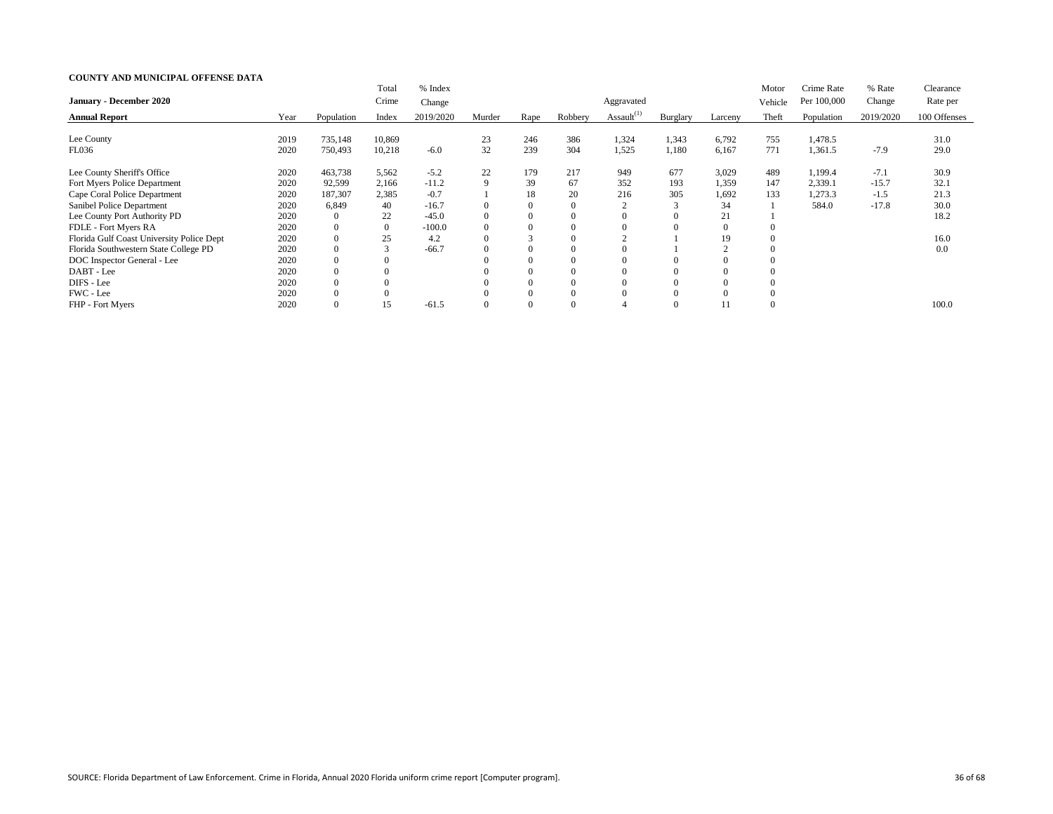**COUNTY AND MUNICIPAL OFFENSE DATA**

| January - December 2020<br>Annual Report | Year | Population | Total Crime Index | % Index Change 2019/2020 | Murder | Rape | Robbery | Aggravated Assault(1) | Burglary | Larceny | Motor Vehicle Theft | Crime Rate Per 100,000 Population | % Rate Change 2019/2020 | Clearance Rate per 100 Offenses |
|---|---|---|---|---|---|---|---|---|---|---|---|---|---|---|
| Lee County | 2019 | 735,148 | 10,869 | | 23 | 246 | 386 | 1,324 | 1,343 | 6,792 | 755 | 1,478.5 | | 31.0 |
| FL036 | 2020 | 750,493 | 10,218 | -6.0 | 32 | 239 | 304 | 1,525 | 1,180 | 6,167 | 771 | 1,361.5 | -7.9 | 29.0 |
| Lee County Sheriff's Office | 2020 | 463,738 | 5,562 | -5.2 | 22 | 179 | 217 | 949 | 677 | 3,029 | 489 | 1,199.4 | -7.1 | 30.9 |
| Fort Myers Police Department | 2020 | 92,599 | 2,166 | -11.2 | 9 | 39 | 67 | 352 | 193 | 1,359 | 147 | 2,339.1 | -15.7 | 32.1 |
| Cape Coral Police Department | 2020 | 187,307 | 2,385 | -0.7 | 1 | 18 | 20 | 216 | 305 | 1,692 | 133 | 1,273.3 | -1.5 | 21.3 |
| Sanibel Police Department | 2020 | 6,849 | 40 | -16.7 | 0 | 0 | 0 | 2 | 3 | 34 | 1 | 584.0 | -17.8 | 30.0 |
| Lee County Port Authority PD | 2020 | 0 | 22 | -45.0 | 0 | 0 | 0 | 0 | 0 | 21 | 1 | | | 18.2 |
| FDLE - Fort Myers RA | 2020 | 0 | 0 | -100.0 | 0 | 0 | 0 | 0 | 0 | 0 | 0 | | | |
| Florida Gulf Coast University Police Dept | 2020 | 0 | 25 | 4.2 | 0 | 3 | 0 | 2 | 1 | 19 | 0 | | | 16.0 |
| Florida Southwestern State College PD | 2020 | 0 | 3 | -66.7 | 0 | 0 | 0 | 0 | 1 | 2 | 0 | | | 0.0 |
| DOC Inspector General - Lee | 2020 | 0 | 0 | | 0 | 0 | 0 | 0 | 0 | 0 | 0 | | | |
| DABT - Lee | 2020 | 0 | 0 | | 0 | 0 | 0 | 0 | 0 | 0 | 0 | | | |
| DIFS - Lee | 2020 | 0 | 0 | | 0 | 0 | 0 | 0 | 0 | 0 | 0 | | | |
| FWC - Lee | 2020 | 0 | 0 | | 0 | 0 | 0 | 0 | 0 | 0 | 0 | | | |
| FHP - Fort Myers | 2020 | 0 | 15 | -61.5 | 0 | 0 | 0 | 4 | 0 | 11 | 0 | | | 100.0 |

SOURCE: Florida Department of Law Enforcement. Crime in Florida, Annual 2020 Florida uniform crime report [Computer program].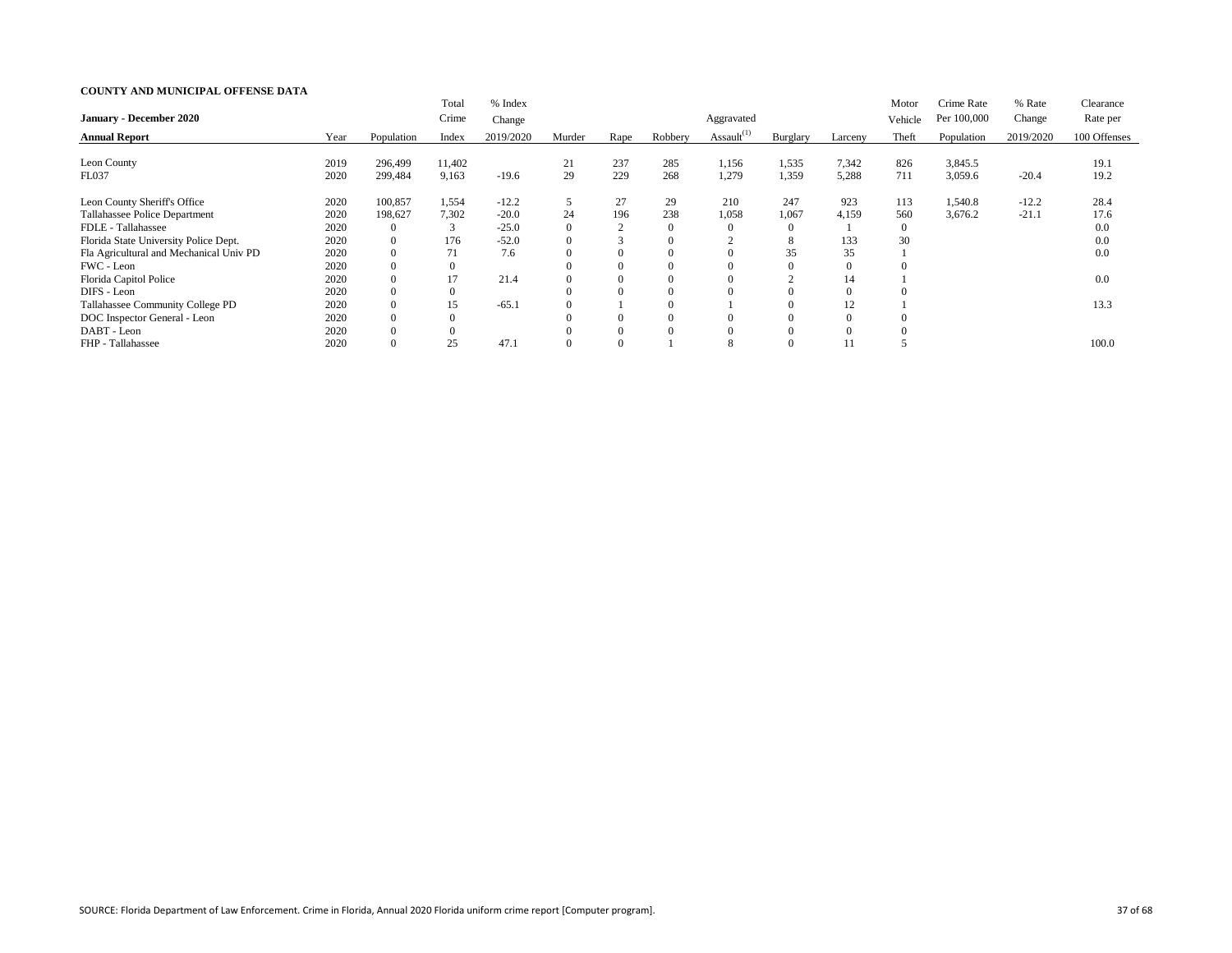**COUNTY AND MUNICIPAL OFFENSE DATA**

| January - December 2020<br>Annual Report | Year | Population | Total Crime Index | % Index Change 2019/2020 | Murder | Rape | Robbery | Aggravated Assault[1] | Burglary | Larceny | Motor Vehicle Theft | Crime Rate Per 100,000 Population | % Rate Change 2019/2020 | Clearance Rate per 100 Offenses |
|---|---|---|---|---|---|---|---|---|---|---|---|---|---|---|
| Leon County | 2019 | 296,499 | 11,402 | | 21 | 237 | 285 | 1,156 | 1,535 | 7,342 | 826 | 3,845.5 | | 19.1 |
| FL037 | 2020 | 299,484 | 9,163 | -19.6 | 29 | 229 | 268 | 1,279 | 1,359 | 5,288 | 711 | 3,059.6 | -20.4 | 19.2 |
| Leon County Sheriff's Office | 2020 | 100,857 | 1,554 | -12.2 | 5 | 27 | 29 | 210 | 247 | 923 | 113 | 1,540.8 | -12.2 | 28.4 |
| Tallahassee Police Department | 2020 | 198,627 | 7,302 | -20.0 | 24 | 196 | 238 | 1,058 | 1,067 | 4,159 | 560 | 3,676.2 | -21.1 | 17.6 |
| FDLE - Tallahassee | 2020 | 0 | 3 | -25.0 | 0 | 2 | 0 | 0 | 0 | 1 | 0 | | | 0.0 |
| Florida State University Police Dept. | 2020 | 0 | 176 | -52.0 | 0 | 3 | 0 | 2 | 8 | 133 | 30 | | | 0.0 |
| Fla Agricultural and Mechanical Univ PD | 2020 | 0 | 71 | 7.6 | 0 | 0 | 0 | 0 | 35 | 35 | 1 | | | 0.0 |
| FWC - Leon | 2020 | 0 | 0 | | 0 | 0 | 0 | 0 | 0 | 0 | 0 | | | |
| Florida Capitol Police | 2020 | 0 | 17 | 21.4 | 0 | 0 | 0 | 0 | 2 | 14 | 1 | | | 0.0 |
| DIFS - Leon | 2020 | 0 | 0 | | 0 | 0 | 0 | 0 | 0 | 0 | 0 | | | |
| Tallahassee Community College PD | 2020 | 0 | 15 | -65.1 | 0 | 1 | 0 | 1 | 0 | 12 | 1 | | | 13.3 |
| DOC Inspector General - Leon | 2020 | 0 | 0 | | 0 | 0 | 0 | 0 | 0 | 0 | 0 | | | |
| DABT - Leon | 2020 | 0 | 0 | | 0 | 0 | 0 | 0 | 0 | 0 | 0 | | | |
| FHP - Tallahassee | 2020 | 0 | 25 | 47.1 | 0 | 0 | 1 | 8 | 0 | 11 | 5 | | | 100.0 |

SOURCE: Florida Department of Law Enforcement. Crime in Florida, Annual 2020 Florida uniform crime report [Computer program].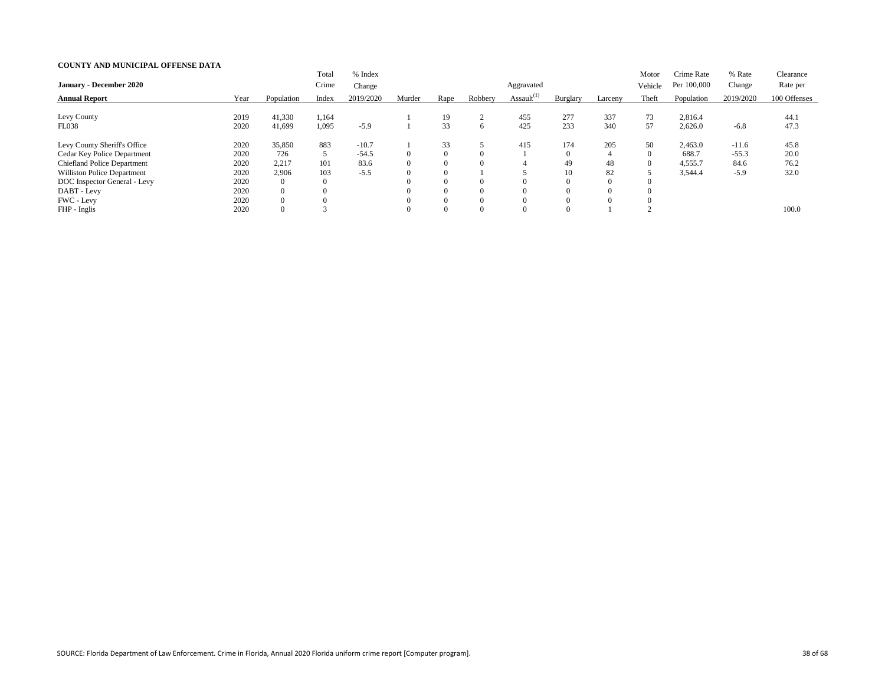**COUNTY AND MUNICIPAL OFFENSE DATA**

| January - December 2020 Annual Report | Year | Population | Total Crime Index | % Index Change 2019/2020 | Murder | Rape | Robbery | Aggravated Assault[1] | Burglary | Larceny | Motor Vehicle Theft | Crime Rate Per 100,000 Population | % Rate Change 2019/2020 | Clearance Rate per 100 Offenses |
|---|---|---|---|---|---|---|---|---|---|---|---|---|---|---|
| Levy County | 2019 | 41,330 | 1,164 | | 1 | 19 | 2 | 455 | 277 | 337 | 73 | 2,816.4 | | 44.1 |
| FL038 | 2020 | 41,699 | 1,095 | -5.9 | 1 | 33 | 6 | 425 | 233 | 340 | 57 | 2,626.0 | -6.8 | 47.3 |
| Levy County Sheriff's Office | 2020 | 35,850 | 883 | -10.7 | 1 | 33 | 5 | 415 | 174 | 205 | 50 | 2,463.0 | -11.6 | 45.8 |
| Cedar Key Police Department | 2020 | 726 | 5 | -54.5 | 0 | 0 | 0 | 1 | 0 | 4 | 0 | 688.7 | -55.3 | 20.0 |
| Chiefland Police Department | 2020 | 2,217 | 101 | 83.6 | 0 | 0 | 0 | 4 | 49 | 48 | 0 | 4,555.7 | 84.6 | 76.2 |
| Williston Police Department | 2020 | 2,906 | 103 | -5.5 | 0 | 0 | 1 | 5 | 10 | 82 | 5 | 3,544.4 | -5.9 | 32.0 |
| DOC Inspector General - Levy | 2020 | 0 | 0 | | 0 | 0 | 0 | 0 | 0 | 0 | 0 | | | |
| DABT - Levy | 2020 | 0 | 0 | | 0 | 0 | 0 | 0 | 0 | 0 | 0 | | | |
| FWC - Levy | 2020 | 0 | 0 | | 0 | 0 | 0 | 0 | 0 | 0 | 0 | | | |
| FHP - Inglis | 2020 | 0 | 3 | | 0 | 0 | 0 | 0 | 0 | 1 | 2 | | | 100.0 |

SOURCE: Florida Department of Law Enforcement. Crime in Florida, Annual 2020 Florida uniform crime report [Computer program].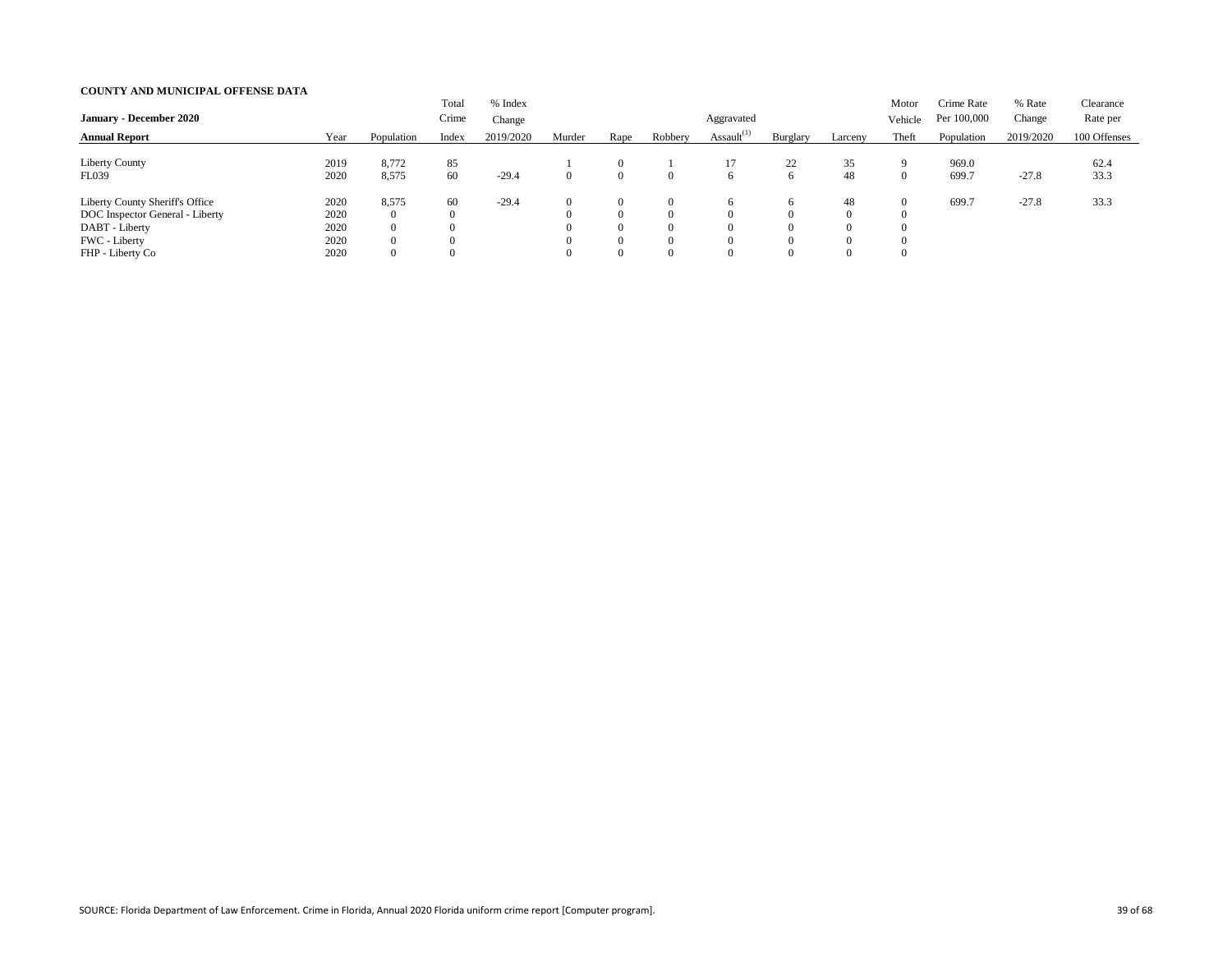**COUNTY AND MUNICIPAL OFFENSE DATA**

| **January - December 2020** | | | Total | % Index | | | | | | | Motor | Crime Rate | % Rate | Clearance |
|---|---|---|---|---|---|---|---|---|---|---|---|---|---|---|
| **Annual Report** | Year | Population | Crime Index | Change 2019/2020 | Murder | Rape | Robbery | Aggravated Assault[(1)] | Burglary | Larceny | Vehicle Theft | Per 100,000 Population | Change 2019/2020 | Rate per 100 Offenses |
| Liberty County | 2019 | 8,772 | 85 | | 1 | 0 | 1 | 17 | 22 | 35 | 9 | 969.0 | | 62.4 |
| FL039 | 2020 | 8,575 | 60 | -29.4 | 0 | 0 | 0 | 6 | 6 | 48 | 0 | 699.7 | -27.8 | 33.3 |
| Liberty County Sheriff's Office | 2020 | 8,575 | 60 | -29.4 | 0 | 0 | 0 | 6 | 6 | 48 | 0 | 699.7 | -27.8 | 33.3 |
| DOC Inspector General - Liberty | 2020 | 0 | 0 | | 0 | 0 | 0 | 0 | 0 | 0 | 0 | | | |
| DABT - Liberty | 2020 | 0 | 0 | | 0 | 0 | 0 | 0 | 0 | 0 | 0 | | | |
| FWC - Liberty | 2020 | 0 | 0 | | 0 | 0 | 0 | 0 | 0 | 0 | 0 | | | |
| FHP - Liberty Co | 2020 | 0 | 0 | | 0 | 0 | 0 | 0 | 0 | 0 | 0 | | | |

SOURCE: Florida Department of Law Enforcement. Crime in Florida, Annual 2020 Florida uniform crime report [Computer program].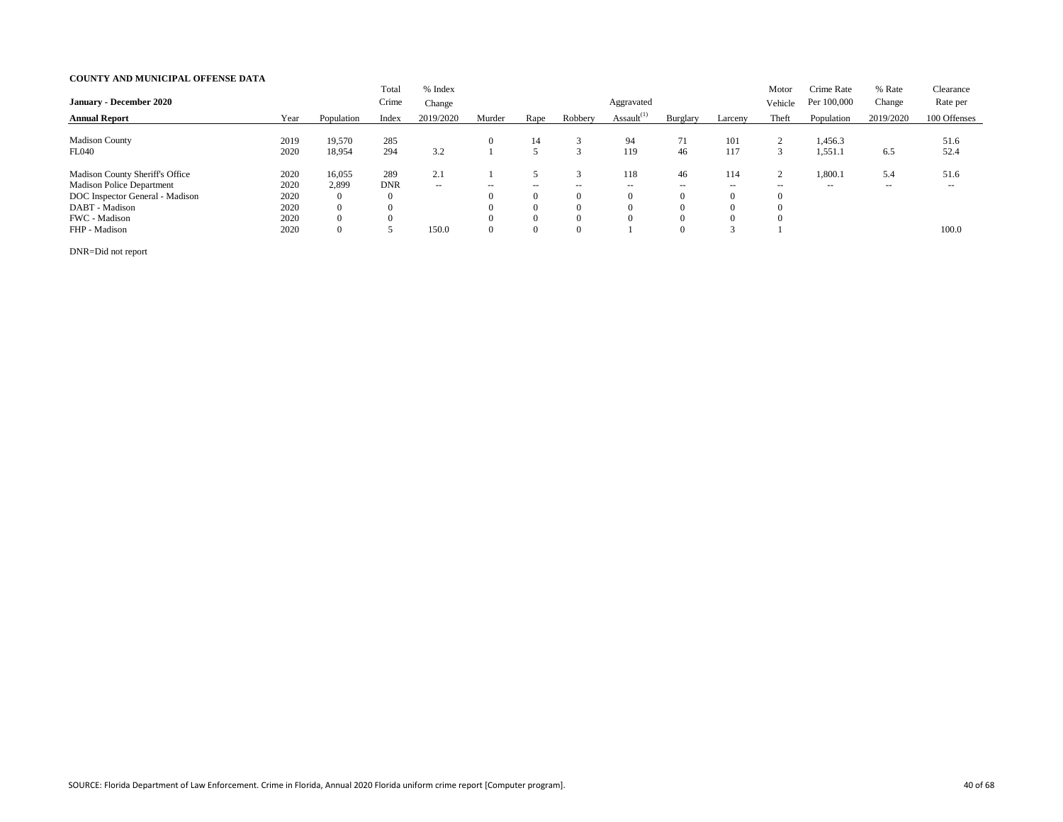**COUNTY AND MUNICIPAL OFFENSE DATA**

| January - December 2020 Annual Report | Year | Population | Total Crime Index | % Index Change 2019/2020 | Murder | Rape | Robbery | Aggravated Assault[1] | Burglary | Larceny | Motor Vehicle Theft | Crime Rate Per 100,000 Population | % Rate Change 2019/2020 | Clearance Rate per 100 Offenses |
|---|---|---|---|---|---|---|---|---|---|---|---|---|---|---|
| Madison County | 2019 | 19,570 | 285 | | 0 | 14 | 3 | 94 | 71 | 101 | 2 | 1,456.3 | | 51.6 |
| FL040 | 2020 | 18,954 | 294 | 3.2 | 1 | 5 | 3 | 119 | 46 | 117 | 3 | 1,551.1 | 6.5 | 52.4 |
| Madison County Sheriff's Office | 2020 | 16,055 | 289 | 2.1 | 1 | 5 | 3 | 118 | 46 | 114 | 2 | 1,800.1 | 5.4 | 51.6 |
| Madison Police Department | 2020 | 2,899 | DNR | -- | -- | -- | -- | -- | -- | -- | -- | -- | -- | -- |
| DOC Inspector General - Madison | 2020 | 0 | 0 | | 0 | 0 | 0 | 0 | 0 | 0 | 0 | | | |
| DABT - Madison | 2020 | 0 | 0 | | 0 | 0 | 0 | 0 | 0 | 0 | 0 | | | |
| FWC - Madison | 2020 | 0 | 0 | | 0 | 0 | 0 | 0 | 0 | 0 | 0 | | | |
| FHP - Madison | 2020 | 0 | 5 | 150.0 | 0 | 0 | 0 | 1 | 0 | 3 | 1 | | | 100.0 |

DNR=Did not report

SOURCE: Florida Department of Law Enforcement. Crime in Florida, Annual 2020 Florida uniform crime report [Computer program].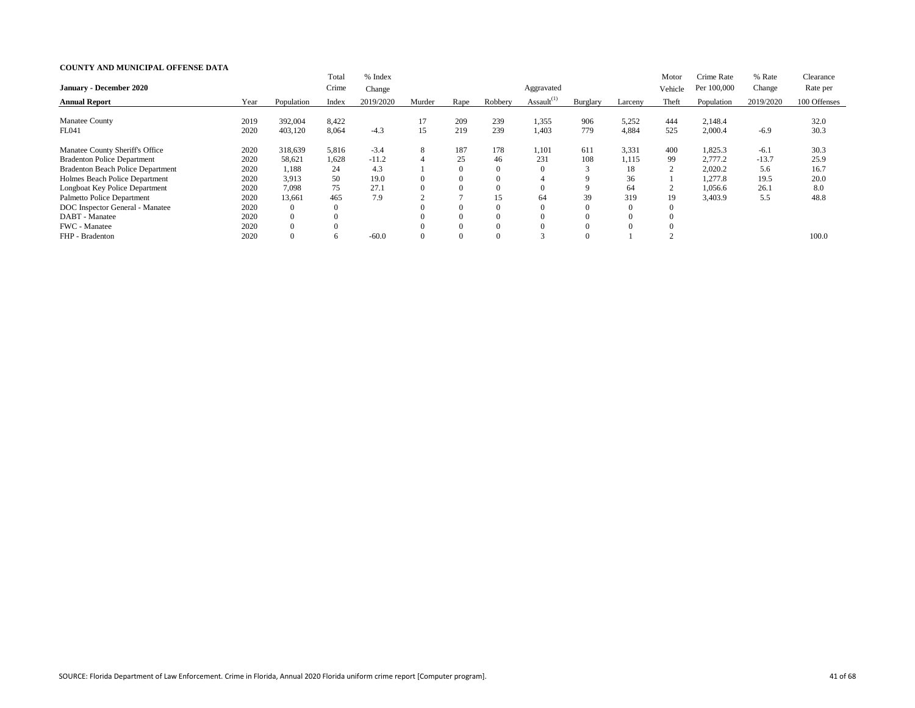**COUNTY AND MUNICIPAL OFFENSE DATA**

| January - December 2020 Annual Report | Year | Population | Total Crime Index | % Index Change 2019/2020 | Murder | Rape | Robbery | Aggravated Assault[1] | Burglary | Larceny | Motor Vehicle Theft | Crime Rate Per 100,000 Population | % Rate Change 2019/2020 | Clearance Rate per 100 Offenses |
|---|---|---|---|---|---|---|---|---|---|---|---|---|---|---|
| Manatee County | 2019 | 392,004 | 8,422 | | 17 | 209 | 239 | 1,355 | 906 | 5,252 | 444 | 2,148.4 | | 32.0 |
| FL041 | 2020 | 403,120 | 8,064 | -4.3 | 15 | 219 | 239 | 1,403 | 779 | 4,884 | 525 | 2,000.4 | -6.9 | 30.3 |
| Manatee County Sheriff's Office | 2020 | 318,639 | 5,816 | -3.4 | 8 | 187 | 178 | 1,101 | 611 | 3,331 | 400 | 1,825.3 | -6.1 | 30.3 |
| Bradenton Police Department | 2020 | 58,621 | 1,628 | -11.2 | 4 | 25 | 46 | 231 | 108 | 1,115 | 99 | 2,777.2 | -13.7 | 25.9 |
| Bradenton Beach Police Department | 2020 | 1,188 | 24 | 4.3 | 1 | 0 | 0 | 0 | 3 | 18 | 2 | 2,020.2 | 5.6 | 16.7 |
| Holmes Beach Police Department | 2020 | 3,913 | 50 | 19.0 | 0 | 0 | 0 | 4 | 9 | 36 | 1 | 1,277.8 | 19.5 | 20.0 |
| Longboat Key Police Department | 2020 | 7,098 | 75 | 27.1 | 0 | 0 | 0 | 0 | 9 | 64 | 2 | 1,056.6 | 26.1 | 8.0 |
| Palmetto Police Department | 2020 | 13,661 | 465 | 7.9 | 2 | 7 | 15 | 64 | 39 | 319 | 19 | 3,403.9 | 5.5 | 48.8 |
| DOC Inspector General - Manatee | 2020 | 0 | 0 | | 0 | 0 | 0 | 0 | 0 | 0 | 0 | | | |
| DABT - Manatee | 2020 | 0 | 0 | | 0 | 0 | 0 | 0 | 0 | 0 | 0 | | | |
| FWC - Manatee | 2020 | 0 | 0 | | 0 | 0 | 0 | 0 | 0 | 0 | 0 | | | |
| FHP - Bradenton | 2020 | 0 | 6 | -60.0 | 0 | 0 | 0 | 3 | 0 | 1 | 2 | | | 100.0 |

SOURCE: Florida Department of Law Enforcement. Crime in Florida, Annual 2020 Florida uniform crime report [Computer program].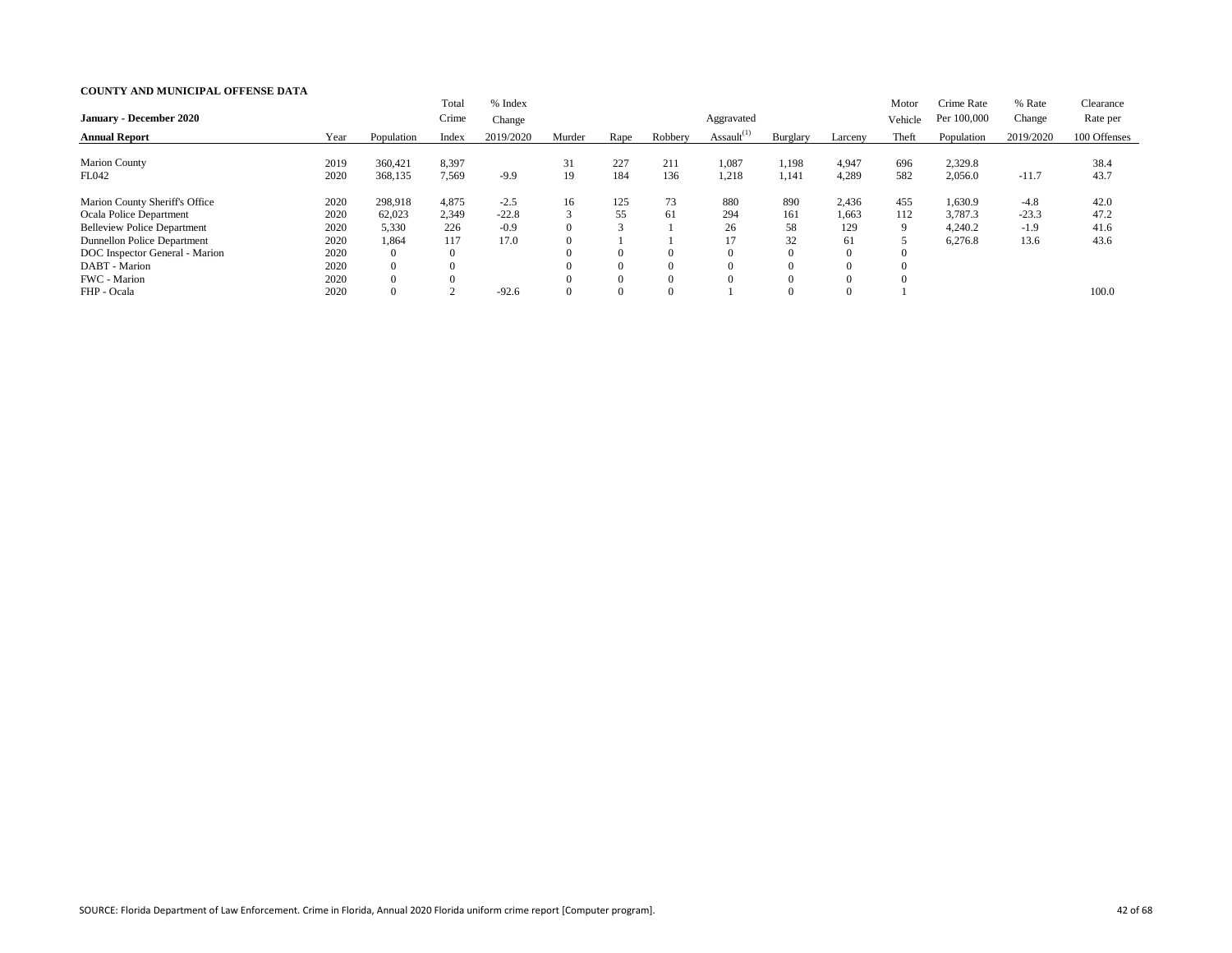**COUNTY AND MUNICIPAL OFFENSE DATA**

| January - December 2020 Annual Report | Year | Population | Total Crime Index | % Index Change 2019/2020 | Murder | Rape | Robbery | Aggravated Assault[1] | Burglary | Larceny | Motor Vehicle Theft | Crime Rate Per 100,000 Population | % Rate Change 2019/2020 | Clearance Rate per 100 Offenses |
|---|---|---|---|---|---|---|---|---|---|---|---|---|---|---|
| Marion County | 2019 | 360,421 | 8,397 | | 31 | 227 | 211 | 1,087 | 1,198 | 4,947 | 696 | 2,329.8 | | 38.4 |
| FL042 | 2020 | 368,135 | 7,569 | -9.9 | 19 | 184 | 136 | 1,218 | 1,141 | 4,289 | 582 | 2,056.0 | -11.7 | 43.7 |
| Marion County Sheriff's Office | 2020 | 298,918 | 4,875 | -2.5 | 16 | 125 | 73 | 880 | 890 | 2,436 | 455 | 1,630.9 | -4.8 | 42.0 |
| Ocala Police Department | 2020 | 62,023 | 2,349 | -22.8 | 3 | 55 | 61 | 294 | 161 | 1,663 | 112 | 3,787.3 | -23.3 | 47.2 |
| Belleview Police Department | 2020 | 5,330 | 226 | -0.9 | 0 | 3 | 1 | 26 | 58 | 129 | 9 | 4,240.2 | -1.9 | 41.6 |
| Dunnellon Police Department | 2020 | 1,864 | 117 | 17.0 | 0 | 1 | 1 | 17 | 32 | 61 | 5 | 6,276.8 | 13.6 | 43.6 |
| DOC Inspector General - Marion | 2020 | 0 | 0 | | 0 | 0 | 0 | 0 | 0 | 0 | 0 | | | |
| DABT - Marion | 2020 | 0 | 0 | | 0 | 0 | 0 | 0 | 0 | 0 | 0 | | | |
| FWC - Marion | 2020 | 0 | 0 | | 0 | 0 | 0 | 0 | 0 | 0 | 0 | | | |
| FHP - Ocala | 2020 | 0 | 2 | -92.6 | 0 | 0 | 0 | 1 | 0 | 0 | 1 | | | 100.0 |

SOURCE: Florida Department of Law Enforcement. Crime in Florida, Annual 2020 Florida uniform crime report [Computer program].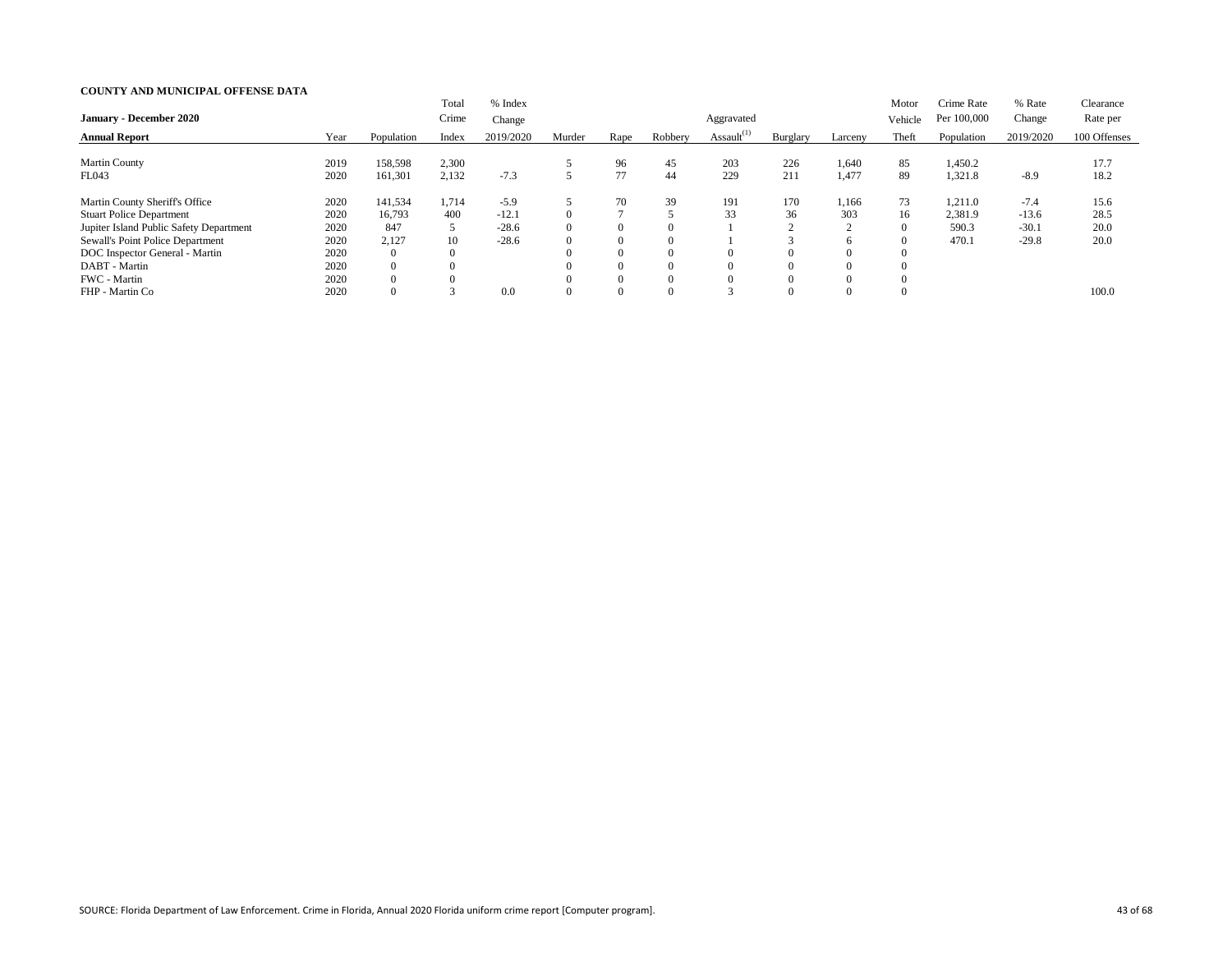**COUNTY AND MUNICIPAL OFFENSE DATA**

| January - December 2020<br>Annual Report | Year | Population | Total Crime Index | % Index Change 2019/2020 | Murder | Rape | Robbery | Aggravated Assault[1] | Burglary | Larceny | Motor Vehicle Theft | Crime Rate Per 100,000 Population | % Rate Change 2019/2020 | Clearance Rate per 100 Offenses |
|---|---|---|---|---|---|---|---|---|---|---|---|---|---|---|
| Martin County | 2019 | 158,598 | 2,300 | | 5 | 96 | 45 | 203 | 226 | 1,640 | 85 | 1,450.2 | | 17.7 |
| FL043 | 2020 | 161,301 | 2,132 | -7.3 | 5 | 77 | 44 | 229 | 211 | 1,477 | 89 | 1,321.8 | -8.9 | 18.2 |
| Martin County Sheriff's Office | 2020 | 141,534 | 1,714 | -5.9 | 5 | 70 | 39 | 191 | 170 | 1,166 | 73 | 1,211.0 | -7.4 | 15.6 |
| Stuart Police Department | 2020 | 16,793 | 400 | -12.1 | 0 | 7 | 5 | 33 | 36 | 303 | 16 | 2,381.9 | -13.6 | 28.5 |
| Jupiter Island Public Safety Department | 2020 | 847 | 5 | -28.6 | 0 | 0 | 0 | 1 | 2 | 2 | 0 | 590.3 | -30.1 | 20.0 |
| Sewall's Point Police Department | 2020 | 2,127 | 10 | -28.6 | 0 | 0 | 0 | 1 | 3 | 6 | 0 | 470.1 | -29.8 | 20.0 |
| DOC Inspector General - Martin | 2020 | 0 | 0 | | 0 | 0 | 0 | 0 | 0 | 0 | 0 | | | |
| DABT - Martin | 2020 | 0 | 0 | | 0 | 0 | 0 | 0 | 0 | 0 | 0 | | | |
| FWC - Martin | 2020 | 0 | 0 | | 0 | 0 | 0 | 0 | 0 | 0 | 0 | | | |
| FHP - Martin Co | 2020 | 0 | 3 | 0.0 | 0 | 0 | 0 | 3 | 0 | 0 | 0 | | | 100.0 |

SOURCE: Florida Department of Law Enforcement. Crime in Florida, Annual 2020 Florida uniform crime report [Computer program].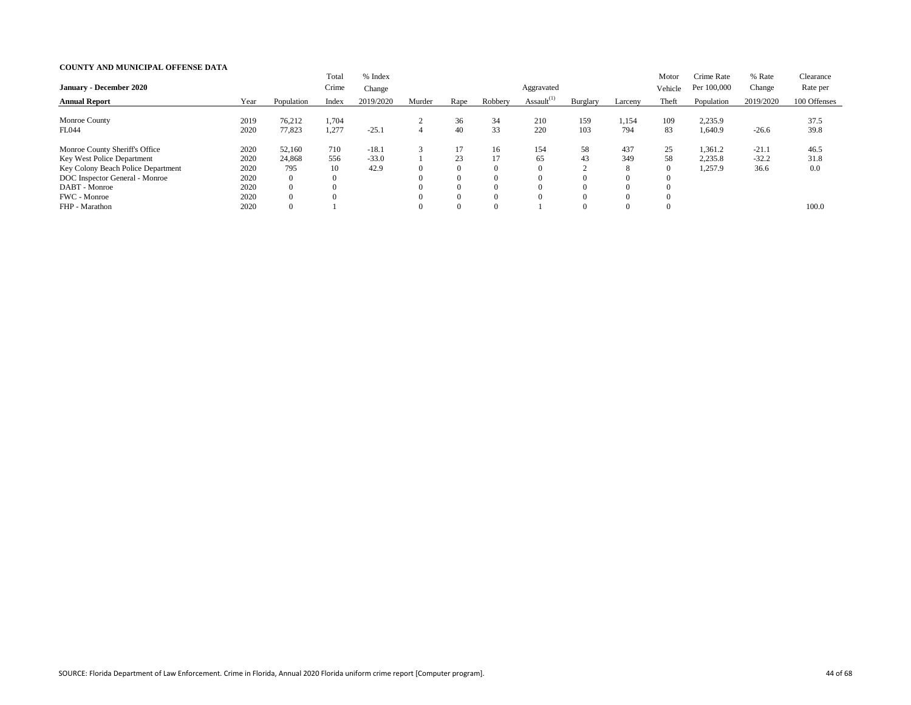**COUNTY AND MUNICIPAL OFFENSE DATA**

| January - December 2020 Annual Report | Year | Population | Total Crime Index | % Index Change 2019/2020 | Murder | Rape | Robbery | Aggravated Assault[1] | Burglary | Larceny | Motor Vehicle Theft | Crime Rate Per 100,000 Population | % Rate Change 2019/2020 | Clearance Rate per 100 Offenses |
|---|---|---|---|---|---|---|---|---|---|---|---|---|---|---|
| Monroe County | 2019 | 76,212 | 1,704 | | 2 | 36 | 34 | 210 | 159 | 1,154 | 109 | 2,235.9 | | 37.5 |
| FL044 | 2020 | 77,823 | 1,277 | -25.1 | 4 | 40 | 33 | 220 | 103 | 794 | 83 | 1,640.9 | -26.6 | 39.8 |
| Monroe County Sheriff's Office | 2020 | 52,160 | 710 | -18.1 | 3 | 17 | 16 | 154 | 58 | 437 | 25 | 1,361.2 | -21.1 | 46.5 |
| Key West Police Department | 2020 | 24,868 | 556 | -33.0 | 1 | 23 | 17 | 65 | 43 | 349 | 58 | 2,235.8 | -32.2 | 31.8 |
| Key Colony Beach Police Department | 2020 | 795 | 10 | 42.9 | 0 | 0 | 0 | 0 | 2 | 8 | 0 | 1,257.9 | 36.6 | 0.0 |
| DOC Inspector General - Monroe | 2020 | 0 | 0 | | 0 | 0 | 0 | 0 | 0 | 0 | 0 | | | |
| DABT - Monroe | 2020 | 0 | 0 | | 0 | 0 | 0 | 0 | 0 | 0 | 0 | | | |
| FWC - Monroe | 2020 | 0 | 0 | | 0 | 0 | 0 | 0 | 0 | 0 | 0 | | | |
| FHP - Marathon | 2020 | 0 | 1 | | 0 | 0 | 0 | 1 | 0 | 0 | 0 | | | 100.0 |

SOURCE: Florida Department of Law Enforcement. Crime in Florida, Annual 2020 Florida uniform crime report [Computer program].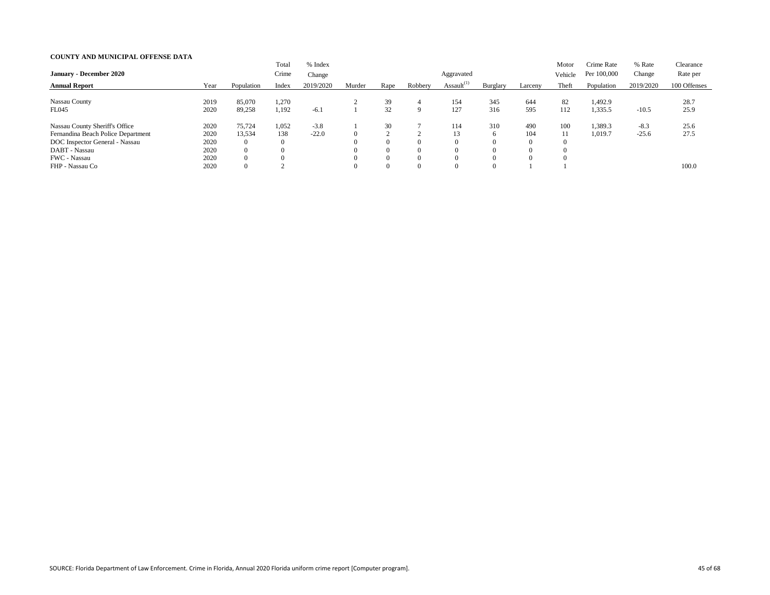**COUNTY AND MUNICIPAL OFFENSE DATA**

**January - December 2020**

| **Annual Report** | Year | Population | Total Crime Index | % Index Change 2019/2020 | Murder | Rape | Robbery | Aggravated Assault[1] | Burglary | Larceny | Motor Vehicle Theft | Crime Rate Per 100,000 Population | % Rate Change 2019/2020 | Clearance Rate per 100 Offenses |
|---|---|---|---|---|---|---|---|---|---|---|---|---|---|---|
| Nassau County | 2019 | 85,070 | 1,270 | | 2 | 39 | 4 | 154 | 345 | 644 | 82 | 1,492.9 | | 28.7 |
| FL045 | 2020 | 89,258 | 1,192 | -6.1 | 1 | 32 | 9 | 127 | 316 | 595 | 112 | 1,335.5 | -10.5 | 25.9 |
| Nassau County Sheriff's Office | 2020 | 75,724 | 1,052 | -3.8 | 1 | 30 | 7 | 114 | 310 | 490 | 100 | 1,389.3 | -8.3 | 25.6 |
| Fernandina Beach Police Department | 2020 | 13,534 | 138 | -22.0 | 0 | 2 | 2 | 13 | 6 | 104 | 11 | 1,019.7 | -25.6 | 27.5 |
| DOC Inspector General - Nassau | 2020 | 0 | 0 | | 0 | 0 | 0 | 0 | 0 | 0 | 0 | | | |
| DABT - Nassau | 2020 | 0 | 0 | | 0 | 0 | 0 | 0 | 0 | 0 | 0 | | | |
| FWC - Nassau | 2020 | 0 | 0 | | 0 | 0 | 0 | 0 | 0 | 0 | 0 | | | |
| FHP - Nassau Co | 2020 | 0 | 2 | | 0 | 0 | 0 | 0 | 0 | 1 | 1 | | | 100.0 |

SOURCE: Florida Department of Law Enforcement. Crime in Florida, Annual 2020 Florida uniform crime report [Computer program].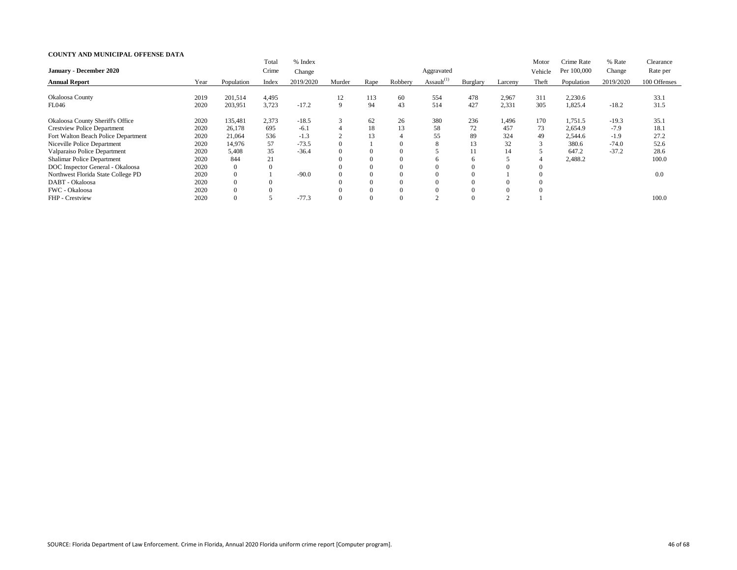**COUNTY AND MUNICIPAL OFFENSE DATA**

| January - December 2020 | | | Total | % Index | | | | | | | Motor | Crime Rate | % Rate | Clearance |
|---|---|---|---|---|---|---|---|---|---|---|---|---|---|---|
| **Annual Report** | Year | Population | Crime Index | Change 2019/2020 | Murder | Rape | Robbery | Aggravated Assault[1] | Burglary | Larceny | Vehicle Theft | Per 100,000 Population | Change 2019/2020 | Rate per 100 Offenses |
| Okaloosa County | 2019 | 201,514 | 4,495 | | 12 | 113 | 60 | 554 | 478 | 2,967 | 311 | 2,230.6 | | 33.1 |
| FL046 | 2020 | 203,951 | 3,723 | -17.2 | 9 | 94 | 43 | 514 | 427 | 2,331 | 305 | 1,825.4 | -18.2 | 31.5 |
| Okaloosa County Sheriff's Office | 2020 | 135,481 | 2,373 | -18.5 | 3 | 62 | 26 | 380 | 236 | 1,496 | 170 | 1,751.5 | -19.3 | 35.1 |
| Crestview Police Department | 2020 | 26,178 | 695 | -6.1 | 4 | 18 | 13 | 58 | 72 | 457 | 73 | 2,654.9 | -7.9 | 18.1 |
| Fort Walton Beach Police Department | 2020 | 21,064 | 536 | -1.3 | 2 | 13 | 4 | 55 | 89 | 324 | 49 | 2,544.6 | -1.9 | 27.2 |
| Niceville Police Department | 2020 | 14,976 | 57 | -73.5 | 0 | 1 | 0 | 8 | 13 | 32 | 3 | 380.6 | -74.0 | 52.6 |
| Valparaiso Police Department | 2020 | 5,408 | 35 | -36.4 | 0 | 0 | 0 | 5 | 11 | 14 | 5 | 647.2 | -37.2 | 28.6 |
| Shalimar Police Department | 2020 | 844 | 21 | | 0 | 0 | 0 | 6 | 6 | 5 | 4 | 2,488.2 | | 100.0 |
| DOC Inspector General - Okaloosa | 2020 | 0 | 0 | | 0 | 0 | 0 | 0 | 0 | 0 | 0 | | | |
| Northwest Florida State College PD | 2020 | 0 | 1 | -90.0 | 0 | 0 | 0 | 0 | 0 | 1 | 0 | | | 0.0 |
| DABT - Okaloosa | 2020 | 0 | 0 | | 0 | 0 | 0 | 0 | 0 | 0 | 0 | | | |
| FWC - Okaloosa | 2020 | 0 | 0 | | 0 | 0 | 0 | 0 | 0 | 0 | 0 | | | |
| FHP - Crestview | 2020 | 0 | 5 | -77.3 | 0 | 0 | 0 | 2 | 0 | 2 | 1 | | | 100.0 |

SOURCE: Florida Department of Law Enforcement. Crime in Florida, Annual 2020 Florida uniform crime report [Computer program].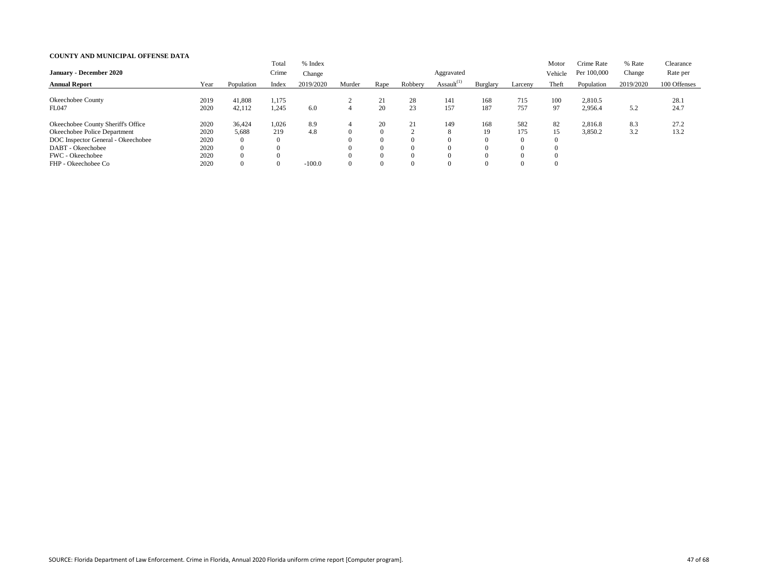**COUNTY AND MUNICIPAL OFFENSE DATA**

**January - December 2020**

| **Annual Report** | Year | Population | Total Crime Index | % Index Change 2019/2020 | Murder | Rape | Robbery | Aggravated Assault[1] | Burglary | Larceny | Motor Vehicle Theft | Crime Rate Per 100,000 Population | % Rate Change 2019/2020 | Clearance Rate per 100 Offenses |
|---|---|---|---|---|---|---|---|---|---|---|---|---|---|---|
| Okeechobee County | 2019 | 41,808 | 1,175 | | 2 | 21 | 28 | 141 | 168 | 715 | 100 | 2,810.5 | | 28.1 |
| FL047 | 2020 | 42,112 | 1,245 | 6.0 | 4 | 20 | 23 | 157 | 187 | 757 | 97 | 2,956.4 | 5.2 | 24.7 |
| Okeechobee County Sheriff's Office | 2020 | 36,424 | 1,026 | 8.9 | 4 | 20 | 21 | 149 | 168 | 582 | 82 | 2,816.8 | 8.3 | 27.2 |
| Okeechobee Police Department | 2020 | 5,688 | 219 | 4.8 | 0 | 0 | 2 | 8 | 19 | 175 | 15 | 3,850.2 | 3.2 | 13.2 |
| DOC Inspector General - Okeechobee | 2020 | 0 | 0 | | 0 | 0 | 0 | 0 | 0 | 0 | 0 | | | |
| DABT - Okeechobee | 2020 | 0 | 0 | | 0 | 0 | 0 | 0 | 0 | 0 | 0 | | | |
| FWC - Okeechobee | 2020 | 0 | 0 | | 0 | 0 | 0 | 0 | 0 | 0 | 0 | | | |
| FHP - Okeechobee Co | 2020 | 0 | 0 | -100.0 | 0 | 0 | 0 | 0 | 0 | 0 | 0 | | | |

SOURCE: Florida Department of Law Enforcement. Crime in Florida, Annual 2020 Florida uniform crime report [Computer program].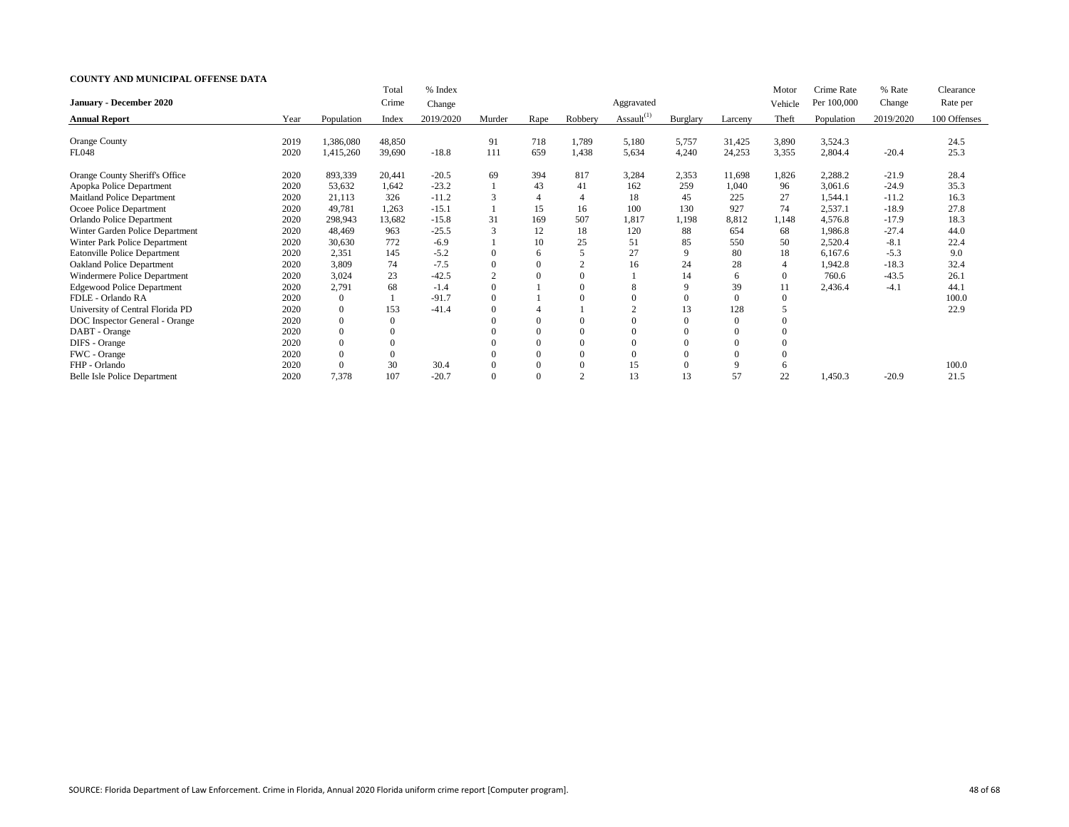**COUNTY AND MUNICIPAL OFFENSE DATA**

| January - December 2020<br>**Annual Report** | Year | Population | Total Crime Index | % Index Change 2019/2020 | Murder | Rape | Robbery | Aggravated Assault[1] | Burglary | Larceny | Motor Vehicle Theft | Crime Rate Per 100,000 Population | % Rate Change 2019/2020 | Clearance Rate per 100 Offenses |
|---|---|---|---|---|---|---|---|---|---|---|---|---|---|---|
| Orange County | 2019 | 1,386,080 | 48,850 | | 91 | 718 | 1,789 | 5,180 | 5,757 | 31,425 | 3,890 | 3,524.3 | | 24.5 |
| FL048 | 2020 | 1,415,260 | 39,690 | -18.8 | 111 | 659 | 1,438 | 5,634 | 4,240 | 24,253 | 3,355 | 2,804.4 | -20.4 | 25.3 |
| Orange County Sheriff's Office | 2020 | 893,339 | 20,441 | -20.5 | 69 | 394 | 817 | 3,284 | 2,353 | 11,698 | 1,826 | 2,288.2 | -21.9 | 28.4 |
| Apopka Police Department | 2020 | 53,632 | 1,642 | -23.2 | 1 | 43 | 41 | 162 | 259 | 1,040 | 96 | 3,061.6 | -24.9 | 35.3 |
| Maitland Police Department | 2020 | 21,113 | 326 | -11.2 | 3 | 4 | 4 | 18 | 45 | 225 | 27 | 1,544.1 | -11.2 | 16.3 |
| Ocoee Police Department | 2020 | 49,781 | 1,263 | -15.1 | 1 | 15 | 16 | 100 | 130 | 927 | 74 | 2,537.1 | -18.9 | 27.8 |
| Orlando Police Department | 2020 | 298,943 | 13,682 | -15.8 | 31 | 169 | 507 | 1,817 | 1,198 | 8,812 | 1,148 | 4,576.8 | -17.9 | 18.3 |
| Winter Garden Police Department | 2020 | 48,469 | 963 | -25.5 | 3 | 12 | 18 | 120 | 88 | 654 | 68 | 1,986.8 | -27.4 | 44.0 |
| Winter Park Police Department | 2020 | 30,630 | 772 | -6.9 | 1 | 10 | 25 | 51 | 85 | 550 | 50 | 2,520.4 | -8.1 | 22.4 |
| Eatonville Police Department | 2020 | 2,351 | 145 | -5.2 | 0 | 6 | 5 | 27 | 9 | 80 | 18 | 6,167.6 | -5.3 | 9.0 |
| Oakland Police Department | 2020 | 3,809 | 74 | -7.5 | 0 | 0 | 2 | 16 | 24 | 28 | 4 | 1,942.8 | -18.3 | 32.4 |
| Windermere Police Department | 2020 | 3,024 | 23 | -42.5 | 2 | 0 | 0 | 1 | 14 | 6 | 0 | 760.6 | -43.5 | 26.1 |
| Edgewood Police Department | 2020 | 2,791 | 68 | -1.4 | 0 | 1 | 0 | 8 | 9 | 39 | 11 | 2,436.4 | -4.1 | 44.1 |
| FDLE - Orlando RA | 2020 | 0 | 1 | -91.7 | 0 | 1 | 0 | 0 | 0 | 0 | 0 | | | 100.0 |
| University of Central Florida PD | 2020 | 0 | 153 | -41.4 | 0 | 4 | 1 | 2 | 13 | 128 | 5 | | | 22.9 |
| DOC Inspector General - Orange | 2020 | 0 | 0 | | 0 | 0 | 0 | 0 | 0 | 0 | 0 | | | |
| DABT - Orange | 2020 | 0 | 0 | | 0 | 0 | 0 | 0 | 0 | 0 | 0 | | | |
| DIFS - Orange | 2020 | 0 | 0 | | 0 | 0 | 0 | 0 | 0 | 0 | 0 | | | |
| FWC - Orange | 2020 | 0 | 0 | | 0 | 0 | 0 | 0 | 0 | 0 | 0 | | | |
| FHP - Orlando | 2020 | 0 | 30 | 30.4 | 0 | 0 | 0 | 15 | 0 | 9 | 6 | | | 100.0 |
| Belle Isle Police Department | 2020 | 7,378 | 107 | -20.7 | 0 | 0 | 2 | 13 | 13 | 57 | 22 | 1,450.3 | -20.9 | 21.5 |

SOURCE: Florida Department of Law Enforcement. Crime in Florida, Annual 2020 Florida uniform crime report [Computer program].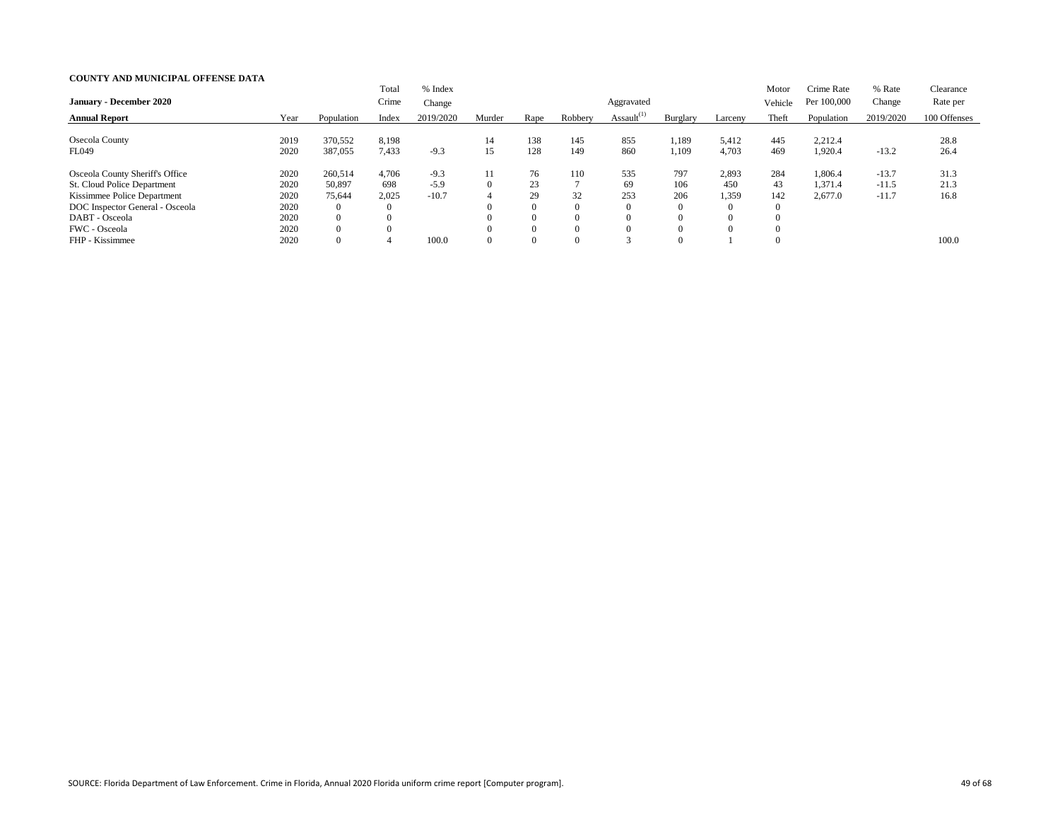**COUNTY AND MUNICIPAL OFFENSE DATA**

| January - December 2020<br>Annual Report | Year | Population | Total Crime Index | % Index Change 2019/2020 | Murder | Rape | Robbery | Aggravated Assault[1] | Burglary | Larceny | Motor Vehicle Theft | Crime Rate Per 100,000 Population | % Rate Change 2019/2020 | Clearance Rate per 100 Offenses |
|---|---|---|---|---|---|---|---|---|---|---|---|---|---|---|
| Osecola County | 2019 | 370,552 | 8,198 | | 14 | 138 | 145 | 855 | 1,189 | 5,412 | 445 | 2,212.4 | | 28.8 |
| FL049 | 2020 | 387,055 | 7,433 | -9.3 | 15 | 128 | 149 | 860 | 1,109 | 4,703 | 469 | 1,920.4 | -13.2 | 26.4 |
| Osceola County Sheriff's Office | 2020 | 260,514 | 4,706 | -9.3 | 11 | 76 | 110 | 535 | 797 | 2,893 | 284 | 1,806.4 | -13.7 | 31.3 |
| St. Cloud Police Department | 2020 | 50,897 | 698 | -5.9 | 0 | 23 | 7 | 69 | 106 | 450 | 43 | 1,371.4 | -11.5 | 21.3 |
| Kissimmee Police Department | 2020 | 75,644 | 2,025 | -10.7 | 4 | 29 | 32 | 253 | 206 | 1,359 | 142 | 2,677.0 | -11.7 | 16.8 |
| DOC Inspector General - Osceola | 2020 | 0 | 0 | | 0 | 0 | 0 | 0 | 0 | 0 | 0 | | | |
| DABT - Osceola | 2020 | 0 | 0 | | 0 | 0 | 0 | 0 | 0 | 0 | 0 | | | |
| FWC - Osceola | 2020 | 0 | 0 | | 0 | 0 | 0 | 0 | 0 | 0 | 0 | | | |
| FHP - Kissimmee | 2020 | 0 | 4 | 100.0 | 0 | 0 | 0 | 3 | 0 | 1 | 0 | | | 100.0 |

SOURCE: Florida Department of Law Enforcement. Crime in Florida, Annual 2020 Florida uniform crime report [Computer program].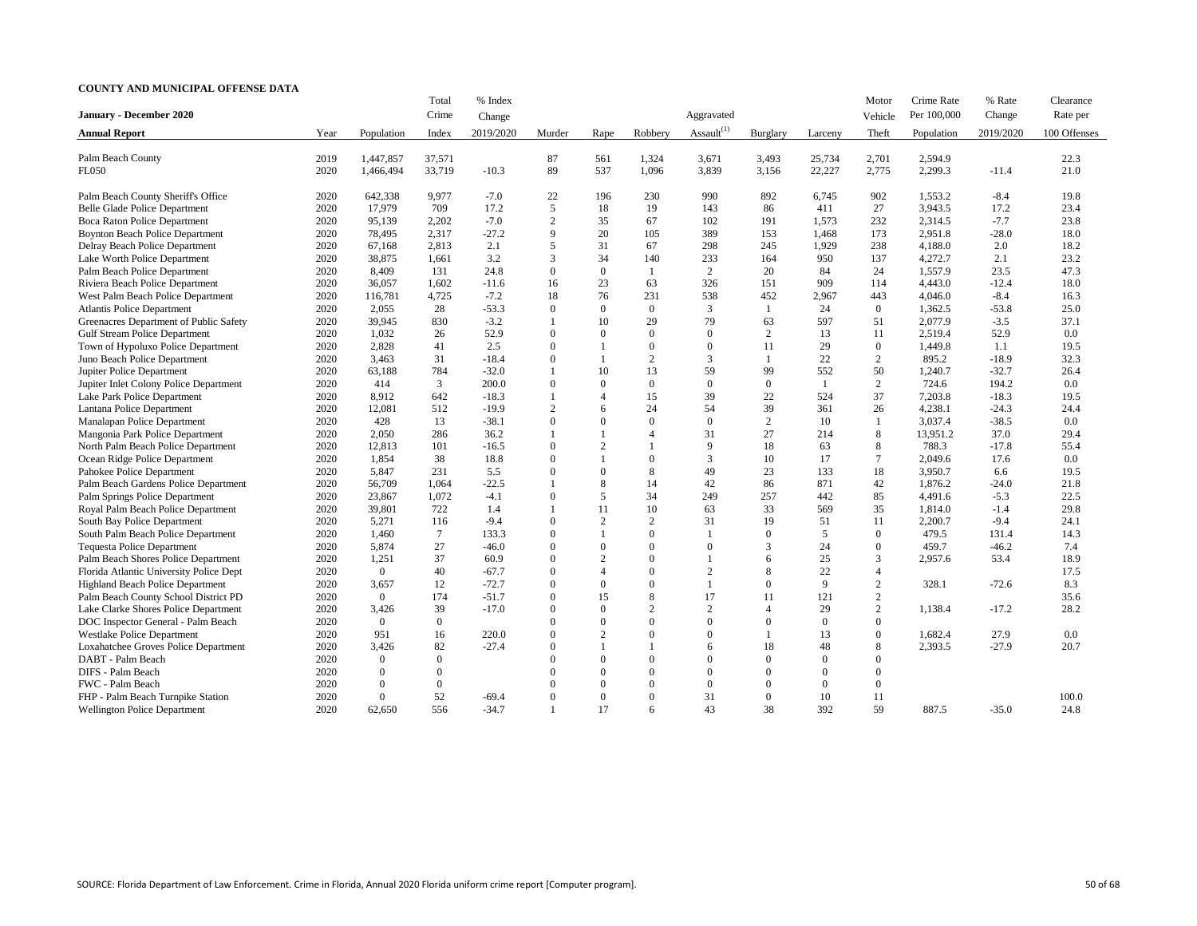**COUNTY AND MUNICIPAL OFFENSE DATA**

| January - December 2020 Annual Report | Year | Population | Total Crime Index | % Index Change 2019/2020 | Murder | Rape | Robbery | Aggravated Assault[1] | Burglary | Larceny | Motor Vehicle Theft | Crime Rate Per 100,000 Population | % Rate Change 2019/2020 | Clearance Rate per 100 Offenses |
|---|---|---|---|---|---|---|---|---|---|---|---|---|---|---|
| Palm Beach County | 2019 | 1,447,857 | 37,571 | | 87 | 561 | 1,324 | 3,671 | 3,493 | 25,734 | 2,701 | 2,594.9 | | 22.3 |
| FL050 | 2020 | 1,466,494 | 33,719 | -10.3 | 89 | 537 | 1,096 | 3,839 | 3,156 | 22,227 | 2,775 | 2,299.3 | -11.4 | 21.0 |
| Palm Beach County Sheriff's Office | 2020 | 642,338 | 9,977 | -7.0 | 22 | 196 | 230 | 990 | 892 | 6,745 | 902 | 1,553.2 | -8.4 | 19.8 |
| Belle Glade Police Department | 2020 | 17,979 | 709 | 17.2 | 5 | 18 | 19 | 143 | 86 | 411 | 27 | 3,943.5 | 17.2 | 23.4 |
| Boca Raton Police Department | 2020 | 95,139 | 2,202 | -7.0 | 2 | 35 | 67 | 102 | 191 | 1,573 | 232 | 2,314.5 | -7.7 | 23.8 |
| Boynton Beach Police Department | 2020 | 78,495 | 2,317 | -27.2 | 9 | 20 | 105 | 389 | 153 | 1,468 | 173 | 2,951.8 | -28.0 | 18.0 |
| Delray Beach Police Department | 2020 | 67,168 | 2,813 | 2.1 | 5 | 31 | 67 | 298 | 245 | 1,929 | 238 | 4,188.0 | 2.0 | 18.2 |
| Lake Worth Police Department | 2020 | 38,875 | 1,661 | 3.2 | 3 | 34 | 140 | 233 | 164 | 950 | 137 | 4,272.7 | 2.1 | 23.2 |
| Palm Beach Police Department | 2020 | 8,409 | 131 | 24.8 | 0 | 0 | 1 | 2 | 20 | 84 | 24 | 1,557.9 | 23.5 | 47.3 |
| Riviera Beach Police Department | 2020 | 36,057 | 1,602 | -11.6 | 16 | 23 | 63 | 326 | 151 | 909 | 114 | 4,443.0 | -12.4 | 18.0 |
| West Palm Beach Police Department | 2020 | 116,781 | 4,725 | -7.2 | 18 | 76 | 231 | 538 | 452 | 2,967 | 443 | 4,046.0 | -8.4 | 16.3 |
| Atlantis Police Department | 2020 | 2,055 | 28 | -53.3 | 0 | 0 | 0 | 3 | 1 | 24 | 0 | 1,362.5 | -53.8 | 25.0 |
| Greenacres Department of Public Safety | 2020 | 39,945 | 830 | -3.2 | 1 | 10 | 29 | 79 | 63 | 597 | 51 | 2,077.9 | -3.5 | 37.1 |
| Gulf Stream Police Department | 2020 | 1,032 | 26 | 52.9 | 0 | 0 | 0 | 0 | 2 | 13 | 11 | 2,519.4 | 52.9 | 0.0 |
| Town of Hypoluxo Police Department | 2020 | 2,828 | 41 | 2.5 | 0 | 1 | 0 | 0 | 11 | 29 | 0 | 1,449.8 | 1.1 | 19.5 |
| Juno Beach Police Department | 2020 | 3,463 | 31 | -18.4 | 0 | 1 | 2 | 3 | 1 | 22 | 2 | 895.2 | -18.9 | 32.3 |
| Jupiter Police Department | 2020 | 63,188 | 784 | -32.0 | 1 | 10 | 13 | 59 | 99 | 552 | 50 | 1,240.7 | -32.7 | 26.4 |
| Jupiter Inlet Colony Police Department | 2020 | 414 | 3 | 200.0 | 0 | 0 | 0 | 0 | 0 | 1 | 2 | 724.6 | 194.2 | 0.0 |
| Lake Park Police Department | 2020 | 8,912 | 642 | -18.3 | 1 | 4 | 15 | 39 | 22 | 524 | 37 | 7,203.8 | -18.3 | 19.5 |
| Lantana Police Department | 2020 | 12,081 | 512 | -19.9 | 2 | 6 | 24 | 54 | 39 | 361 | 26 | 4,238.1 | -24.3 | 24.4 |
| Manalapan Police Department | 2020 | 428 | 13 | -38.1 | 0 | 0 | 0 | 0 | 2 | 10 | 1 | 3,037.4 | -38.5 | 0.0 |
| Mangonia Park Police Department | 2020 | 2,050 | 286 | 36.2 | 1 | 1 | 4 | 31 | 27 | 214 | 8 | 13,951.2 | 37.0 | 29.4 |
| North Palm Beach Police Department | 2020 | 12,813 | 101 | -16.5 | 0 | 2 | 1 | 9 | 18 | 63 | 8 | 788.3 | -17.8 | 55.4 |
| Ocean Ridge Police Department | 2020 | 1,854 | 38 | 18.8 | 0 | 1 | 0 | 3 | 10 | 17 | 7 | 2,049.6 | 17.6 | 0.0 |
| Pahokee Police Department | 2020 | 5,847 | 231 | 5.5 | 0 | 0 | 8 | 49 | 23 | 133 | 18 | 3,950.7 | 6.6 | 19.5 |
| Palm Beach Gardens Police Department | 2020 | 56,709 | 1,064 | -22.5 | 1 | 8 | 14 | 42 | 86 | 871 | 42 | 1,876.2 | -24.0 | 21.8 |
| Palm Springs Police Department | 2020 | 23,867 | 1,072 | -4.1 | 0 | 5 | 34 | 249 | 257 | 442 | 85 | 4,491.6 | -5.3 | 22.5 |
| Royal Palm Beach Police Department | 2020 | 39,801 | 722 | 1.4 | 1 | 11 | 10 | 63 | 33 | 569 | 35 | 1,814.0 | -1.4 | 29.8 |
| South Bay Police Department | 2020 | 5,271 | 116 | -9.4 | 0 | 2 | 2 | 31 | 19 | 51 | 11 | 2,200.7 | -9.4 | 24.1 |
| South Palm Beach Police Department | 2020 | 1,460 | 7 | 133.3 | 0 | 1 | 0 | 1 | 0 | 5 | 0 | 479.5 | 131.4 | 14.3 |
| Tequesta Police Department | 2020 | 5,874 | 27 | -46.0 | 0 | 0 | 0 | 0 | 3 | 24 | 0 | 459.7 | -46.2 | 7.4 |
| Palm Beach Shores Police Department | 2020 | 1,251 | 37 | 60.9 | 0 | 2 | 0 | 1 | 6 | 25 | 3 | 2,957.6 | 53.4 | 18.9 |
| Florida Atlantic University Police Dept | 2020 | 0 | 40 | -67.7 | 0 | 4 | 0 | 2 | 8 | 22 | 4 | | | 17.5 |
| Highland Beach Police Department | 2020 | 3,657 | 12 | -72.7 | 0 | 0 | 0 | 1 | 0 | 9 | 2 | 328.1 | -72.6 | 8.3 |
| Palm Beach County School District PD | 2020 | 0 | 174 | -51.7 | 0 | 15 | 8 | 17 | 11 | 121 | 2 | | | 35.6 |
| Lake Clarke Shores Police Department | 2020 | 3,426 | 39 | -17.0 | 0 | 0 | 2 | 2 | 4 | 29 | 2 | 1,138.4 | -17.2 | 28.2 |
| DOC Inspector General - Palm Beach | 2020 | 0 | 0 | | 0 | 0 | 0 | 0 | 0 | 0 | 0 | | | |
| Westlake Police Department | 2020 | 951 | 16 | 220.0 | 0 | 2 | 0 | 0 | 1 | 13 | 0 | 1,682.4 | 27.9 | 0.0 |
| Loxahatchee Groves Police Department | 2020 | 3,426 | 82 | -27.4 | 0 | 1 | 1 | 6 | 18 | 48 | 8 | 2,393.5 | -27.9 | 20.7 |
| DABT - Palm Beach | 2020 | 0 | 0 | | 0 | 0 | 0 | 0 | 0 | 0 | 0 | | | |
| DIFS - Palm Beach | 2020 | 0 | 0 | | 0 | 0 | 0 | 0 | 0 | 0 | 0 | | | |
| FWC - Palm Beach | 2020 | 0 | 0 | | 0 | 0 | 0 | 0 | 0 | 0 | 0 | | | |
| FHP - Palm Beach Turnpike Station | 2020 | 0 | 52 | -69.4 | 0 | 0 | 0 | 31 | 0 | 10 | 11 | | | 100.0 |
| Wellington Police Department | 2020 | 62,650 | 556 | -34.7 | 1 | 17 | 6 | 43 | 38 | 392 | 59 | 887.5 | -35.0 | 24.8 |

SOURCE: Florida Department of Law Enforcement. Crime in Florida, Annual 2020 Florida uniform crime report [Computer program].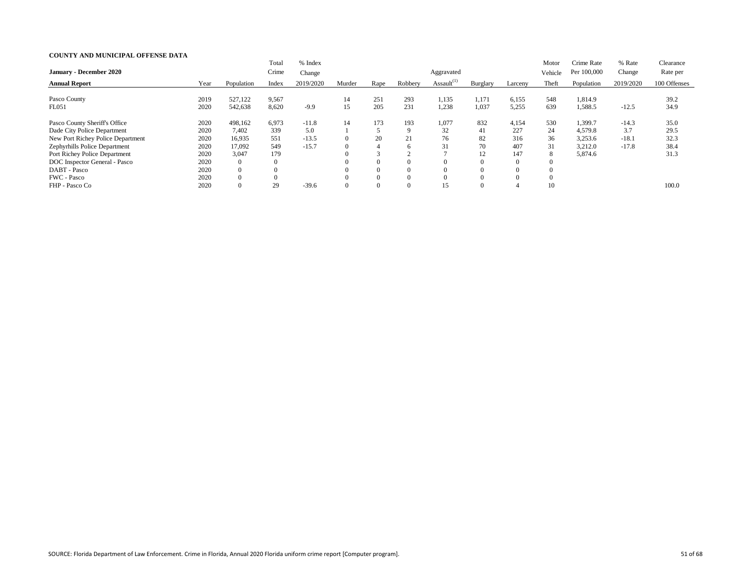**COUNTY AND MUNICIPAL OFFENSE DATA**

| January - December 2020 Annual Report | Year | Population | Total Crime Index | % Index Change 2019/2020 | Murder | Rape | Robbery | Aggravated Assault[1] | Burglary | Larceny | Motor Vehicle Theft | Crime Rate Per 100,000 Population | % Rate Change 2019/2020 | Clearance Rate per 100 Offenses |
|---|---|---|---|---|---|---|---|---|---|---|---|---|---|---|
| Pasco County | 2019 | 527,122 | 9,567 | | 14 | 251 | 293 | 1,135 | 1,171 | 6,155 | 548 | 1,814.9 | | 39.2 |
| FL051 | 2020 | 542,638 | 8,620 | -9.9 | 15 | 205 | 231 | 1,238 | 1,037 | 5,255 | 639 | 1,588.5 | -12.5 | 34.9 |
| Pasco County Sheriff's Office | 2020 | 498,162 | 6,973 | -11.8 | 14 | 173 | 193 | 1,077 | 832 | 4,154 | 530 | 1,399.7 | -14.3 | 35.0 |
| Dade City Police Department | 2020 | 7,402 | 339 | 5.0 | 1 | 5 | 9 | 32 | 41 | 227 | 24 | 4,579.8 | 3.7 | 29.5 |
| New Port Richey Police Department | 2020 | 16,935 | 551 | -13.5 | 0 | 20 | 21 | 76 | 82 | 316 | 36 | 3,253.6 | -18.1 | 32.3 |
| Zephyrhills Police Department | 2020 | 17,092 | 549 | -15.7 | 0 | 4 | 6 | 31 | 70 | 407 | 31 | 3,212.0 | -17.8 | 38.4 |
| Port Richey Police Department | 2020 | 3,047 | 179 | | 0 | 3 | 2 | 7 | 12 | 147 | 8 | 5,874.6 | | 31.3 |
| DOC Inspector General - Pasco | 2020 | 0 | 0 | | 0 | 0 | 0 | 0 | 0 | 0 | 0 | | | |
| DABT - Pasco | 2020 | 0 | 0 | | 0 | 0 | 0 | 0 | 0 | 0 | 0 | | | |
| FWC - Pasco | 2020 | 0 | 0 | | 0 | 0 | 0 | 0 | 0 | 0 | 0 | | | |
| FHP - Pasco Co | 2020 | 0 | 29 | -39.6 | 0 | 0 | 0 | 15 | 0 | 4 | 10 | | | 100.0 |

SOURCE: Florida Department of Law Enforcement. Crime in Florida, Annual 2020 Florida uniform crime report [Computer program].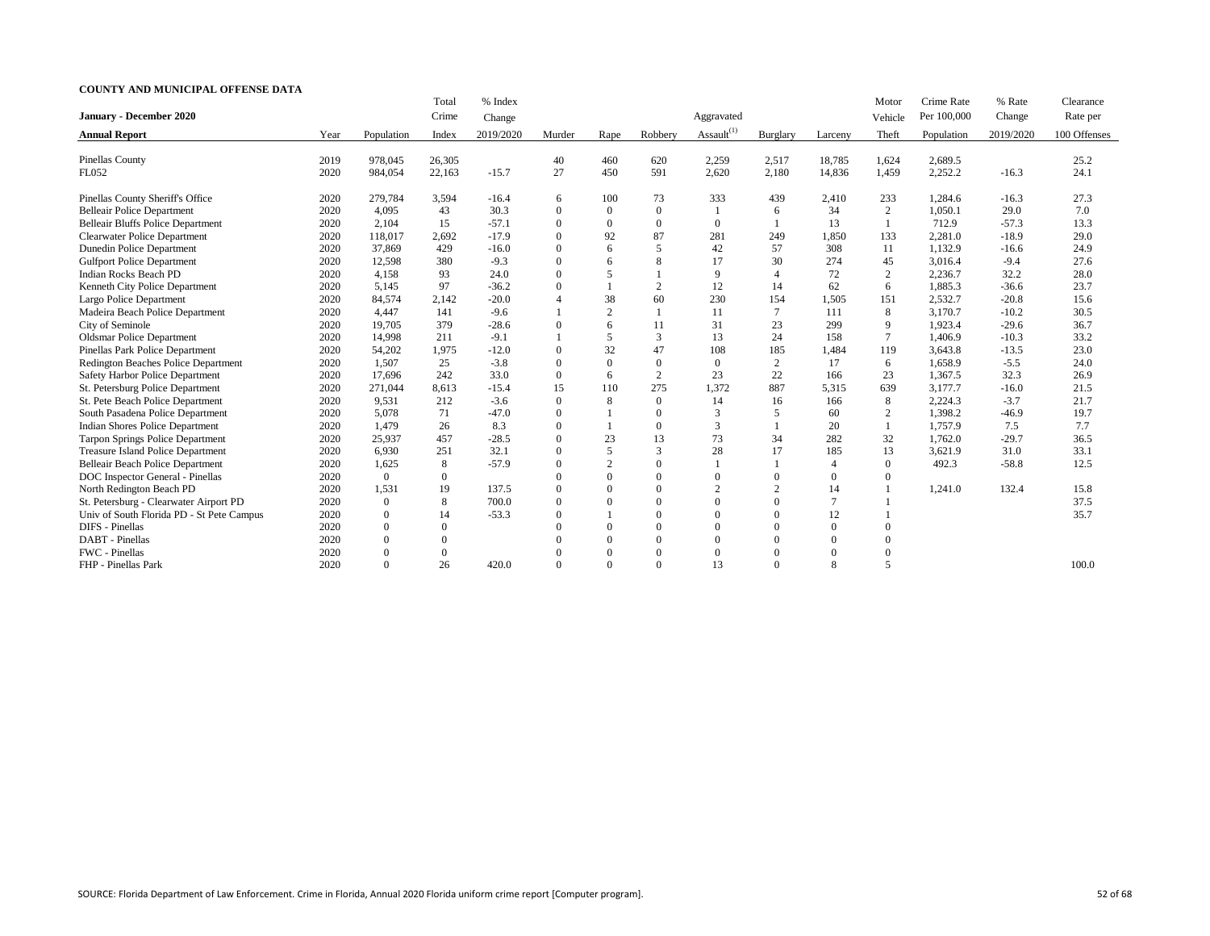**COUNTY AND MUNICIPAL OFFENSE DATA**

| January - December 2020 Annual Report | Year | Population | Total Crime Index | % Index Change 2019/2020 | Murder | Rape | Robbery | Aggravated Assault[1] | Burglary | Larceny | Motor Vehicle Theft | Crime Rate Per 100,000 Population | % Rate Change 2019/2020 | Clearance Rate per 100 Offenses |
|---|---|---|---|---|---|---|---|---|---|---|---|---|---|---|
| Pinellas County | 2019 | 978,045 | 26,305 | | 40 | 460 | 620 | 2,259 | 2,517 | 18,785 | 1,624 | 2,689.5 | | 25.2 |
| FL052 | 2020 | 984,054 | 22,163 | -15.7 | 27 | 450 | 591 | 2,620 | 2,180 | 14,836 | 1,459 | 2,252.2 | -16.3 | 24.1 |
| Pinellas County Sheriff's Office | 2020 | 279,784 | 3,594 | -16.4 | 6 | 100 | 73 | 333 | 439 | 2,410 | 233 | 1,284.6 | -16.3 | 27.3 |
| Belleair Police Department | 2020 | 4,095 | 43 | 30.3 | 0 | 0 | 0 | 1 | 6 | 34 | 2 | 1,050.1 | 29.0 | 7.0 |
| Belleair Bluffs Police Department | 2020 | 2,104 | 15 | -57.1 | 0 | 0 | 0 | 0 | 1 | 13 | 1 | 712.9 | -57.3 | 13.3 |
| Clearwater Police Department | 2020 | 118,017 | 2,692 | -17.9 | 0 | 92 | 87 | 281 | 249 | 1,850 | 133 | 2,281.0 | -18.9 | 29.0 |
| Dunedin Police Department | 2020 | 37,869 | 429 | -16.0 | 0 | 6 | 5 | 42 | 57 | 308 | 11 | 1,132.9 | -16.6 | 24.9 |
| Gulfport Police Department | 2020 | 12,598 | 380 | -9.3 | 0 | 6 | 8 | 17 | 30 | 274 | 45 | 3,016.4 | -9.4 | 27.6 |
| Indian Rocks Beach PD | 2020 | 4,158 | 93 | 24.0 | 0 | 5 | 1 | 9 | 4 | 72 | 2 | 2,236.7 | 32.2 | 28.0 |
| Kenneth City Police Department | 2020 | 5,145 | 97 | -36.2 | 0 | 1 | 2 | 12 | 14 | 62 | 6 | 1,885.3 | -36.6 | 23.7 |
| Largo Police Department | 2020 | 84,574 | 2,142 | -20.0 | 4 | 38 | 60 | 230 | 154 | 1,505 | 151 | 2,532.7 | -20.8 | 15.6 |
| Madeira Beach Police Department | 2020 | 4,447 | 141 | -9.6 | 1 | 2 | 1 | 11 | 7 | 111 | 8 | 3,170.7 | -10.2 | 30.5 |
| City of Seminole | 2020 | 19,705 | 379 | -28.6 | 0 | 6 | 11 | 31 | 23 | 299 | 9 | 1,923.4 | -29.6 | 36.7 |
| Oldsmar Police Department | 2020 | 14,998 | 211 | -9.1 | 1 | 5 | 3 | 13 | 24 | 158 | 7 | 1,406.9 | -10.3 | 33.2 |
| Pinellas Park Police Department | 2020 | 54,202 | 1,975 | -12.0 | 0 | 32 | 47 | 108 | 185 | 1,484 | 119 | 3,643.8 | -13.5 | 23.0 |
| Redington Beaches Police Department | 2020 | 1,507 | 25 | -3.8 | 0 | 0 | 0 | 0 | 2 | 17 | 6 | 1,658.9 | -5.5 | 24.0 |
| Safety Harbor Police Department | 2020 | 17,696 | 242 | 33.0 | 0 | 6 | 2 | 23 | 22 | 166 | 23 | 1,367.5 | 32.3 | 26.9 |
| St. Petersburg Police Department | 2020 | 271,044 | 8,613 | -15.4 | 15 | 110 | 275 | 1,372 | 887 | 5,315 | 639 | 3,177.7 | -16.0 | 21.5 |
| St. Pete Beach Police Department | 2020 | 9,531 | 212 | -3.6 | 0 | 8 | 0 | 14 | 16 | 166 | 8 | 2,224.3 | -3.7 | 21.7 |
| South Pasadena Police Department | 2020 | 5,078 | 71 | -47.0 | 0 | 1 | 0 | 3 | 5 | 60 | 2 | 1,398.2 | -46.9 | 19.7 |
| Indian Shores Police Department | 2020 | 1,479 | 26 | 8.3 | 0 | 1 | 0 | 3 | 1 | 20 | 1 | 1,757.9 | 7.5 | 7.7 |
| Tarpon Springs Police Department | 2020 | 25,937 | 457 | -28.5 | 0 | 23 | 13 | 73 | 34 | 282 | 32 | 1,762.0 | -29.7 | 36.5 |
| Treasure Island Police Department | 2020 | 6,930 | 251 | 32.1 | 0 | 5 | 3 | 28 | 17 | 185 | 13 | 3,621.9 | 31.0 | 33.1 |
| Belleair Beach Police Department | 2020 | 1,625 | 8 | -57.9 | 0 | 2 | 0 | 1 | 1 | 4 | 0 | 492.3 | -58.8 | 12.5 |
| DOC Inspector General - Pinellas | 2020 | 0 | 0 | | 0 | 0 | 0 | 0 | 0 | 0 | 0 | | | |
| North Redington Beach PD | 2020 | 1,531 | 19 | 137.5 | 0 | 0 | 0 | 2 | 2 | 14 | 1 | 1,241.0 | 132.4 | 15.8 |
| St. Petersburg - Clearwater Airport PD | 2020 | 0 | 8 | 700.0 | 0 | 0 | 0 | 0 | 0 | 7 | 1 | | | 37.5 |
| Univ of South Florida PD - St Pete Campus | 2020 | 0 | 14 | -53.3 | 0 | 1 | 0 | 0 | 0 | 12 | 1 | | | 35.7 |
| DIFS - Pinellas | 2020 | 0 | 0 | | 0 | 0 | 0 | 0 | 0 | 0 | 0 | | | |
| DABT - Pinellas | 2020 | 0 | 0 | | 0 | 0 | 0 | 0 | 0 | 0 | 0 | | | |
| FWC - Pinellas | 2020 | 0 | 0 | | 0 | 0 | 0 | 0 | 0 | 0 | 0 | | | |
| FHP - Pinellas Park | 2020 | 0 | 26 | 420.0 | 0 | 0 | 0 | 13 | 0 | 8 | 5 | | | 100.0 |

SOURCE: Florida Department of Law Enforcement. Crime in Florida, Annual 2020 Florida uniform crime report [Computer program].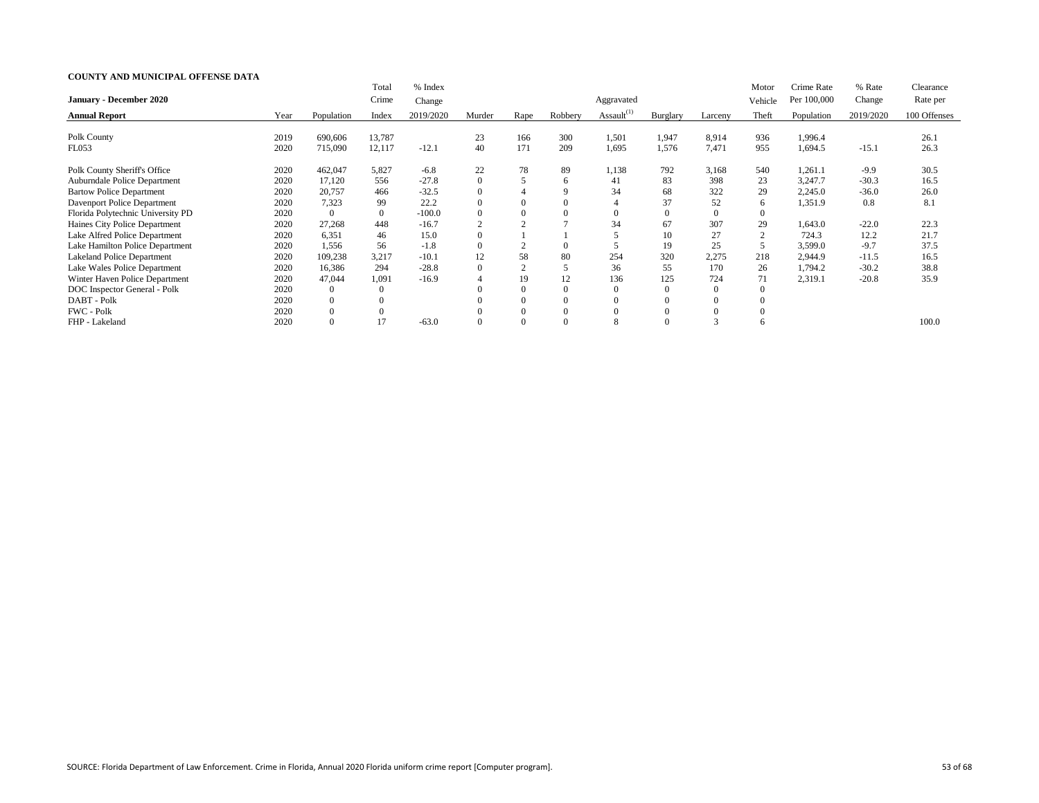**COUNTY AND MUNICIPAL OFFENSE DATA**

| January - December 2020 Annual Report | Year | Population | Total Crime Index | % Index Change 2019/2020 | Murder | Rape | Robbery | Aggravated Assault[1] | Burglary | Larceny | Motor Vehicle Theft | Crime Rate Per 100,000 Population | % Rate Change 2019/2020 | Clearance Rate per 100 Offenses |
|---|---|---|---|---|---|---|---|---|---|---|---|---|---|---|
| Polk County | 2019 | 690,606 | 13,787 | | 23 | 166 | 300 | 1,501 | 1,947 | 8,914 | 936 | 1,996.4 | | 26.1 |
| FL053 | 2020 | 715,090 | 12,117 | -12.1 | 40 | 171 | 209 | 1,695 | 1,576 | 7,471 | 955 | 1,694.5 | -15.1 | 26.3 |
| Polk County Sheriff's Office | 2020 | 462,047 | 5,827 | -6.8 | 22 | 78 | 89 | 1,138 | 792 | 3,168 | 540 | 1,261.1 | -9.9 | 30.5 |
| Auburndale Police Department | 2020 | 17,120 | 556 | -27.8 | 0 | 5 | 6 | 41 | 83 | 398 | 23 | 3,247.7 | -30.3 | 16.5 |
| Bartow Police Department | 2020 | 20,757 | 466 | -32.5 | 0 | 4 | 9 | 34 | 68 | 322 | 29 | 2,245.0 | -36.0 | 26.0 |
| Davenport Police Department | 2020 | 7,323 | 99 | 22.2 | 0 | 0 | 0 | 4 | 37 | 52 | 6 | 1,351.9 | 0.8 | 8.1 |
| Florida Polytechnic University PD | 2020 | 0 | 0 | -100.0 | 0 | 0 | 0 | 0 | 0 | 0 | 0 | | | |
| Haines City Police Department | 2020 | 27,268 | 448 | -16.7 | 2 | 2 | 7 | 34 | 67 | 307 | 29 | 1,643.0 | -22.0 | 22.3 |
| Lake Alfred Police Department | 2020 | 6,351 | 46 | 15.0 | 0 | 1 | 1 | 5 | 10 | 27 | 2 | 724.3 | 12.2 | 21.7 |
| Lake Hamilton Police Department | 2020 | 1,556 | 56 | -1.8 | 0 | 2 | 0 | 5 | 19 | 25 | 5 | 3,599.0 | -9.7 | 37.5 |
| Lakeland Police Department | 2020 | 109,238 | 3,217 | -10.1 | 12 | 58 | 80 | 254 | 320 | 2,275 | 218 | 2,944.9 | -11.5 | 16.5 |
| Lake Wales Police Department | 2020 | 16,386 | 294 | -28.8 | 0 | 2 | 5 | 36 | 55 | 170 | 26 | 1,794.2 | -30.2 | 38.8 |
| Winter Haven Police Department | 2020 | 47,044 | 1,091 | -16.9 | 4 | 19 | 12 | 136 | 125 | 724 | 71 | 2,319.1 | -20.8 | 35.9 |
| DOC Inspector General - Polk | 2020 | 0 | 0 | | 0 | 0 | 0 | 0 | 0 | 0 | 0 | | | |
| DABT - Polk | 2020 | 0 | 0 | | 0 | 0 | 0 | 0 | 0 | 0 | 0 | | | |
| FWC - Polk | 2020 | 0 | 0 | | 0 | 0 | 0 | 0 | 0 | 0 | 0 | | | |
| FHP - Lakeland | 2020 | 0 | 17 | -63.0 | 0 | 0 | 0 | 8 | 0 | 3 | 6 | | | 100.0 |

SOURCE: Florida Department of Law Enforcement. Crime in Florida, Annual 2020 Florida uniform crime report [Computer program].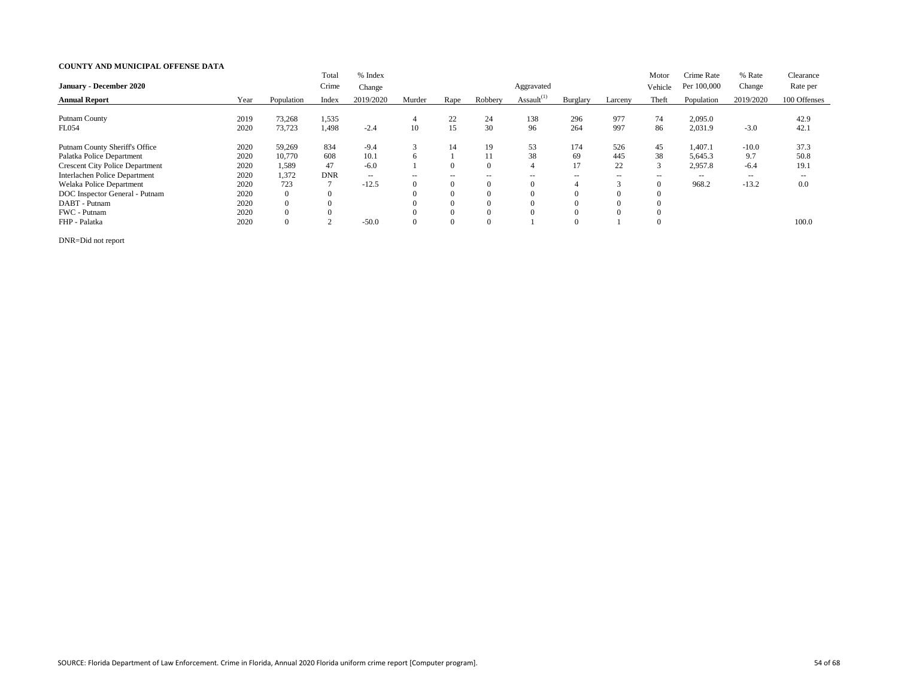**COUNTY AND MUNICIPAL OFFENSE DATA**

| January - December 2020 Annual Report | Year | Population | Total Crime Index | % Index Change 2019/2020 | Murder | Rape | Robbery | Aggravated Assault[1] | Burglary | Larceny | Motor Vehicle Theft | Crime Rate Per 100,000 Population | % Rate Change 2019/2020 | Clearance Rate per 100 Offenses |
|---|---|---|---|---|---|---|---|---|---|---|---|---|---|---|
| Putnam County | 2019 | 73,268 | 1,535 | | 4 | 22 | 24 | 138 | 296 | 977 | 74 | 2,095.0 | | 42.9 |
| FL054 | 2020 | 73,723 | 1,498 | -2.4 | 10 | 15 | 30 | 96 | 264 | 997 | 86 | 2,031.9 | -3.0 | 42.1 |
| Putnam County Sheriff's Office | 2020 | 59,269 | 834 | -9.4 | 3 | 14 | 19 | 53 | 174 | 526 | 45 | 1,407.1 | -10.0 | 37.3 |
| Palatka Police Department | 2020 | 10,770 | 608 | 10.1 | 6 | 1 | 11 | 38 | 69 | 445 | 38 | 5,645.3 | 9.7 | 50.8 |
| Crescent City Police Department | 2020 | 1,589 | 47 | -6.0 | 1 | 0 | 0 | 4 | 17 | 22 | 3 | 2,957.8 | -6.4 | 19.1 |
| Interlachen Police Department | 2020 | 1,372 | DNR | -- | -- | -- | -- | -- | -- | -- | -- | -- | -- | -- |
| Welaka Police Department | 2020 | 723 | 7 | -12.5 | 0 | 0 | 0 | 0 | 4 | 3 | 0 | 968.2 | -13.2 | 0.0 |
| DOC Inspector General - Putnam | 2020 | 0 | 0 | | 0 | 0 | 0 | 0 | 0 | 0 | 0 | | | |
| DABT - Putnam | 2020 | 0 | 0 | | 0 | 0 | 0 | 0 | 0 | 0 | 0 | | | |
| FWC - Putnam | 2020 | 0 | 0 | | 0 | 0 | 0 | 0 | 0 | 0 | 0 | | | |
| FHP - Palatka | 2020 | 0 | 2 | -50.0 | 0 | 0 | 0 | 1 | 0 | 1 | 0 | | | 100.0 |

DNR=Did not report

SOURCE: Florida Department of Law Enforcement. Crime in Florida, Annual 2020 Florida uniform crime report [Computer program].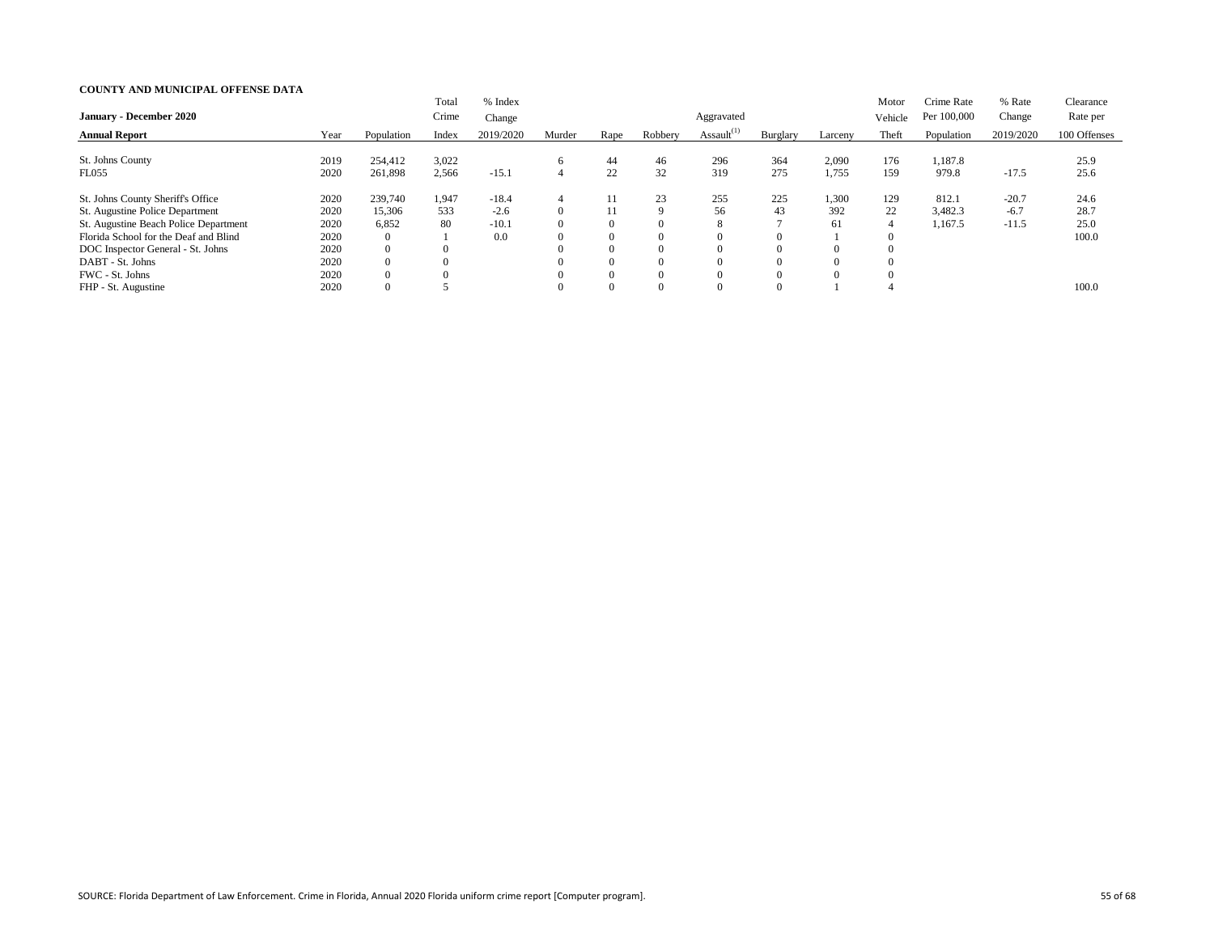**COUNTY AND MUNICIPAL OFFENSE DATA**

| January - December 2020<br>Annual Report | Year | Population | Total Crime Index | % Index Change 2019/2020 | Murder | Rape | Robbery | Aggravated Assault[1] | Burglary | Larceny | Motor Vehicle Theft | Crime Rate Per 100,000 Population | % Rate Change 2019/2020 | Clearance Rate per 100 Offenses |
|---|---|---|---|---|---|---|---|---|---|---|---|---|---|---|
| St. Johns County | 2019 | 254,412 | 3,022 | | 6 | 44 | 46 | 296 | 364 | 2,090 | 176 | 1,187.8 | | 25.9 |
| FL055 | 2020 | 261,898 | 2,566 | -15.1 | 4 | 22 | 32 | 319 | 275 | 1,755 | 159 | 979.8 | -17.5 | 25.6 |
| St. Johns County Sheriff's Office | 2020 | 239,740 | 1,947 | -18.4 | 4 | 11 | 23 | 255 | 225 | 1,300 | 129 | 812.1 | -20.7 | 24.6 |
| St. Augustine Police Department | 2020 | 15,306 | 533 | -2.6 | 0 | 11 | 9 | 56 | 43 | 392 | 22 | 3,482.3 | -6.7 | 28.7 |
| St. Augustine Beach Police Department | 2020 | 6,852 | 80 | -10.1 | 0 | 0 | 0 | 8 | 7 | 61 | 4 | 1,167.5 | -11.5 | 25.0 |
| Florida School for the Deaf and Blind | 2020 | 0 | 1 | 0.0 | 0 | 0 | 0 | 0 | 0 | 1 | 0 | | | 100.0 |
| DOC Inspector General - St. Johns | 2020 | 0 | 0 | | 0 | 0 | 0 | 0 | 0 | 0 | 0 | | | |
| DABT - St. Johns | 2020 | 0 | 0 | | 0 | 0 | 0 | 0 | 0 | 0 | 0 | | | |
| FWC - St. Johns | 2020 | 0 | 0 | | 0 | 0 | 0 | 0 | 0 | 0 | 0 | | | |
| FHP - St. Augustine | 2020 | 0 | 5 | | 0 | 0 | 0 | 0 | 0 | 1 | 4 | | | 100.0 |

SOURCE: Florida Department of Law Enforcement. Crime in Florida, Annual 2020 Florida uniform crime report [Computer program].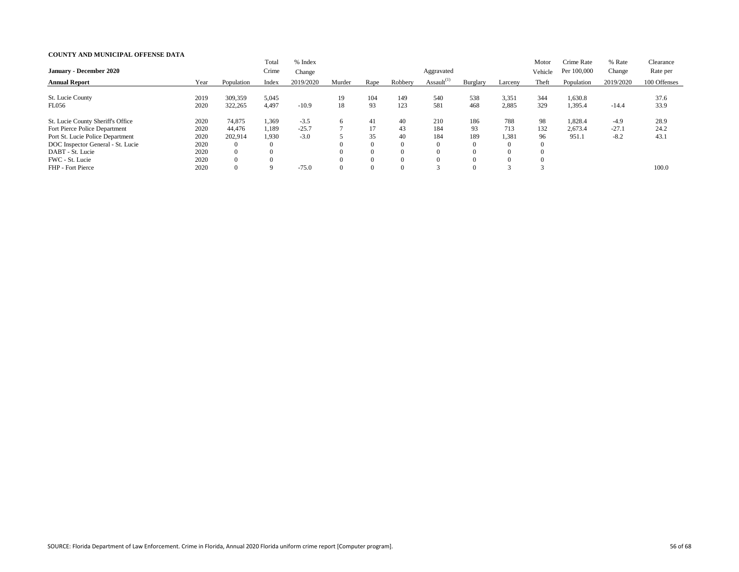**COUNTY AND MUNICIPAL OFFENSE DATA**

| January - December 2020<br>Annual Report | Year | Population | Total Crime Index | % Index Change 2019/2020 | Murder | Rape | Robbery | Aggravated Assault[1] | Burglary | Larceny | Motor Vehicle Theft | Crime Rate Per 100,000 Population | % Rate Change 2019/2020 | Clearance Rate per 100 Offenses |
|---|---|---|---|---|---|---|---|---|---|---|---|---|---|---|
| St. Lucie County | 2019 | 309,359 | 5,045 | | 19 | 104 | 149 | 540 | 538 | 3,351 | 344 | 1,630.8 | | 37.6 |
| FL056 | 2020 | 322,265 | 4,497 | -10.9 | 18 | 93 | 123 | 581 | 468 | 2,885 | 329 | 1,395.4 | -14.4 | 33.9 |
| St. Lucie County Sheriff's Office | 2020 | 74,875 | 1,369 | -3.5 | 6 | 41 | 40 | 210 | 186 | 788 | 98 | 1,828.4 | -4.9 | 28.9 |
| Fort Pierce Police Department | 2020 | 44,476 | 1,189 | -25.7 | 7 | 17 | 43 | 184 | 93 | 713 | 132 | 2,673.4 | -27.1 | 24.2 |
| Port St. Lucie Police Department | 2020 | 202,914 | 1,930 | -3.0 | 5 | 35 | 40 | 184 | 189 | 1,381 | 96 | 951.1 | -8.2 | 43.1 |
| DOC Inspector General - St. Lucie | 2020 | 0 | 0 | | 0 | 0 | 0 | 0 | 0 | 0 | 0 | | | |
| DABT - St. Lucie | 2020 | 0 | 0 | | 0 | 0 | 0 | 0 | 0 | 0 | 0 | | | |
| FWC - St. Lucie | 2020 | 0 | 0 | | 0 | 0 | 0 | 0 | 0 | 0 | 0 | | | |
| FHP - Fort Pierce | 2020 | 0 | 9 | -75.0 | 0 | 0 | 0 | 3 | 0 | 3 | 3 | | | 100.0 |

SOURCE: Florida Department of Law Enforcement. Crime in Florida, Annual 2020 Florida uniform crime report [Computer program].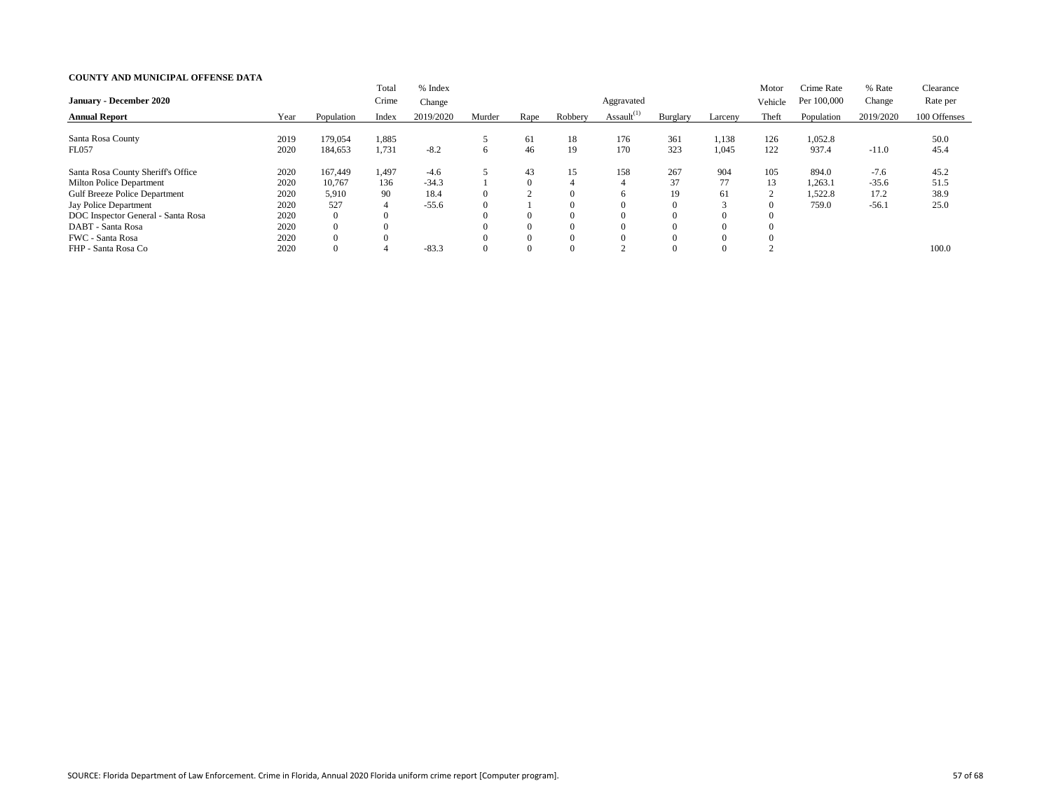**COUNTY AND MUNICIPAL OFFENSE DATA**

| January - December 2020 Annual Report | Year | Population | Total Crime Index | % Index Change 2019/2020 | Murder | Rape | Robbery | Aggravated Assault[1] | Burglary | Larceny | Motor Vehicle Theft | Crime Rate Per 100,000 Population | % Rate Change 2019/2020 | Clearance Rate per 100 Offenses |
|---|---|---|---|---|---|---|---|---|---|---|---|---|---|---|
| Santa Rosa County | 2019 | 179,054 | 1,885 | | 5 | 61 | 18 | 176 | 361 | 1,138 | 126 | 1,052.8 | | 50.0 |
| FL057 | 2020 | 184,653 | 1,731 | -8.2 | 6 | 46 | 19 | 170 | 323 | 1,045 | 122 | 937.4 | -11.0 | 45.4 |
| Santa Rosa County Sheriff's Office | 2020 | 167,449 | 1,497 | -4.6 | 5 | 43 | 15 | 158 | 267 | 904 | 105 | 894.0 | -7.6 | 45.2 |
| Milton Police Department | 2020 | 10,767 | 136 | -34.3 | 1 | 0 | 4 | 4 | 37 | 77 | 13 | 1,263.1 | -35.6 | 51.5 |
| Gulf Breeze Police Department | 2020 | 5,910 | 90 | 18.4 | 0 | 2 | 0 | 6 | 19 | 61 | 2 | 1,522.8 | 17.2 | 38.9 |
| Jay Police Department | 2020 | 527 | 4 | -55.6 | 0 | 1 | 0 | 0 | 0 | 3 | 0 | 759.0 | -56.1 | 25.0 |
| DOC Inspector General - Santa Rosa | 2020 | 0 | 0 | | 0 | 0 | 0 | 0 | 0 | 0 | 0 | | | |
| DABT - Santa Rosa | 2020 | 0 | 0 | | 0 | 0 | 0 | 0 | 0 | 0 | 0 | | | |
| FWC - Santa Rosa | 2020 | 0 | 0 | | 0 | 0 | 0 | 0 | 0 | 0 | 0 | | | |
| FHP - Santa Rosa Co | 2020 | 0 | 4 | -83.3 | 0 | 0 | 0 | 2 | 0 | 0 | 2 | | | 100.0 |

SOURCE: Florida Department of Law Enforcement. Crime in Florida, Annual 2020 Florida uniform crime report [Computer program].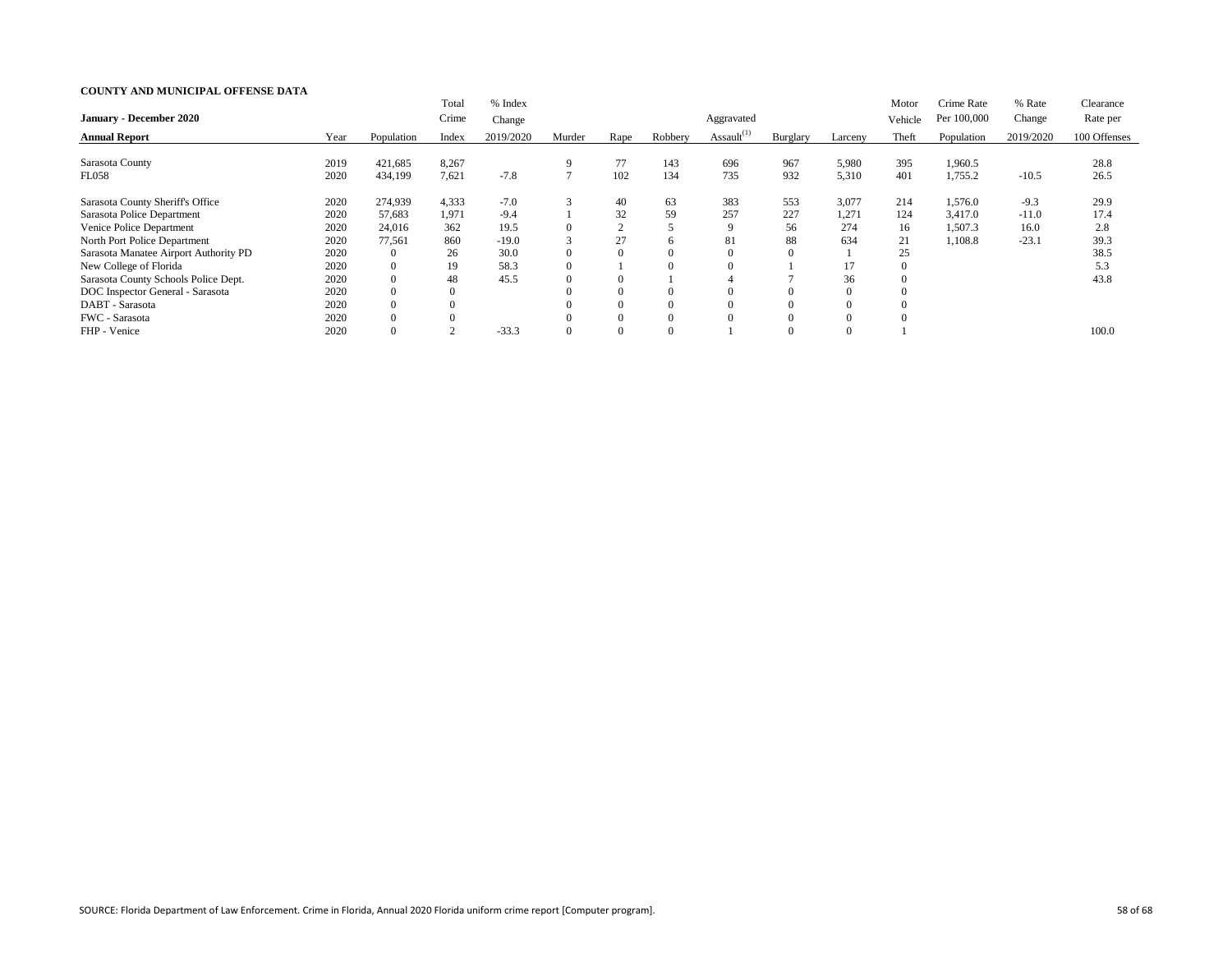**COUNTY AND MUNICIPAL OFFENSE DATA**

| January - December 2020 Annual Report | Year | Population | Total Crime Index | % Index Change 2019/2020 | Murder | Rape | Robbery | Aggravated Assault(1) | Burglary | Larceny | Motor Vehicle Theft | Crime Rate Per 100,000 Population | % Rate Change 2019/2020 | Clearance Rate per 100 Offenses |
|---|---|---|---|---|---|---|---|---|---|---|---|---|---|---|
| Sarasota County | 2019 | 421,685 | 8,267 | | 9 | 77 | 143 | 696 | 967 | 5,980 | 395 | 1,960.5 | | 28.8 |
| FL058 | 2020 | 434,199 | 7,621 | -7.8 | 7 | 102 | 134 | 735 | 932 | 5,310 | 401 | 1,755.2 | -10.5 | 26.5 |
| Sarasota County Sheriff's Office | 2020 | 274,939 | 4,333 | -7.0 | 3 | 40 | 63 | 383 | 553 | 3,077 | 214 | 1,576.0 | -9.3 | 29.9 |
| Sarasota Police Department | 2020 | 57,683 | 1,971 | -9.4 | 1 | 32 | 59 | 257 | 227 | 1,271 | 124 | 3,417.0 | -11.0 | 17.4 |
| Venice Police Department | 2020 | 24,016 | 362 | 19.5 | 0 | 2 | 5 | 9 | 56 | 274 | 16 | 1,507.3 | 16.0 | 2.8 |
| North Port Police Department | 2020 | 77,561 | 860 | -19.0 | 3 | 27 | 6 | 81 | 88 | 634 | 21 | 1,108.8 | -23.1 | 39.3 |
| Sarasota Manatee Airport Authority PD | 2020 | 0 | 26 | 30.0 | 0 | 0 | 0 | 0 | 0 | 1 | 25 | | | 38.5 |
| New College of Florida | 2020 | 0 | 19 | 58.3 | 0 | 1 | 0 | 0 | 1 | 17 | 0 | | | 5.3 |
| Sarasota County Schools Police Dept. | 2020 | 0 | 48 | 45.5 | 0 | 0 | 1 | 4 | 7 | 36 | 0 | | | 43.8 |
| DOC Inspector General - Sarasota | 2020 | 0 | 0 | | 0 | 0 | 0 | 0 | 0 | 0 | 0 | | | |
| DABT - Sarasota | 2020 | 0 | 0 | | 0 | 0 | 0 | 0 | 0 | 0 | 0 | | | |
| FWC - Sarasota | 2020 | 0 | 0 | | 0 | 0 | 0 | 0 | 0 | 0 | 0 | | | |
| FHP - Venice | 2020 | 0 | 2 | -33.3 | 0 | 0 | 0 | 1 | 0 | 0 | 1 | | | 100.0 |

SOURCE: Florida Department of Law Enforcement. Crime in Florida, Annual 2020 Florida uniform crime report [Computer program].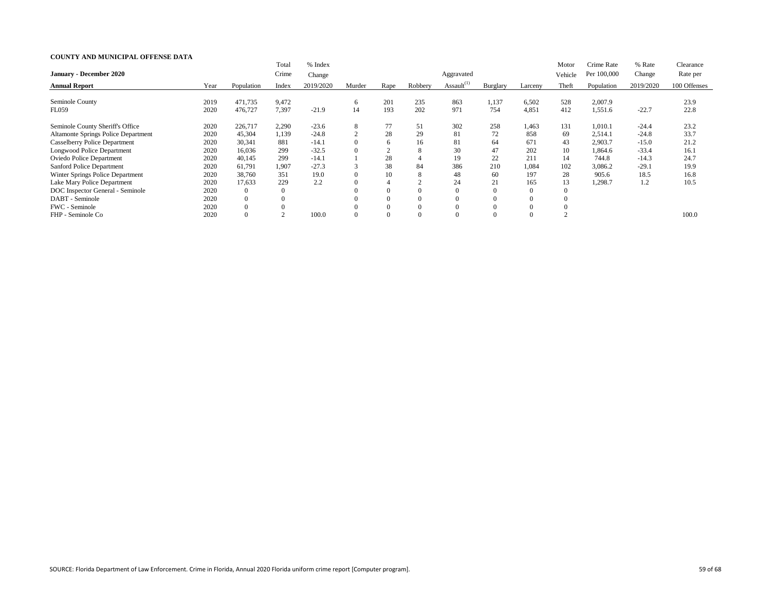**COUNTY AND MUNICIPAL OFFENSE DATA**

| January - December 2020<br>Annual Report | Year | Population | Total Crime Index | % Index Change 2019/2020 | Murder | Rape | Robbery | Aggravated Assault(1) | Burglary | Larceny | Motor Vehicle Theft | Crime Rate Per 100,000 Population | % Rate Change 2019/2020 | Clearance Rate per 100 Offenses |
|---|---|---|---|---|---|---|---|---|---|---|---|---|---|---|
| Seminole County | 2019 | 471,735 | 9,472 | | 6 | 201 | 235 | 863 | 1,137 | 6,502 | 528 | 2,007.9 | | 23.9 |
| FL059 | 2020 | 476,727 | 7,397 | -21.9 | 14 | 193 | 202 | 971 | 754 | 4,851 | 412 | 1,551.6 | -22.7 | 22.8 |
| Seminole County Sheriff's Office | 2020 | 226,717 | 2,290 | -23.6 | 8 | 77 | 51 | 302 | 258 | 1,463 | 131 | 1,010.1 | -24.4 | 23.2 |
| Altamonte Springs Police Department | 2020 | 45,304 | 1,139 | -24.8 | 2 | 28 | 29 | 81 | 72 | 858 | 69 | 2,514.1 | -24.8 | 33.7 |
| Casselberry Police Department | 2020 | 30,341 | 881 | -14.1 | 0 | 6 | 16 | 81 | 64 | 671 | 43 | 2,903.7 | -15.0 | 21.2 |
| Longwood Police Department | 2020 | 16,036 | 299 | -32.5 | 0 | 2 | 8 | 30 | 47 | 202 | 10 | 1,864.6 | -33.4 | 16.1 |
| Oviedo Police Department | 2020 | 40,145 | 299 | -14.1 | 1 | 28 | 4 | 19 | 22 | 211 | 14 | 744.8 | -14.3 | 24.7 |
| Sanford Police Department | 2020 | 61,791 | 1,907 | -27.3 | 3 | 38 | 84 | 386 | 210 | 1,084 | 102 | 3,086.2 | -29.1 | 19.9 |
| Winter Springs Police Department | 2020 | 38,760 | 351 | 19.0 | 0 | 10 | 8 | 48 | 60 | 197 | 28 | 905.6 | 18.5 | 16.8 |
| Lake Mary Police Department | 2020 | 17,633 | 229 | 2.2 | 0 | 4 | 2 | 24 | 21 | 165 | 13 | 1,298.7 | 1.2 | 10.5 |
| DOC Inspector General - Seminole | 2020 | 0 | 0 | | 0 | 0 | 0 | 0 | 0 | 0 | 0 | | | |
| DABT - Seminole | 2020 | 0 | 0 | | 0 | 0 | 0 | 0 | 0 | 0 | 0 | | | |
| FWC - Seminole | 2020 | 0 | 0 | | 0 | 0 | 0 | 0 | 0 | 0 | 0 | | | |
| FHP - Seminole Co | 2020 | 0 | 2 | 100.0 | 0 | 0 | 0 | 0 | 0 | 0 | 2 | | | 100.0 |

SOURCE: Florida Department of Law Enforcement. Crime in Florida, Annual 2020 Florida uniform crime report [Computer program].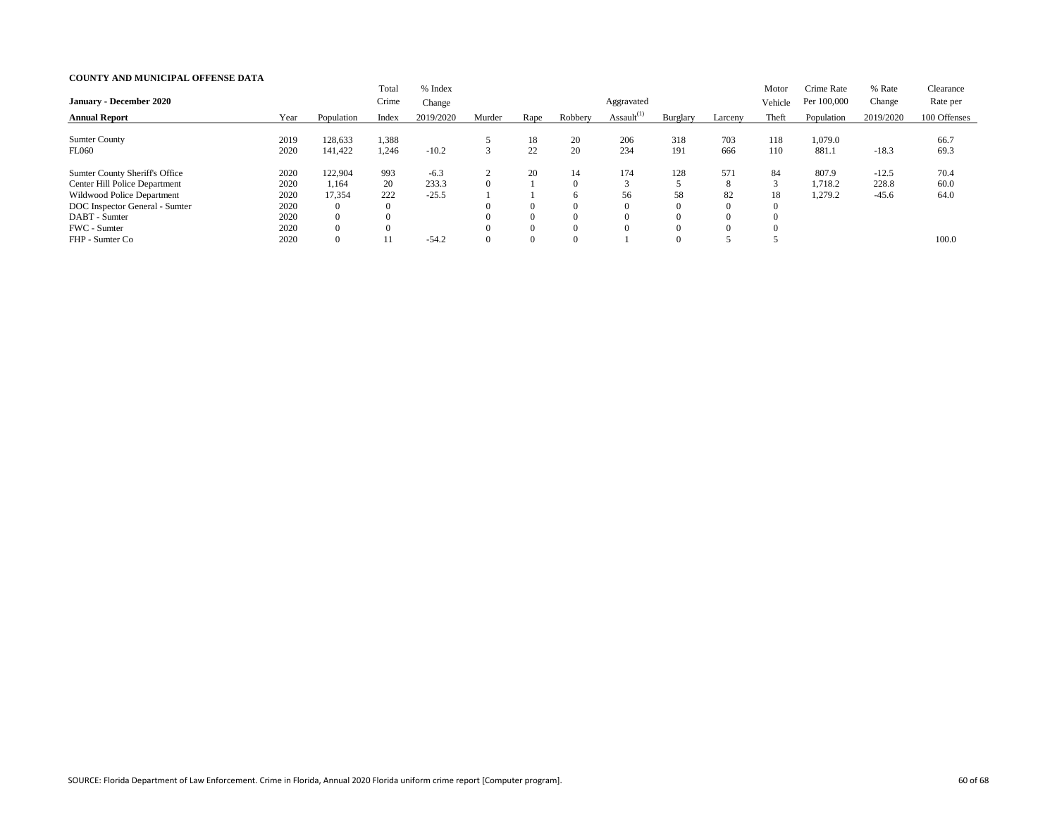**COUNTY AND MUNICIPAL OFFENSE DATA**

| January - December 2020 Annual Report | Year | Population | Total Crime Index | % Index Change 2019/2020 | Murder | Rape | Robbery | Aggravated Assault[(1)] | Burglary | Larceny | Motor Vehicle Theft | Crime Rate Per 100,000 Population | % Rate Change 2019/2020 | Clearance Rate per 100 Offenses |
|---|---|---|---|---|---|---|---|---|---|---|---|---|---|---|
| Sumter County | 2019 | 128,633 | 1,388 | | 5 | 18 | 20 | 206 | 318 | 703 | 118 | 1,079.0 | | 66.7 |
| FL060 | 2020 | 141,422 | 1,246 | -10.2 | 3 | 22 | 20 | 234 | 191 | 666 | 110 | 881.1 | -18.3 | 69.3 |
| Sumter County Sheriff's Office | 2020 | 122,904 | 993 | -6.3 | 2 | 20 | 14 | 174 | 128 | 571 | 84 | 807.9 | -12.5 | 70.4 |
| Center Hill Police Department | 2020 | 1,164 | 20 | 233.3 | 0 | 1 | 0 | 3 | 5 | 8 | 3 | 1,718.2 | 228.8 | 60.0 |
| Wildwood Police Department | 2020 | 17,354 | 222 | -25.5 | 1 | 1 | 6 | 56 | 58 | 82 | 18 | 1,279.2 | -45.6 | 64.0 |
| DOC Inspector General - Sumter | 2020 | 0 | 0 | | 0 | 0 | 0 | 0 | 0 | 0 | 0 | | | |
| DABT - Sumter | 2020 | 0 | 0 | | 0 | 0 | 0 | 0 | 0 | 0 | 0 | | | |
| FWC - Sumter | 2020 | 0 | 0 | | 0 | 0 | 0 | 0 | 0 | 0 | 0 | | | |
| FHP - Sumter Co | 2020 | 0 | 11 | -54.2 | 0 | 0 | 0 | 1 | 0 | 5 | 5 | | | 100.0 |

SOURCE: Florida Department of Law Enforcement. Crime in Florida, Annual 2020 Florida uniform crime report [Computer program].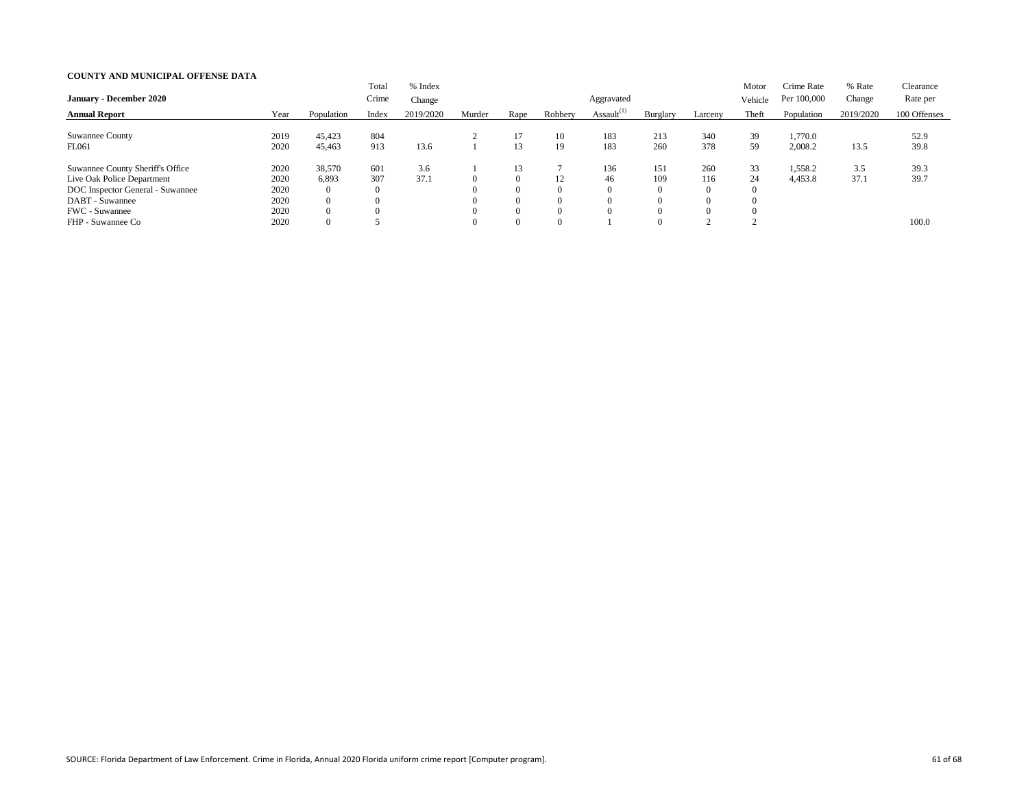**COUNTY AND MUNICIPAL OFFENSE DATA**

| January - December 2020 Annual Report | Year | Population | Total Crime Index | % Index Change 2019/2020 | Murder | Rape | Robbery | Aggravated Assault[1] | Burglary | Larceny | Motor Vehicle Theft | Crime Rate Per 100,000 Population | % Rate Change 2019/2020 | Clearance Rate per 100 Offenses |
|---|---|---|---|---|---|---|---|---|---|---|---|---|---|---|
| Suwannee County | 2019 | 45,423 | 804 | | 2 | 17 | 10 | 183 | 213 | 340 | 39 | 1,770.0 | | 52.9 |
| FL061 | 2020 | 45,463 | 913 | 13.6 | 1 | 13 | 19 | 183 | 260 | 378 | 59 | 2,008.2 | 13.5 | 39.8 |
| Suwannee County Sheriff's Office | 2020 | 38,570 | 601 | 3.6 | 1 | 13 | 7 | 136 | 151 | 260 | 33 | 1,558.2 | 3.5 | 39.3 |
| Live Oak Police Department | 2020 | 6,893 | 307 | 37.1 | 0 | 0 | 12 | 46 | 109 | 116 | 24 | 4,453.8 | 37.1 | 39.7 |
| DOC Inspector General - Suwannee | 2020 | 0 | 0 | | 0 | 0 | 0 | 0 | 0 | 0 | 0 | | | |
| DABT - Suwannee | 2020 | 0 | 0 | | 0 | 0 | 0 | 0 | 0 | 0 | 0 | | | |
| FWC - Suwannee | 2020 | 0 | 0 | | 0 | 0 | 0 | 0 | 0 | 0 | 0 | | | |
| FHP - Suwannee Co | 2020 | 0 | 5 | | 0 | 0 | 0 | 1 | 0 | 2 | 2 | | | 100.0 |

SOURCE: Florida Department of Law Enforcement. Crime in Florida, Annual 2020 Florida uniform crime report [Computer program].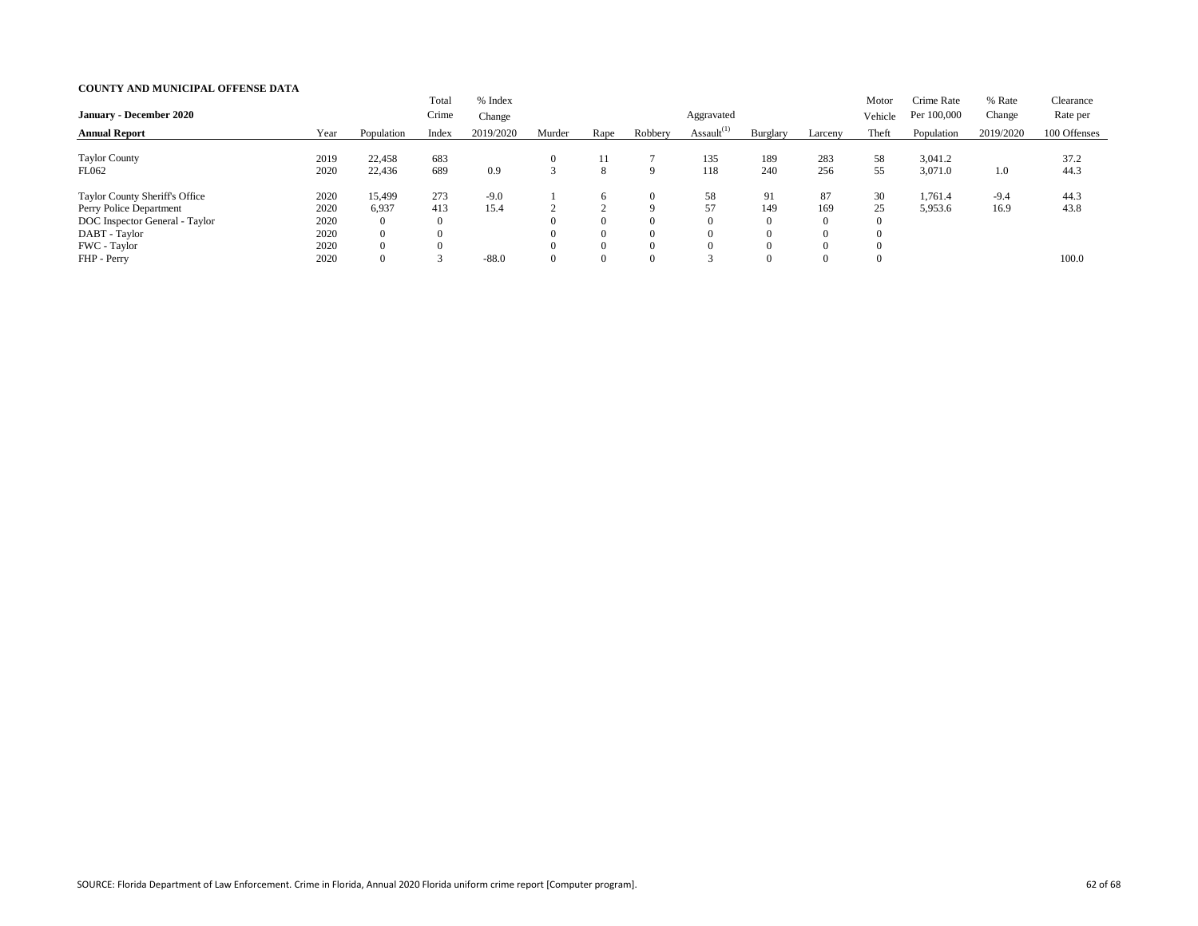**COUNTY AND MUNICIPAL OFFENSE DATA**

| January - December 2020 Annual Report | Year | Population | Total Crime Index | % Index Change 2019/2020 | Murder | Rape | Robbery | Aggravated Assault[1] | Burglary | Larceny | Motor Vehicle Theft | Crime Rate Per 100,000 Population | % Rate Change 2019/2020 | Clearance Rate per 100 Offenses |
|---|---|---|---|---|---|---|---|---|---|---|---|---|---|---|
| Taylor County | 2019 | 22,458 | 683 | | 0 | 11 | 7 | 135 | 189 | 283 | 58 | 3,041.2 | | 37.2 |
| FL062 | 2020 | 22,436 | 689 | 0.9 | 3 | 8 | 9 | 118 | 240 | 256 | 55 | 3,071.0 | 1.0 | 44.3 |
| Taylor County Sheriff's Office | 2020 | 15,499 | 273 | -9.0 | 1 | 6 | 0 | 58 | 91 | 87 | 30 | 1,761.4 | -9.4 | 44.3 |
| Perry Police Department | 2020 | 6,937 | 413 | 15.4 | 2 | 2 | 9 | 57 | 149 | 169 | 25 | 5,953.6 | 16.9 | 43.8 |
| DOC Inspector General - Taylor | 2020 | 0 | 0 | | 0 | 0 | 0 | 0 | 0 | 0 | 0 | | | |
| DABT - Taylor | 2020 | 0 | 0 | | 0 | 0 | 0 | 0 | 0 | 0 | 0 | | | |
| FWC - Taylor | 2020 | 0 | 0 | | 0 | 0 | 0 | 0 | 0 | 0 | 0 | | | |
| FHP - Perry | 2020 | 0 | 3 | -88.0 | 0 | 0 | 0 | 3 | 0 | 0 | 0 | | | 100.0 |

SOURCE: Florida Department of Law Enforcement. Crime in Florida, Annual 2020 Florida uniform crime report [Computer program].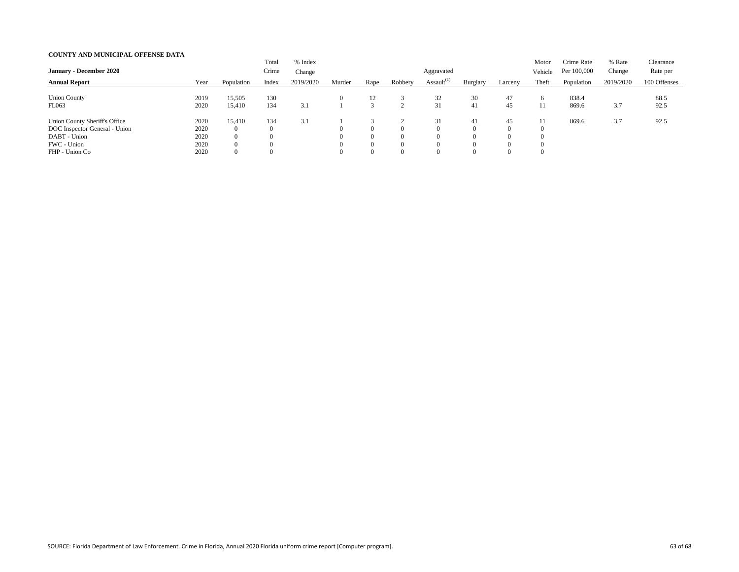**COUNTY AND MUNICIPAL OFFENSE DATA**

| January - December 2020<br>**Annual Report** | Year | Population | Total Crime Index | % Index Change 2019/2020 | Murder | Rape | Robbery | Aggravated Assault[(1)] | Burglary | Larceny | Motor Vehicle Theft | Crime Rate Per 100,000 Population | % Rate Change 2019/2020 | Clearance Rate per 100 Offenses |
|---|---|---|---|---|---|---|---|---|---|---|---|---|---|---|
| Union County | 2019 | 15,505 | 130 | | 0 | 12 | 3 | 32 | 30 | 47 | 6 | 838.4 | | 88.5 |
| FL063 | 2020 | 15,410 | 134 | 3.1 | 1 | 3 | 2 | 31 | 41 | 45 | 11 | 869.6 | 3.7 | 92.5 |
| | | | | | | | | | | | | | | |
| Union County Sheriff's Office | 2020 | 15,410 | 134 | 3.1 | 1 | 3 | 2 | 31 | 41 | 45 | 11 | 869.6 | 3.7 | 92.5 |
| DOC Inspector General - Union | 2020 | 0 | 0 | | 0 | 0 | 0 | 0 | 0 | 0 | 0 | | | |
| DABT - Union | 2020 | 0 | 0 | | 0 | 0 | 0 | 0 | 0 | 0 | 0 | | | |
| FWC - Union | 2020 | 0 | 0 | | 0 | 0 | 0 | 0 | 0 | 0 | 0 | | | |
| FHP - Union Co | 2020 | 0 | 0 | | 0 | 0 | 0 | 0 | 0 | 0 | 0 | | | |

SOURCE: Florida Department of Law Enforcement. Crime in Florida, Annual 2020 Florida uniform crime report [Computer program].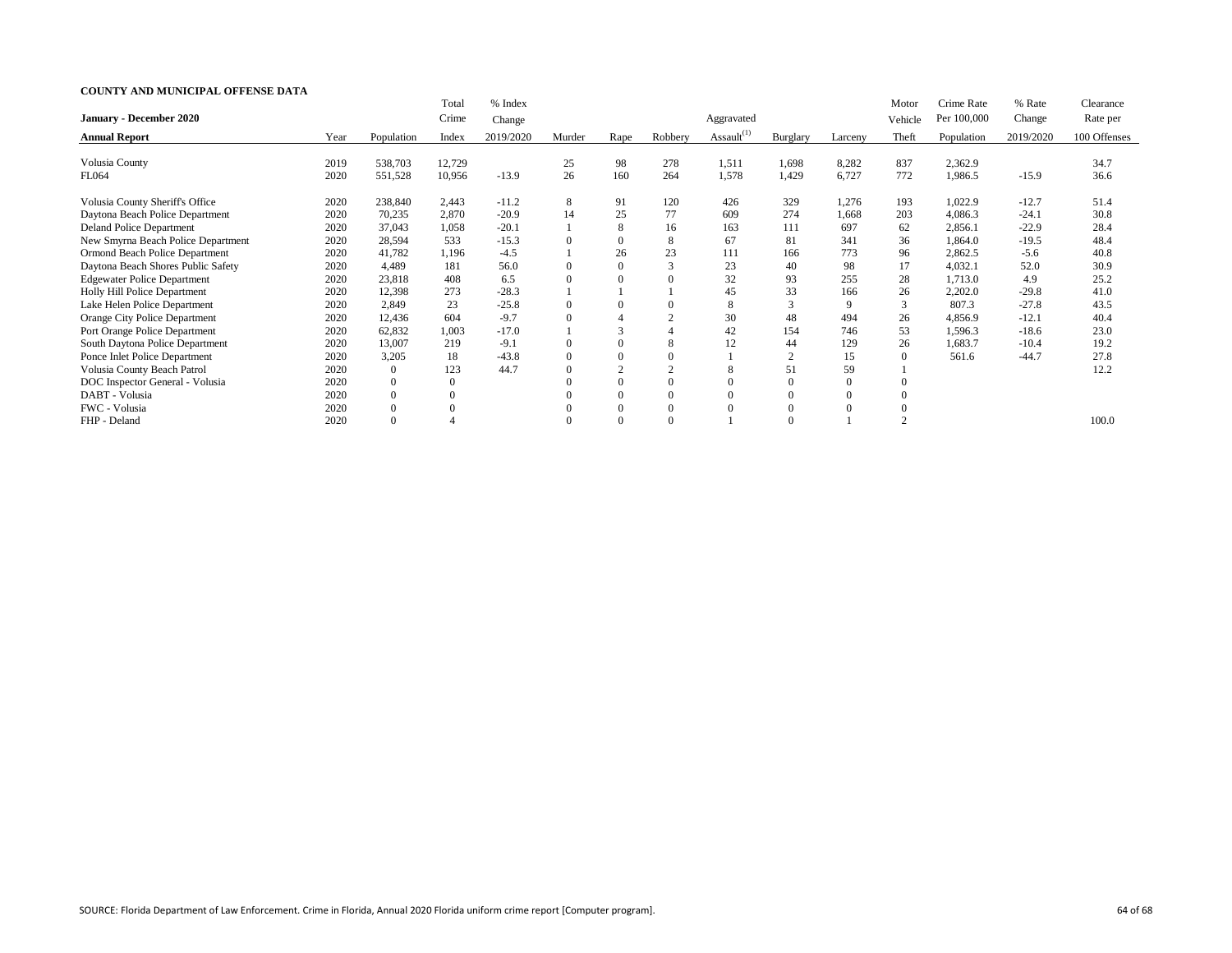**COUNTY AND MUNICIPAL OFFENSE DATA**

| January - December 2020 Annual Report | Year | Population | Total Crime Index | % Index Change 2019/2020 | Murder | Rape | Robbery | Aggravated Assault[1] | Burglary | Larceny | Motor Vehicle Theft | Crime Rate Per 100,000 Population | % Rate Change 2019/2020 | Clearance Rate per 100 Offenses |
|---|---|---|---|---|---|---|---|---|---|---|---|---|---|---|
| Volusia County | 2019 | 538,703 | 12,729 | | 25 | 98 | 278 | 1,511 | 1,698 | 8,282 | 837 | 2,362.9 | | 34.7 |
| FL064 | 2020 | 551,528 | 10,956 | -13.9 | 26 | 160 | 264 | 1,578 | 1,429 | 6,727 | 772 | 1,986.5 | -15.9 | 36.6 |
| Volusia County Sheriff's Office | 2020 | 238,840 | 2,443 | -11.2 | 8 | 91 | 120 | 426 | 329 | 1,276 | 193 | 1,022.9 | -12.7 | 51.4 |
| Daytona Beach Police Department | 2020 | 70,235 | 2,870 | -20.9 | 14 | 25 | 77 | 609 | 274 | 1,668 | 203 | 4,086.3 | -24.1 | 30.8 |
| Deland Police Department | 2020 | 37,043 | 1,058 | -20.1 | 1 | 8 | 16 | 163 | 111 | 697 | 62 | 2,856.1 | -22.9 | 28.4 |
| New Smyrna Beach Police Department | 2020 | 28,594 | 533 | -15.3 | 0 | 0 | 8 | 67 | 81 | 341 | 36 | 1,864.0 | -19.5 | 48.4 |
| Ormond Beach Police Department | 2020 | 41,782 | 1,196 | -4.5 | 1 | 26 | 23 | 111 | 166 | 773 | 96 | 2,862.5 | -5.6 | 40.8 |
| Daytona Beach Shores Public Safety | 2020 | 4,489 | 181 | 56.0 | 0 | 0 | 3 | 23 | 40 | 98 | 17 | 4,032.1 | 52.0 | 30.9 |
| Edgewater Police Department | 2020 | 23,818 | 408 | 6.5 | 0 | 0 | 0 | 32 | 93 | 255 | 28 | 1,713.0 | 4.9 | 25.2 |
| Holly Hill Police Department | 2020 | 12,398 | 273 | -28.3 | 1 | 1 | 1 | 45 | 33 | 166 | 26 | 2,202.0 | -29.8 | 41.0 |
| Lake Helen Police Department | 2020 | 2,849 | 23 | -25.8 | 0 | 0 | 0 | 8 | 3 | 9 | 3 | 807.3 | -27.8 | 43.5 |
| Orange City Police Department | 2020 | 12,436 | 604 | -9.7 | 0 | 4 | 2 | 30 | 48 | 494 | 26 | 4,856.9 | -12.1 | 40.4 |
| Port Orange Police Department | 2020 | 62,832 | 1,003 | -17.0 | 1 | 3 | 4 | 42 | 154 | 746 | 53 | 1,596.3 | -18.6 | 23.0 |
| South Daytona Police Department | 2020 | 13,007 | 219 | -9.1 | 0 | 0 | 8 | 12 | 44 | 129 | 26 | 1,683.7 | -10.4 | 19.2 |
| Ponce Inlet Police Department | 2020 | 3,205 | 18 | -43.8 | 0 | 0 | 0 | 1 | 2 | 15 | 0 | 561.6 | -44.7 | 27.8 |
| Volusia County Beach Patrol | 2020 | 0 | 123 | 44.7 | 0 | 2 | 2 | 8 | 51 | 59 | 1 | | | 12.2 |
| DOC Inspector General - Volusia | 2020 | 0 | 0 | | 0 | 0 | 0 | 0 | 0 | 0 | 0 | | | |
| DABT - Volusia | 2020 | 0 | 0 | | 0 | 0 | 0 | 0 | 0 | 0 | 0 | | | |
| FWC - Volusia | 2020 | 0 | 0 | | 0 | 0 | 0 | 0 | 0 | 0 | 0 | | | |
| FHP - Deland | 2020 | 0 | 4 | | 0 | 0 | 0 | 1 | 0 | 1 | 2 | | | 100.0 |

SOURCE: Florida Department of Law Enforcement. Crime in Florida, Annual 2020 Florida uniform crime report [Computer program].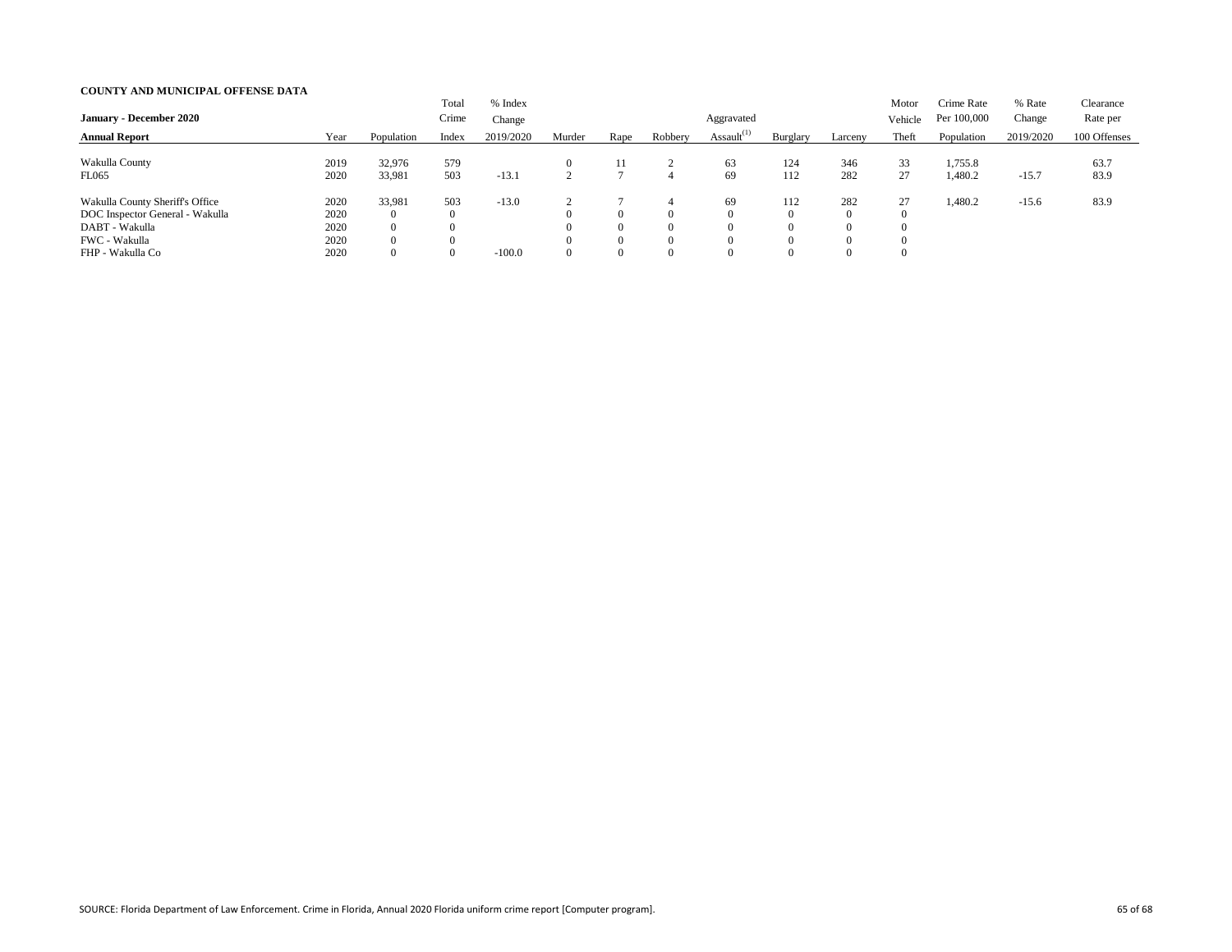**COUNTY AND MUNICIPAL OFFENSE DATA**

| January - December 2020 Annual Report | Year | Population | Total Crime Index | % Index Change 2019/2020 | Murder | Rape | Robbery | Aggravated Assault[1] | Burglary | Larceny | Motor Vehicle Theft | Crime Rate Per 100,000 Population | % Rate Change 2019/2020 | Clearance Rate per 100 Offenses |
|---|---|---|---|---|---|---|---|---|---|---|---|---|---|---|
| Wakulla County | 2019 | 32,976 | 579 | | 0 | 11 | 2 | 63 | 124 | 346 | 33 | 1,755.8 | | 63.7 |
| FL065 | 2020 | 33,981 | 503 | -13.1 | 2 | 7 | 4 | 69 | 112 | 282 | 27 | 1,480.2 | -15.7 | 83.9 |
| Wakulla County Sheriff's Office | 2020 | 33,981 | 503 | -13.0 | 2 | 7 | 4 | 69 | 112 | 282 | 27 | 1,480.2 | -15.6 | 83.9 |
| DOC Inspector General - Wakulla | 2020 | 0 | 0 | | 0 | 0 | 0 | 0 | 0 | 0 | 0 | | | |
| DABT - Wakulla | 2020 | 0 | 0 | | 0 | 0 | 0 | 0 | 0 | 0 | 0 | | | |
| FWC - Wakulla | 2020 | 0 | 0 | | 0 | 0 | 0 | 0 | 0 | 0 | 0 | | | |
| FHP - Wakulla Co | 2020 | 0 | 0 | -100.0 | 0 | 0 | 0 | 0 | 0 | 0 | 0 | | | |

SOURCE: Florida Department of Law Enforcement. Crime in Florida, Annual 2020 Florida uniform crime report [Computer program].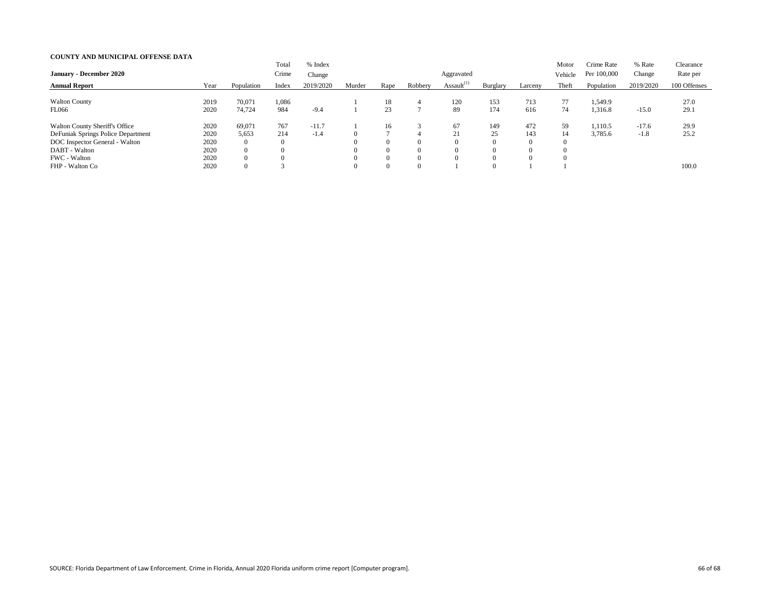**COUNTY AND MUNICIPAL OFFENSE DATA**

| January - December 2020 Annual Report | Year | Population | Total Crime Index | % Index Change 2019/2020 | Murder | Rape | Robbery | Aggravated Assault[1] | Burglary | Larceny | Motor Vehicle Theft | Crime Rate Per 100,000 Population | % Rate Change 2019/2020 | Clearance Rate per 100 Offenses |
|---|---|---|---|---|---|---|---|---|---|---|---|---|---|---|
| Walton County | 2019 | 70,071 | 1,086 | | 1 | 18 | 4 | 120 | 153 | 713 | 77 | 1,549.9 | | 27.0 |
| FL066 | 2020 | 74,724 | 984 | -9.4 | 1 | 23 | 7 | 89 | 174 | 616 | 74 | 1,316.8 | -15.0 | 29.1 |
| Walton County Sheriff's Office | 2020 | 69,071 | 767 | -11.7 | 1 | 16 | 3 | 67 | 149 | 472 | 59 | 1,110.5 | -17.6 | 29.9 |
| DeFuniak Springs Police Department | 2020 | 5,653 | 214 | -1.4 | 0 | 7 | 4 | 21 | 25 | 143 | 14 | 3,785.6 | -1.8 | 25.2 |
| DOC Inspector General - Walton | 2020 | 0 | 0 | | 0 | 0 | 0 | 0 | 0 | 0 | 0 | | | |
| DABT - Walton | 2020 | 0 | 0 | | 0 | 0 | 0 | 0 | 0 | 0 | 0 | | | |
| FWC - Walton | 2020 | 0 | 0 | | 0 | 0 | 0 | 0 | 0 | 0 | 0 | | | |
| FHP - Walton Co | 2020 | 0 | 3 | | 0 | 0 | 0 | 1 | 0 | 1 | 1 | | | 100.0 |

SOURCE: Florida Department of Law Enforcement. Crime in Florida, Annual 2020 Florida uniform crime report [Computer program].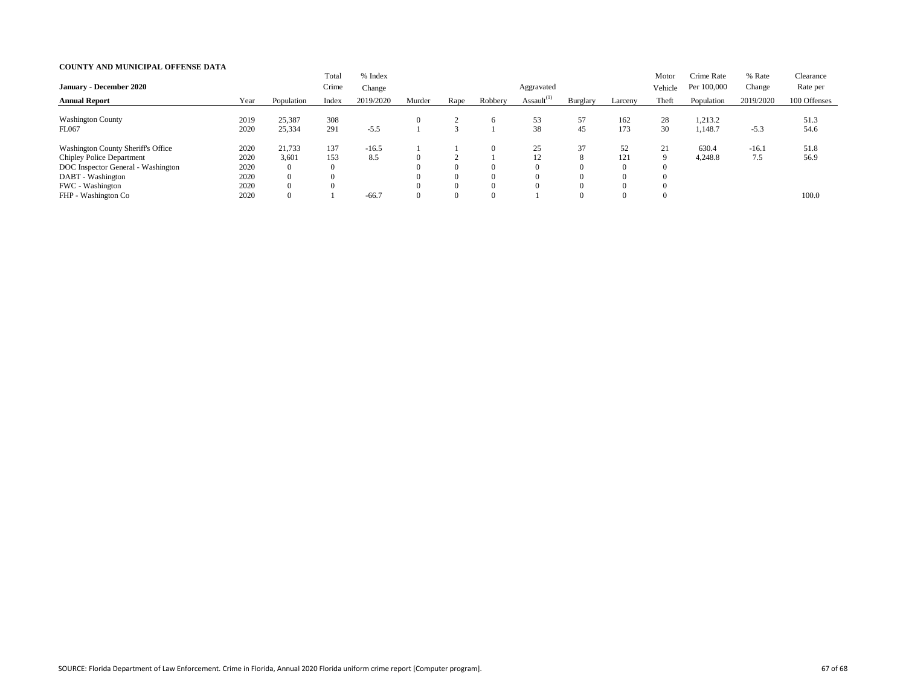**COUNTY AND MUNICIPAL OFFENSE DATA**

| January - December 2020 Annual Report | Year | Population | Total Crime Index | % Index Change 2019/2020 | Murder | Rape | Robbery | Aggravated Assault[1] | Burglary | Larceny | Motor Vehicle Theft | Crime Rate Per 100,000 Population | % Rate Change 2019/2020 | Clearance Rate per 100 Offenses |
|---|---|---|---|---|---|---|---|---|---|---|---|---|---|---|
| Washington County | 2019 | 25,387 | 308 | | 0 | 2 | 6 | 53 | 57 | 162 | 28 | 1,213.2 | | 51.3 |
| FL067 | 2020 | 25,334 | 291 | -5.5 | 1 | 3 | 1 | 38 | 45 | 173 | 30 | 1,148.7 | -5.3 | 54.6 |
| Washington County Sheriff's Office | 2020 | 21,733 | 137 | -16.5 | 1 | 1 | 0 | 25 | 37 | 52 | 21 | 630.4 | -16.1 | 51.8 |
| Chipley Police Department | 2020 | 3,601 | 153 | 8.5 | 0 | 2 | 1 | 12 | 8 | 121 | 9 | 4,248.8 | 7.5 | 56.9 |
| DOC Inspector General - Washington | 2020 | 0 | 0 | | 0 | 0 | 0 | 0 | 0 | 0 | 0 | | | |
| DABT - Washington | 2020 | 0 | 0 | | 0 | 0 | 0 | 0 | 0 | 0 | 0 | | | |
| FWC - Washington | 2020 | 0 | 0 | | 0 | 0 | 0 | 0 | 0 | 0 | 0 | | | |
| FHP - Washington Co | 2020 | 0 | 1 | -66.7 | 0 | 0 | 0 | 1 | 0 | 0 | 0 | | | 100.0 |

SOURCE: Florida Department of Law Enforcement. Crime in Florida, Annual 2020 Florida uniform crime report [Computer program].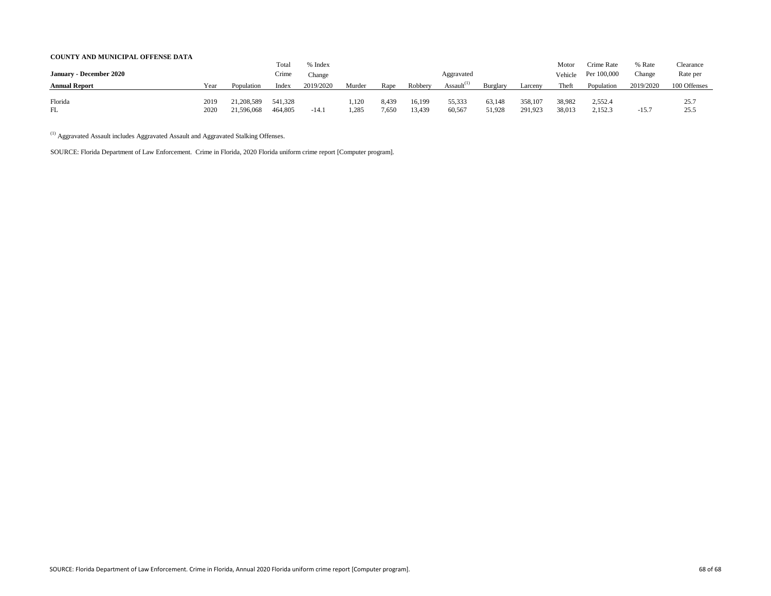**COUNTY AND MUNICIPAL OFFENSE DATA**

**January - December 2020**

| **Annual Report** | Year | Population | Total Crime Index | % Index Change 2019/2020 | Murder | Rape | Robbery | Aggravated Assault[1] | Burglary | Larceny | Motor Vehicle Theft | Crime Rate Per 100,000 Population | % Rate Change 2019/2020 | Clearance Rate per 100 Offenses |
|---|---|---|---|---|---|---|---|---|---|---|---|---|---|---|
| Florida | 2019 | 21,208,589 | 541,328 | | 1,120 | 8,439 | 16,199 | 55,333 | 63,148 | 358,107 | 38,982 | 2,552.4 | | 25.7 |
| FL | 2020 | 21,596,068 | 464,805 | -14.1 | 1,285 | 7,650 | 13,439 | 60,567 | 51,928 | 291,923 | 38,013 | 2,152.3 | -15.7 | 25.5 |

[1] Aggravated Assault includes Aggravated Assault and Aggravated Stalking Offenses.

SOURCE: Florida Department of Law Enforcement. Crime in Florida, 2020 Florida uniform crime report [Computer program].